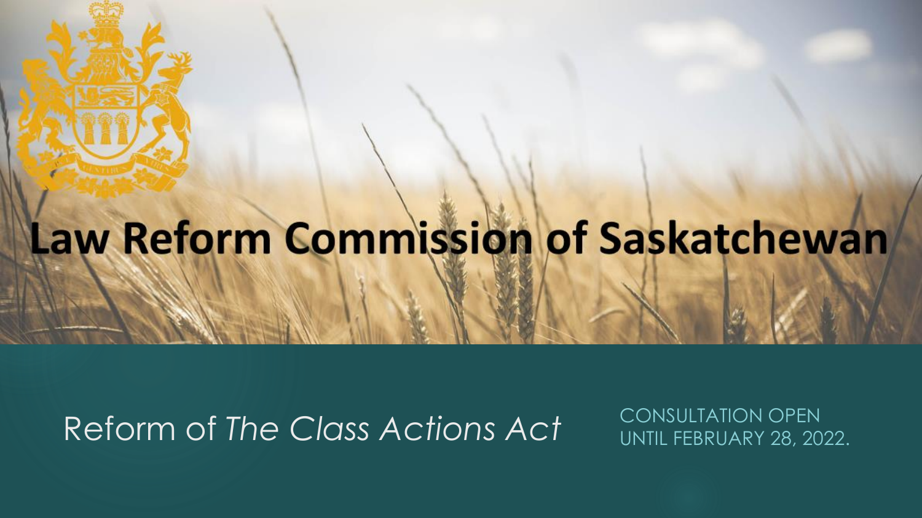# Law Reform Commission of Saskatchewan

## Reform of *The Class Actions Act*

CONSULTATION OPEN UNTIL FEBRUARY 28, 2022.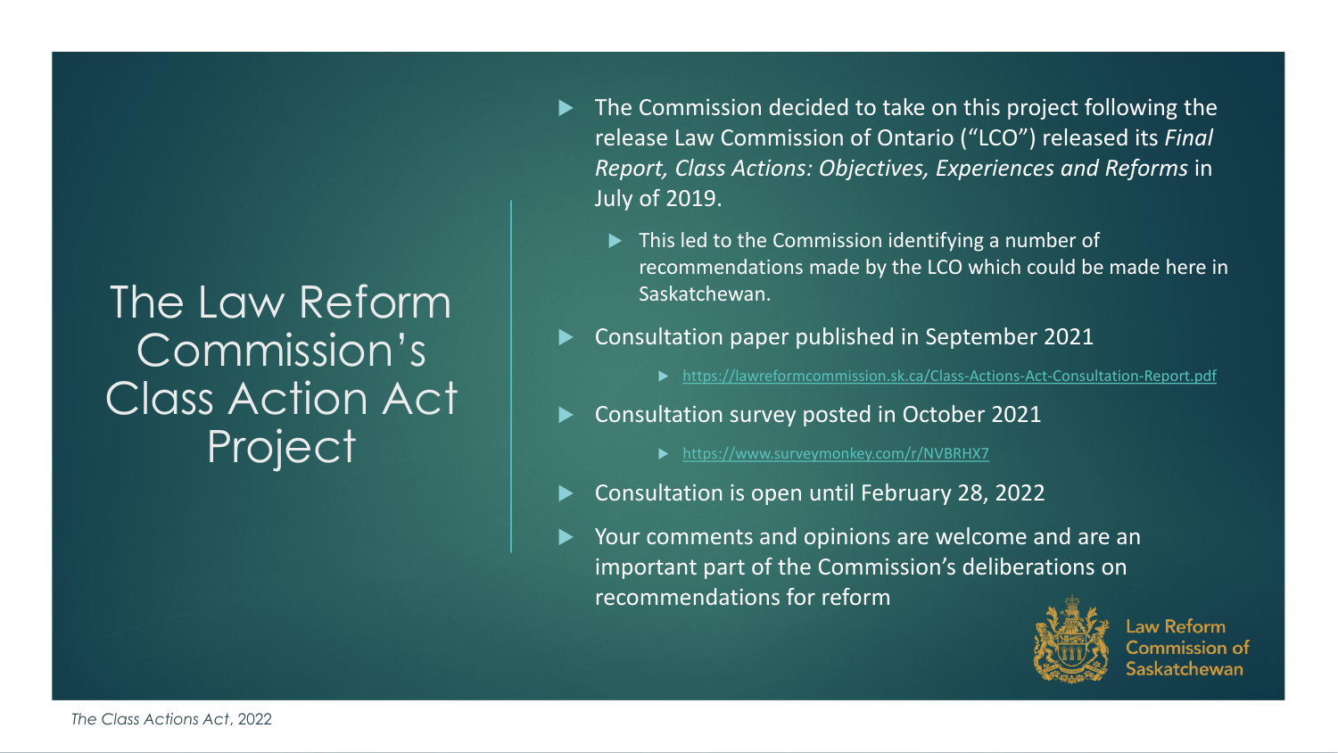# The Law Reform Commission's Class Action Act Project

- The Commission decided to take on this project following the release Law Commission of Ontario ("LCO") released its *Final Report, Class Actions: Objectives, Experiences and Reforms* in July of 2019.
  - This led to the Commission identifying a number of recommendations made by the LCO which could be made here in Saskatchewan.
- Consultation paper published in September 2021
  - https://lawreformcommission.sk.ca/Class-Actions-Act-Consultation-Report.pdf
- Consultation survey posted in October 2021
  - https://www.surveymonkey.com/r/NVBRHX7
- Consultation is open until February 28, 2022
- Your comments and opinions are welcome and are an important part of the Commission's deliberations on recommendations for reform

Law Reform Commission of Saskatchewan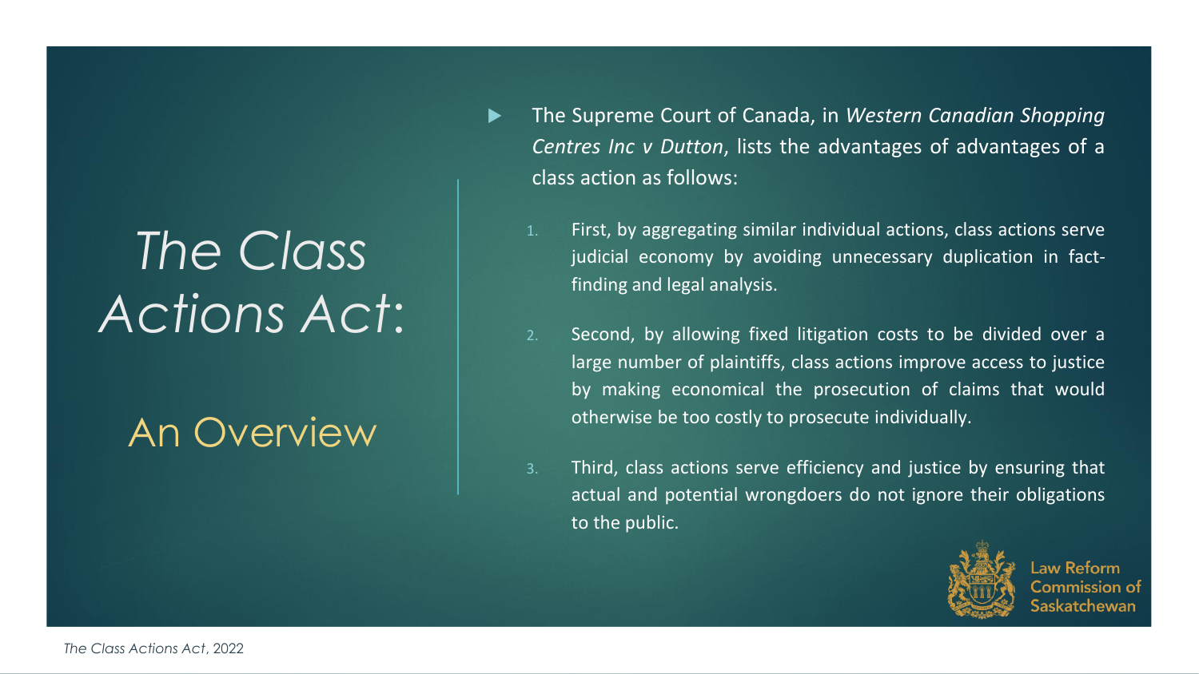# *The Class Actions Act:*

## An Overview

- The Supreme Court of Canada, in *Western Canadian Shopping Centres Inc v Dutton*, lists the advantages of advantages of a class action as follows:

  1. First, by aggregating similar individual actions, class actions serve judicial economy by avoiding unnecessary duplication in fact-finding and legal analysis.
  2. Second, by allowing fixed litigation costs to be divided over a large number of plaintiffs, class actions improve access to justice by making economical the prosecution of claims that would otherwise be too costly to prosecute individually.
  3. Third, class actions serve efficiency and justice by ensuring that actual and potential wrongdoers do not ignore their obligations to the public.

Law Reform Commission of Saskatchewan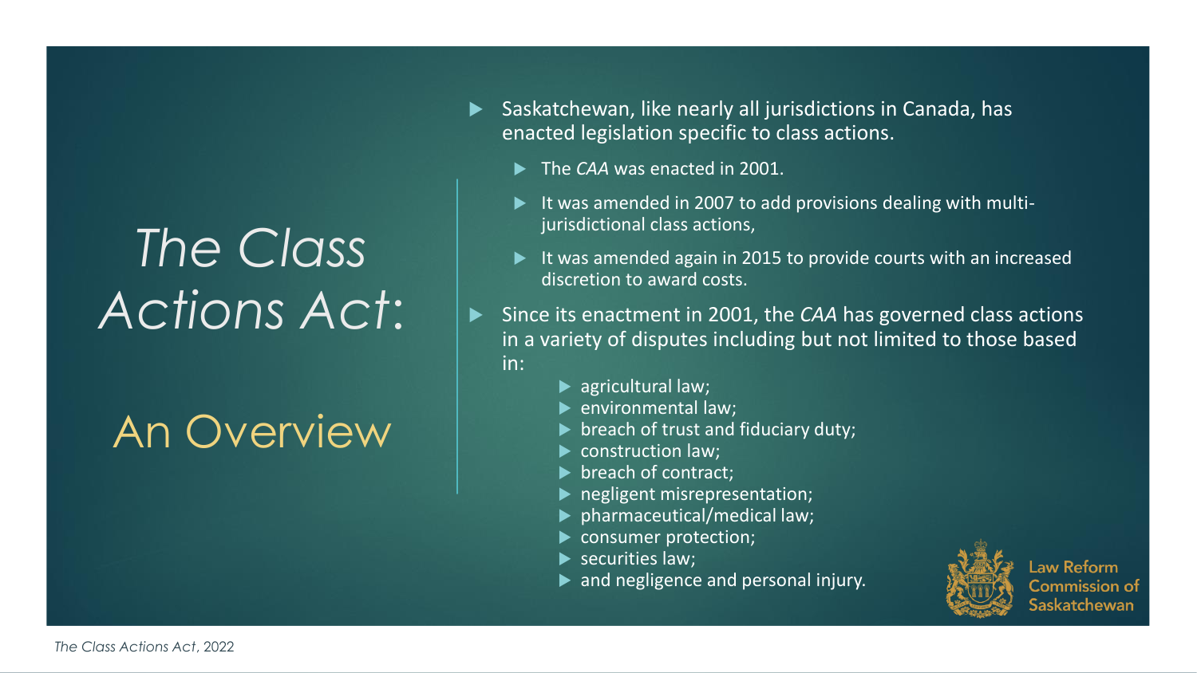# *The Class Actions Act:*

## An Overview

- Saskatchewan, like nearly all jurisdictions in Canada, has enacted legislation specific to class actions.
  - The *CAA* was enacted in 2001.
  - It was amended in 2007 to add provisions dealing with multi-jurisdictional class actions,
  - It was amended again in 2015 to provide courts with an increased discretion to award costs.
- Since its enactment in 2001, the *CAA* has governed class actions in a variety of disputes including but not limited to those based in:
  - agricultural law;
  - environmental law;
  - breach of trust and fiduciary duty;
  - construction law;
  - breach of contract;
  - negligent misrepresentation;
  - pharmaceutical/medical law;
  - consumer protection;
  - securities law;
  - and negligence and personal injury.

Law Reform Commission of Saskatchewan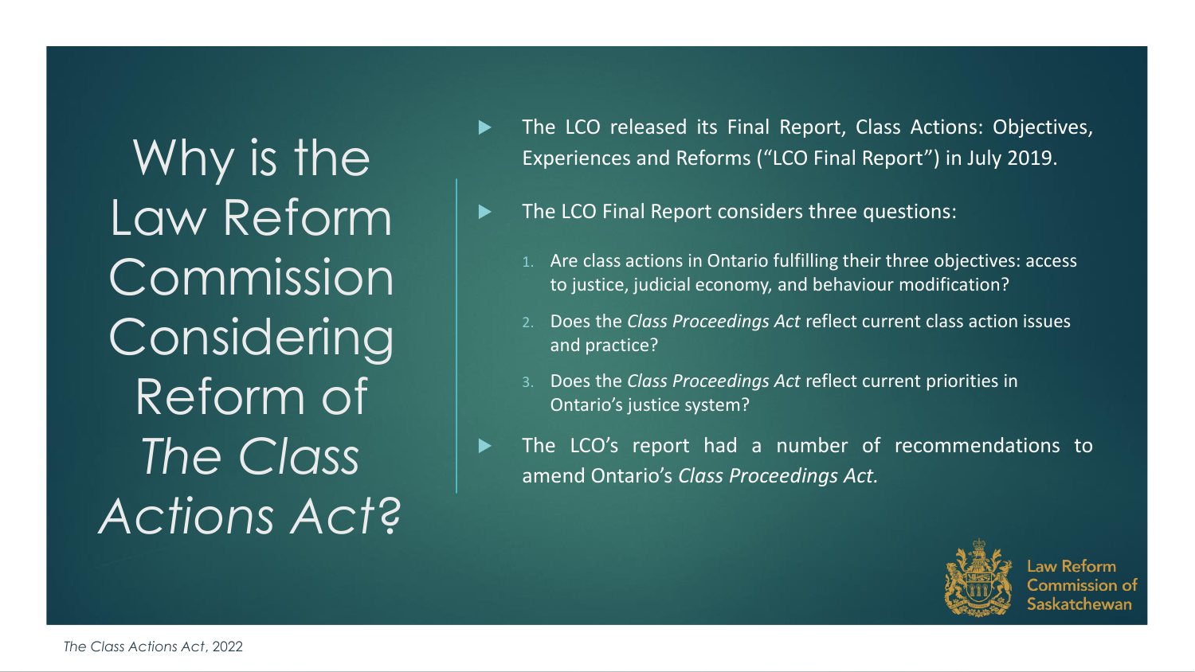# Why is the Law Reform Commission Considering Reform of *The Class Actions Act*?

- The LCO released its Final Report, Class Actions: Objectives, Experiences and Reforms ("LCO Final Report") in July 2019.
- The LCO Final Report considers three questions:
  1. Are class actions in Ontario fulfilling their three objectives: access to justice, judicial economy, and behaviour modification?
  2. Does the *Class Proceedings Act* reflect current class action issues and practice?
  3. Does the *Class Proceedings Act* reflect current priorities in Ontario's justice system?
- The LCO's report had a number of recommendations to amend Ontario's *Class Proceedings Act.*

Law Reform Commission of Saskatchewan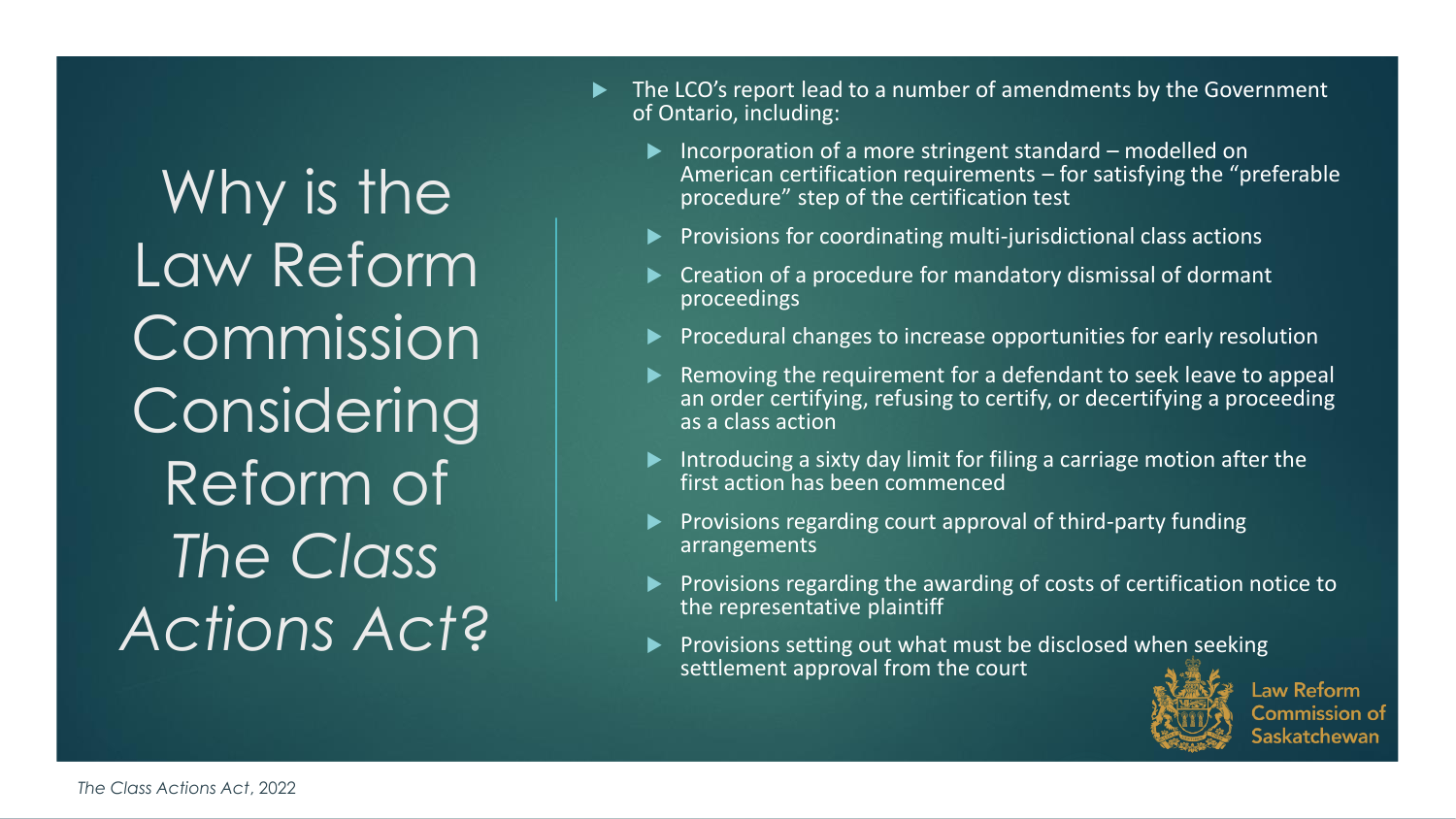# Why is the Law Reform Commission Considering Reform of *The Class Actions Act*?

- The LCO's report lead to a number of amendments by the Government of Ontario, including:
  - Incorporation of a more stringent standard – modelled on American certification requirements – for satisfying the "preferable procedure" step of the certification test
  - Provisions for coordinating multi-jurisdictional class actions
  - Creation of a procedure for mandatory dismissal of dormant proceedings
  - Procedural changes to increase opportunities for early resolution
  - Removing the requirement for a defendant to seek leave to appeal an order certifying, refusing to certify, or decertifying a proceeding as a class action
  - Introducing a sixty day limit for filing a carriage motion after the first action has been commenced
  - Provisions regarding court approval of third-party funding arrangements
  - Provisions regarding the awarding of costs of certification notice to the representative plaintiff
  - Provisions setting out what must be disclosed when seeking settlement approval from the court

Law Reform Commission of Saskatchewan

*The Class Actions Act*, 2022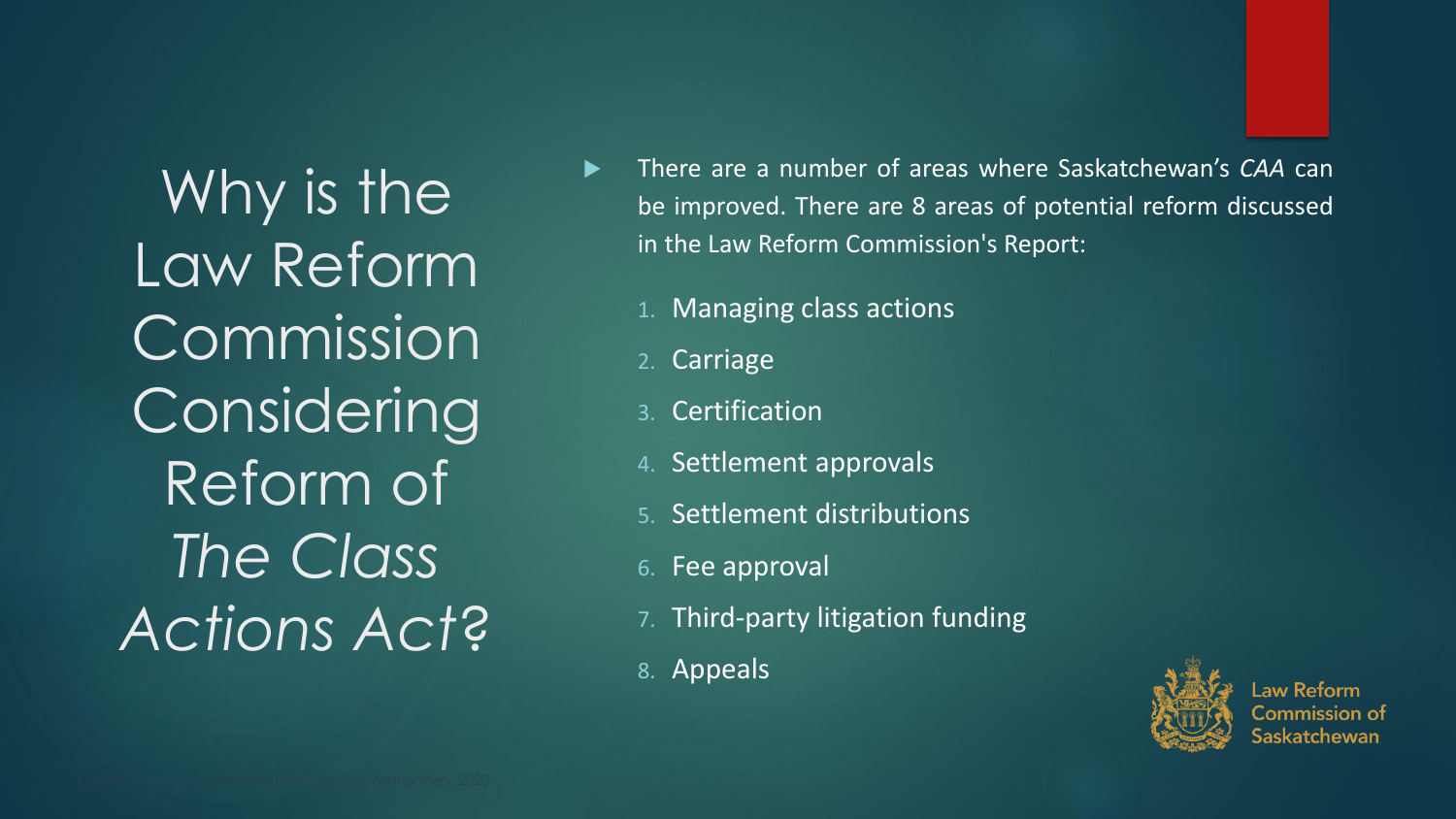# Why is the Law Reform Commission Considering Reform of *The Class Actions Act*?

- There are a number of areas where Saskatchewan's *CAA* can be improved. There are 8 areas of potential reform discussed in the Law Reform Commission's Report:

1. Managing class actions
2. Carriage
3. Certification
4. Settlement approvals
5. Settlement distributions
6. Fee approval
7. Third-party litigation funding
8. Appeals

Law Reform Commission of Saskatchewan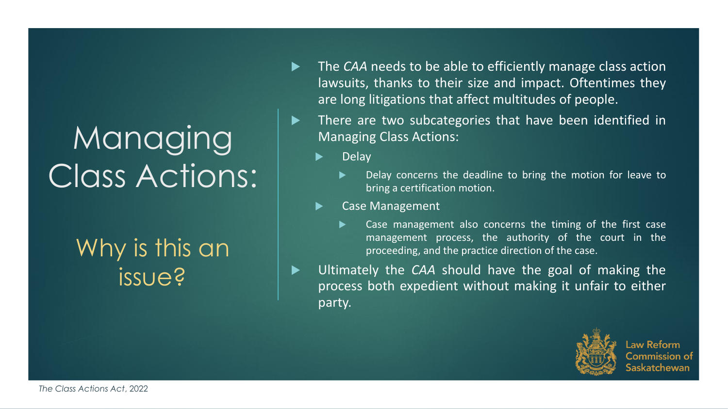# Managing Class Actions:

## Why is this an issue?

- The *CAA* needs to be able to efficiently manage class action lawsuits, thanks to their size and impact. Oftentimes they are long litigations that affect multitudes of people.
- There are two subcategories that have been identified in Managing Class Actions:
  - Delay
    - Delay concerns the deadline to bring the motion for leave to bring a certification motion.
  - Case Management
    - Case management also concerns the timing of the first case management process, the authority of the court in the proceeding, and the practice direction of the case.
- Ultimately the *CAA* should have the goal of making the process both expedient without making it unfair to either party.

Law Reform Commission of Saskatchewan

*The Class Actions Act*, 2022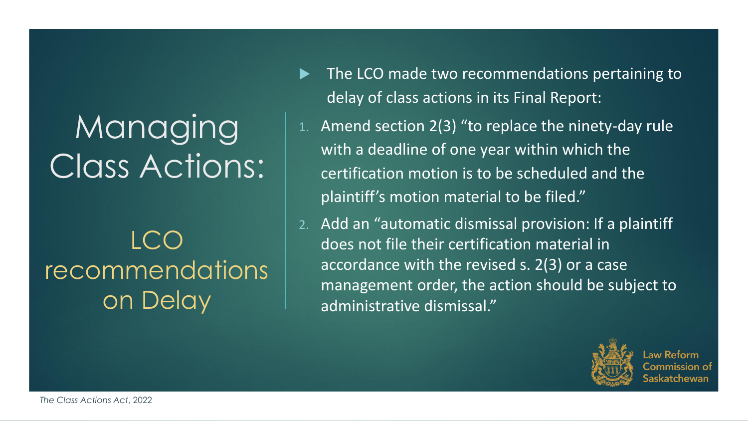# Managing Class Actions:

## LCO recommendations on Delay

- The LCO made two recommendations pertaining to delay of class actions in its Final Report:

1. Amend section 2(3) "to replace the ninety-day rule with a deadline of one year within which the certification motion is to be scheduled and the plaintiff's motion material to be filed."
2. Add an "automatic dismissal provision: If a plaintiff does not file their certification material in accordance with the revised s. 2(3) or a case management order, the action should be subject to administrative dismissal."

Law Reform Commission of Saskatchewan

*The Class Actions Act*, 2022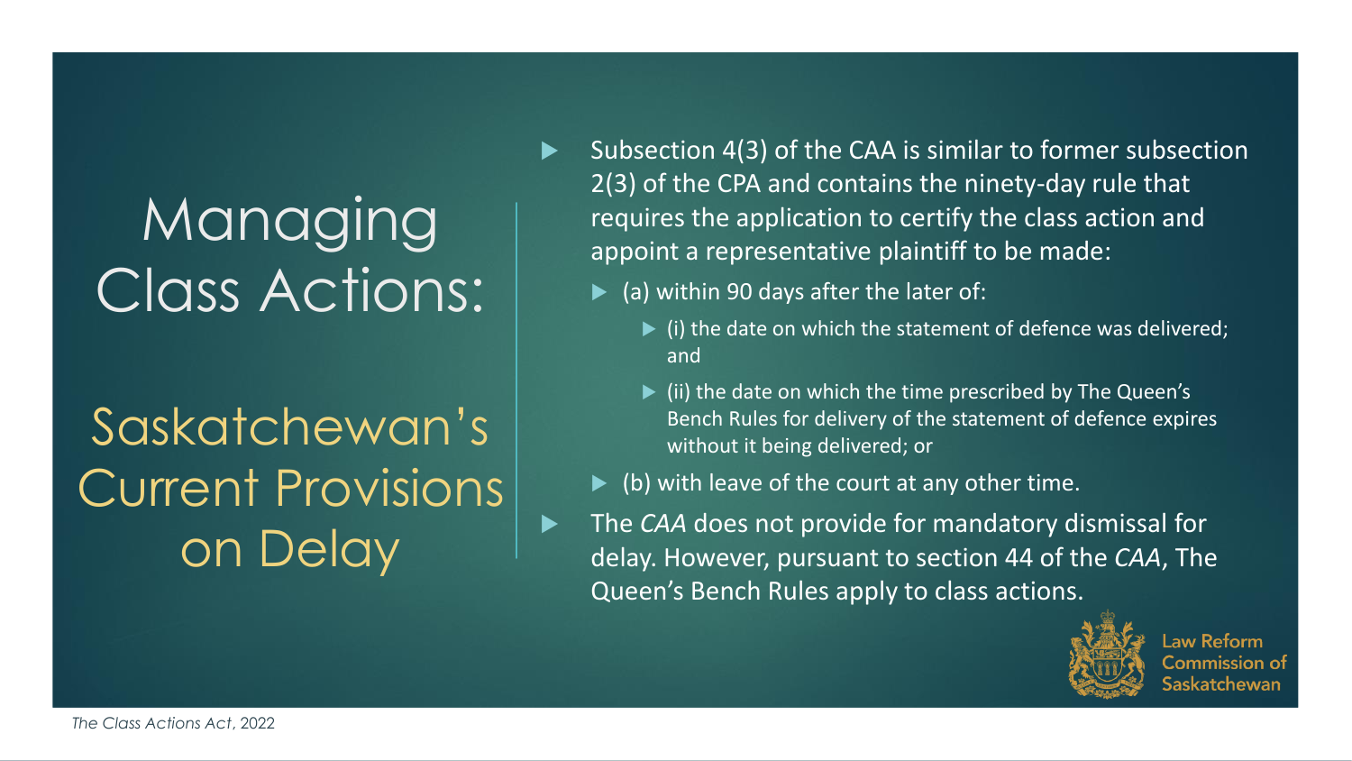# Managing Class Actions:

## Saskatchewan's Current Provisions on Delay

- Subsection 4(3) of the CAA is similar to former subsection 2(3) of the CPA and contains the ninety-day rule that requires the application to certify the class action and appoint a representative plaintiff to be made:
  - (a) within 90 days after the later of:
    - (i) the date on which the statement of defence was delivered; and
    - (ii) the date on which the time prescribed by The Queen's Bench Rules for delivery of the statement of defence expires without it being delivered; or
  - (b) with leave of the court at any other time.
- The *CAA* does not provide for mandatory dismissal for delay. However, pursuant to section 44 of the *CAA*, The Queen's Bench Rules apply to class actions.

Law Reform Commission of Saskatchewan

*The Class Actions Act*, 2022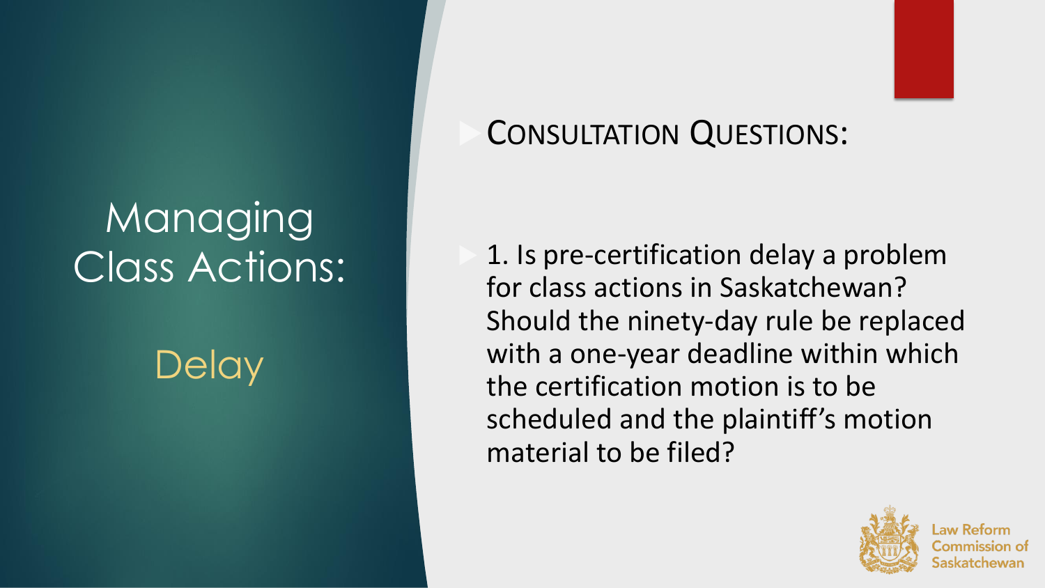# Managing Class Actions:

## Delay

### Consultation Questions:

1. Is pre-certification delay a problem for class actions in Saskatchewan? Should the ninety-day rule be replaced with a one-year deadline within which the certification motion is to be scheduled and the plaintiff's motion material to be filed?

Law Reform Commission of Saskatchewan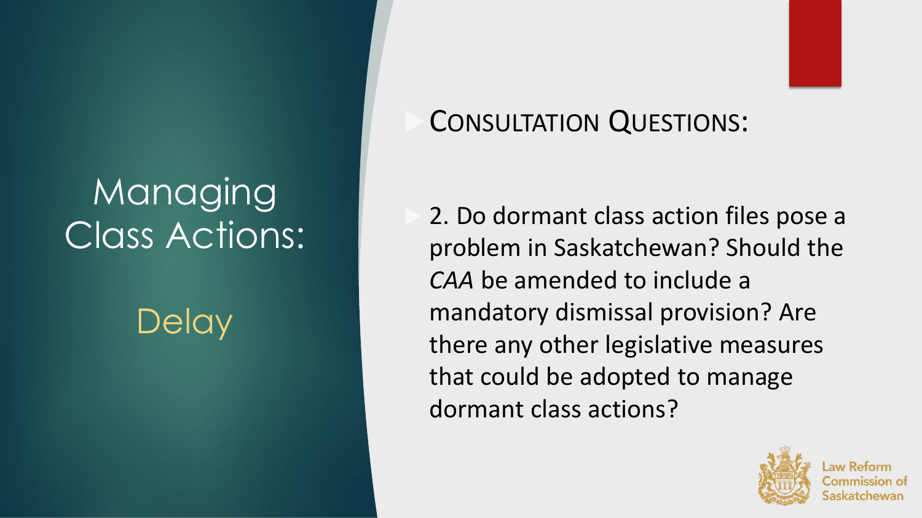# Managing Class Actions:

## Delay

### CONSULTATION QUESTIONS:

2. Do dormant class action files pose a problem in Saskatchewan? Should the *CAA* be amended to include a mandatory dismissal provision? Are there any other legislative measures that could be adopted to manage dormant class actions?

Law Reform Commission of Saskatchewan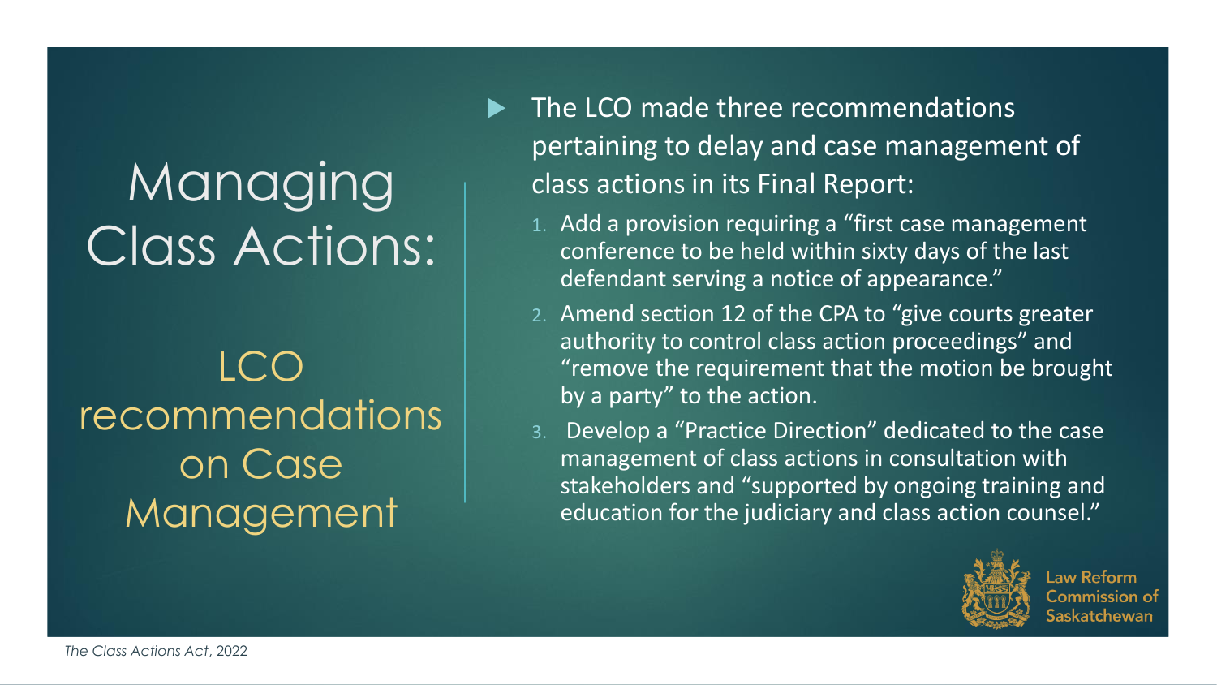# Managing Class Actions:

## LCO recommendations on Case Management

- The LCO made three recommendations pertaining to delay and case management of class actions in its Final Report:
  1. Add a provision requiring a "first case management conference to be held within sixty days of the last defendant serving a notice of appearance."
  2. Amend section 12 of the CPA to "give courts greater authority to control class action proceedings" and "remove the requirement that the motion be brought by a party" to the action.
  3. Develop a "Practice Direction" dedicated to the case management of class actions in consultation with stakeholders and "supported by ongoing training and education for the judiciary and class action counsel."

Law Reform Commission of Saskatchewan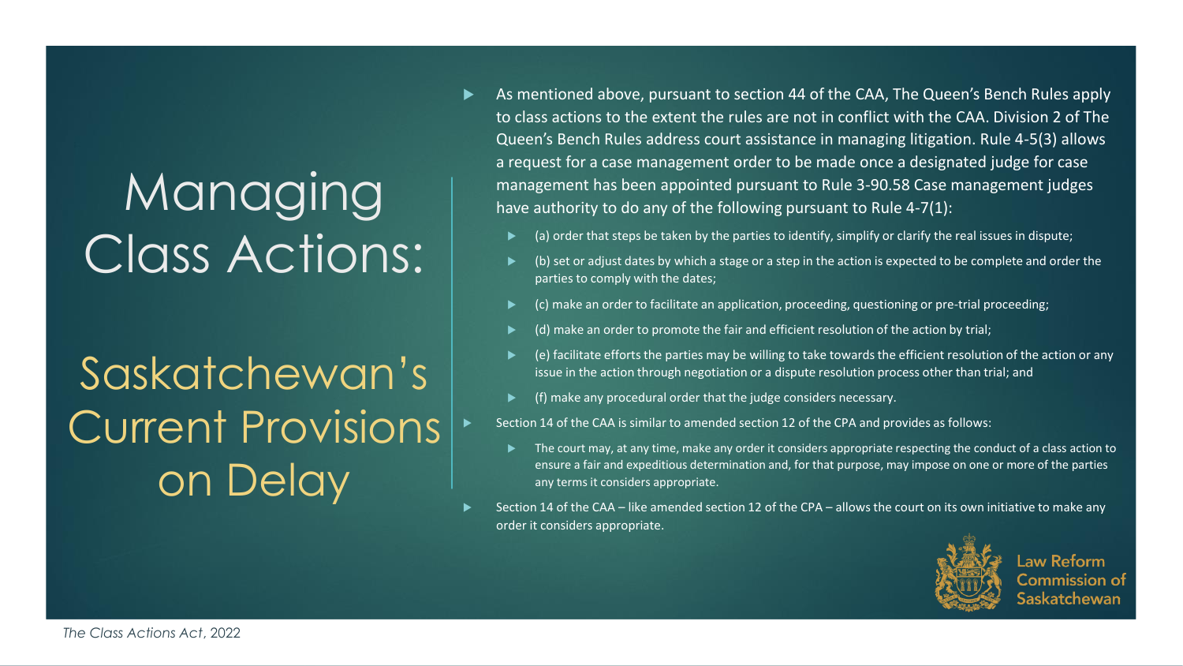# Managing Class Actions:

## Saskatchewan's Current Provisions on Delay

- As mentioned above, pursuant to section 44 of the CAA, The Queen's Bench Rules apply to class actions to the extent the rules are not in conflict with the CAA. Division 2 of The Queen's Bench Rules address court assistance in managing litigation. Rule 4-5(3) allows a request for a case management order to be made once a designated judge for case management has been appointed pursuant to Rule 3-90.58 Case management judges have authority to do any of the following pursuant to Rule 4-7(1):
  - (a) order that steps be taken by the parties to identify, simplify or clarify the real issues in dispute;
  - (b) set or adjust dates by which a stage or a step in the action is expected to be complete and order the parties to comply with the dates;
  - (c) make an order to facilitate an application, proceeding, questioning or pre-trial proceeding;
  - (d) make an order to promote the fair and efficient resolution of the action by trial;
  - (e) facilitate efforts the parties may be willing to take towards the efficient resolution of the action or any issue in the action through negotiation or a dispute resolution process other than trial; and
  - (f) make any procedural order that the judge considers necessary.
- Section 14 of the CAA is similar to amended section 12 of the CPA and provides as follows:
  - The court may, at any time, make any order it considers appropriate respecting the conduct of a class action to ensure a fair and expeditious determination and, for that purpose, may impose on one or more of the parties any terms it considers appropriate.
- Section 14 of the CAA – like amended section 12 of the CPA – allows the court on its own initiative to make any order it considers appropriate.

Law Reform Commission of Saskatchewan

*The Class Actions Act*, 2022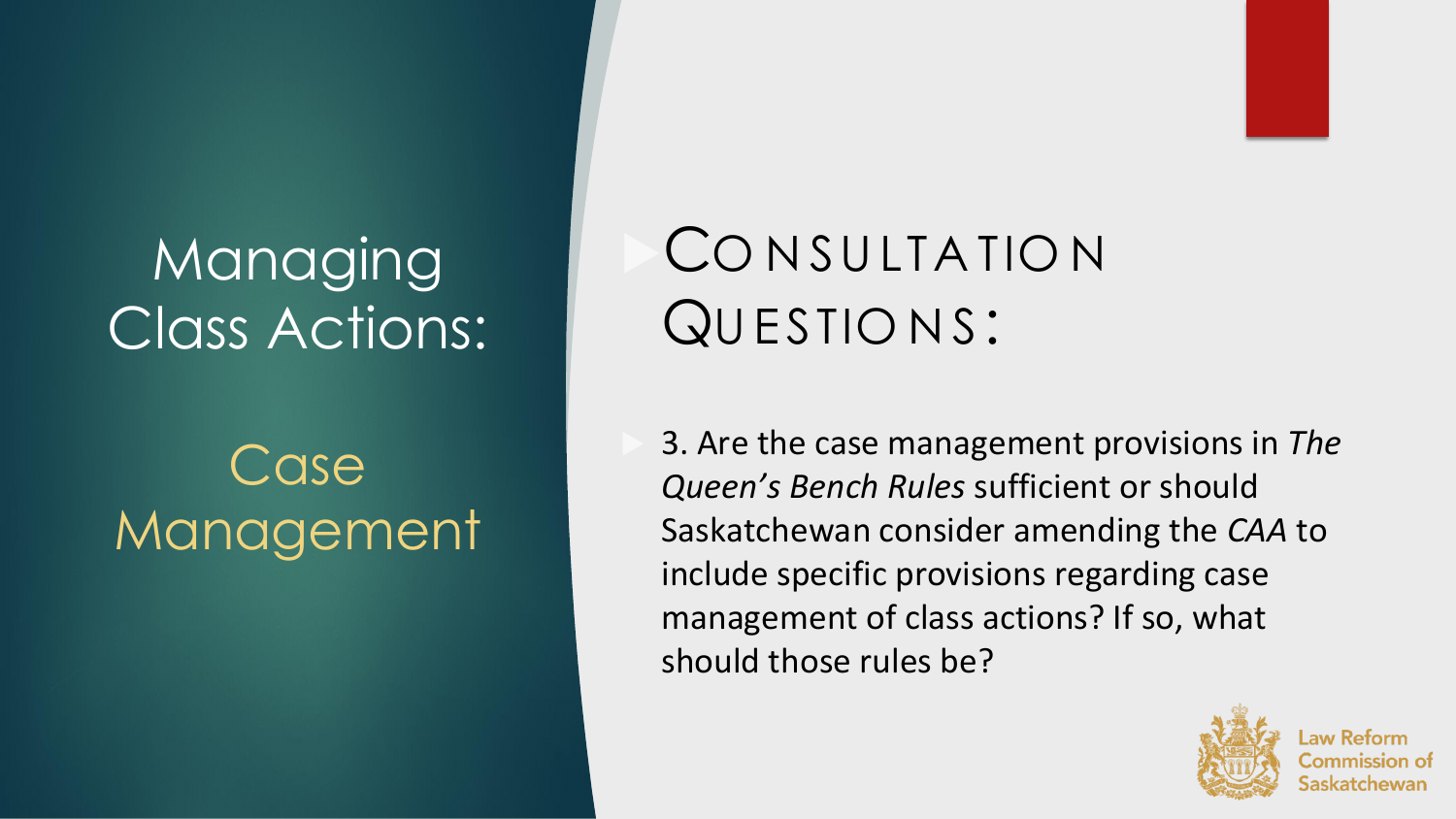# Managing Class Actions:

## Case Management

## Consultation Questions:

- 3. Are the case management provisions in *The Queen's Bench Rules* sufficient or should Saskatchewan consider amending the *CAA* to include specific provisions regarding case management of class actions? If so, what should those rules be?

Law Reform Commission of Saskatchewan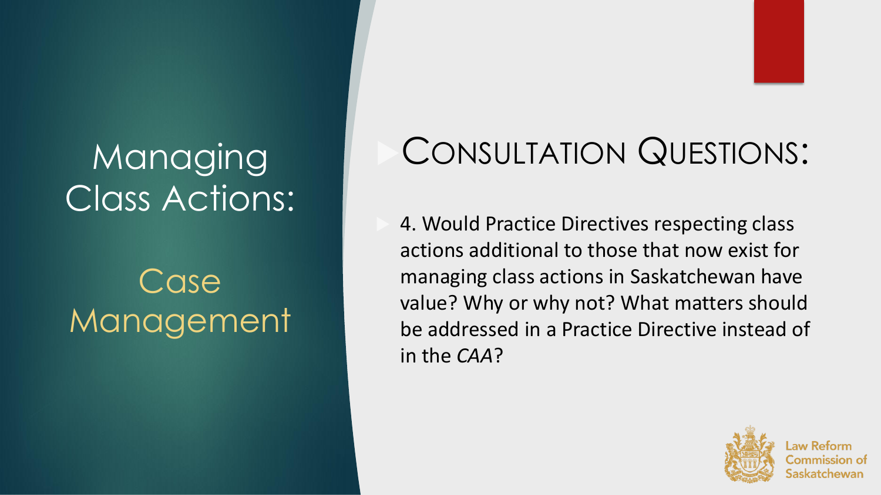# Managing Class Actions:

## Case Management

## Consultation Questions:

- 4. Would Practice Directives respecting class actions additional to those that now exist for managing class actions in Saskatchewan have value? Why or why not? What matters should be addressed in a Practice Directive instead of in the *CAA*?

Law Reform Commission of Saskatchewan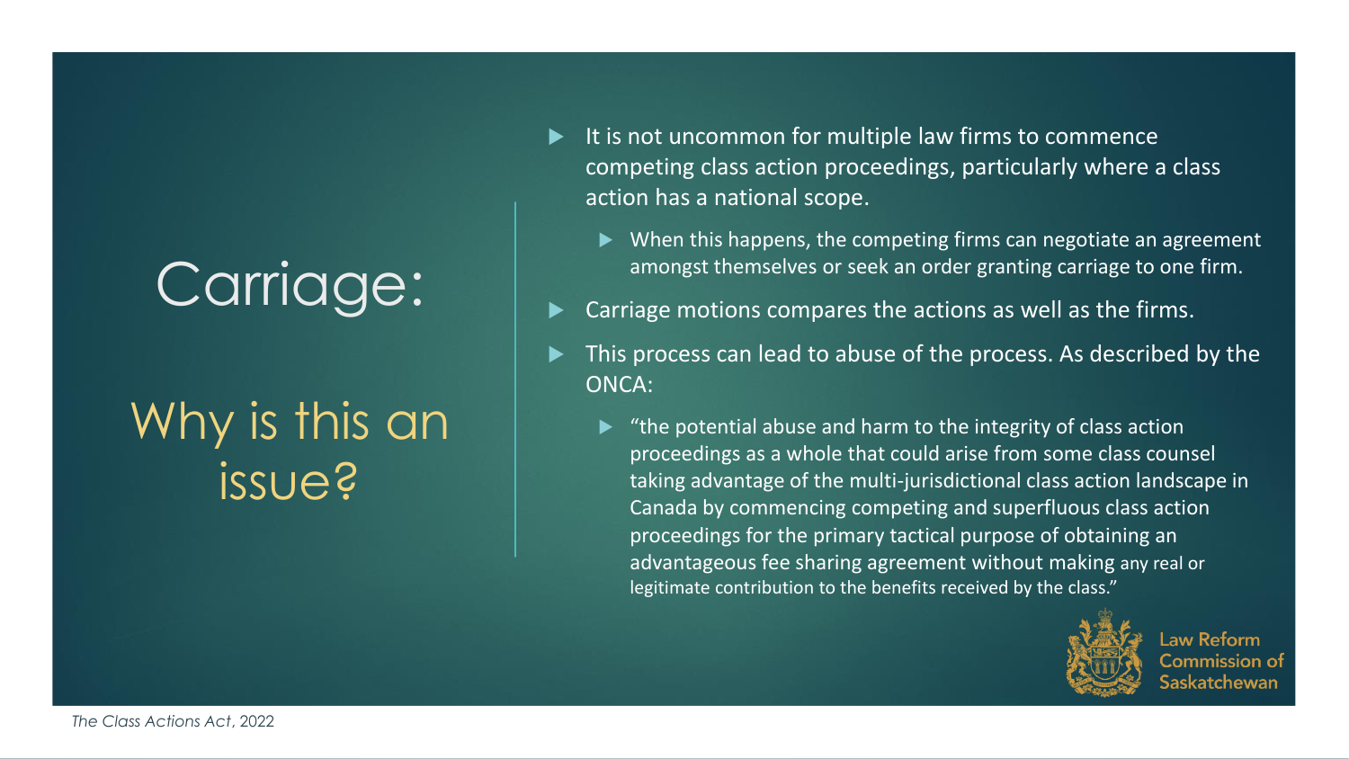# Carriage:

## Why is this an issue?

- It is not uncommon for multiple law firms to commence competing class action proceedings, particularly where a class action has a national scope.
  - When this happens, the competing firms can negotiate an agreement amongst themselves or seek an order granting carriage to one firm.
- Carriage motions compares the actions as well as the firms.
- This process can lead to abuse of the process. As described by the ONCA:
  - "the potential abuse and harm to the integrity of class action proceedings as a whole that could arise from some class counsel taking advantage of the multi-jurisdictional class action landscape in Canada by commencing competing and superfluous class action proceedings for the primary tactical purpose of obtaining an advantageous fee sharing agreement without making any real or legitimate contribution to the benefits received by the class."

Law Reform Commission of Saskatchewan

*The Class Actions Act*, 2022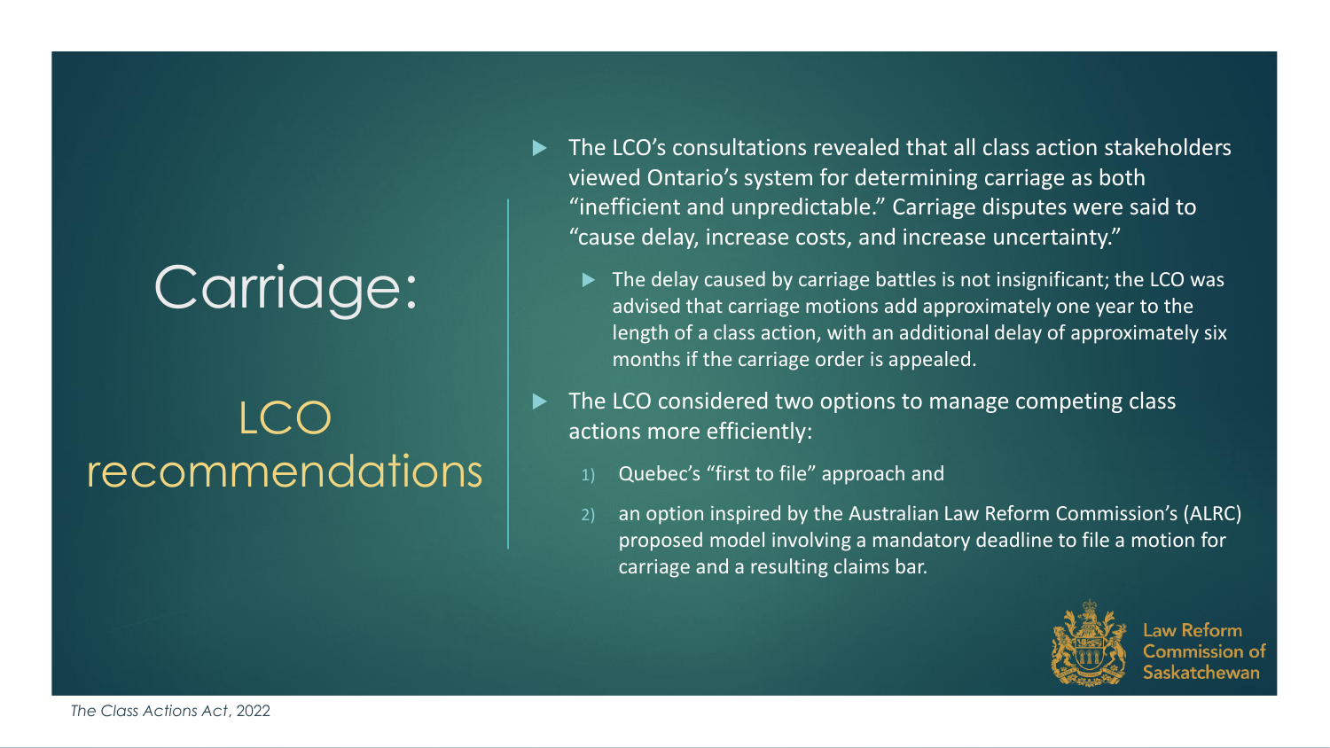# Carriage:

## LCO recommendations

- The LCO's consultations revealed that all class action stakeholders viewed Ontario's system for determining carriage as both "inefficient and unpredictable." Carriage disputes were said to "cause delay, increase costs, and increase uncertainty."
  - The delay caused by carriage battles is not insignificant; the LCO was advised that carriage motions add approximately one year to the length of a class action, with an additional delay of approximately six months if the carriage order is appealed.
- The LCO considered two options to manage competing class actions more efficiently:
  1) Quebec's "first to file" approach and
  2) an option inspired by the Australian Law Reform Commission's (ALRC) proposed model involving a mandatory deadline to file a motion for carriage and a resulting claims bar.

Law Reform Commission of Saskatchewan

*The Class Actions Act*, 2022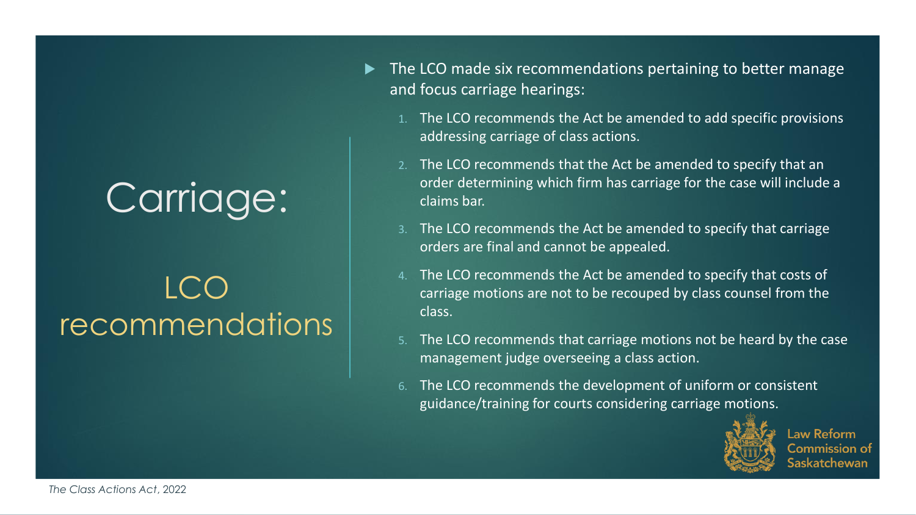# Carriage:

## LCO recommendations

- The LCO made six recommendations pertaining to better manage and focus carriage hearings:
  1. The LCO recommends the Act be amended to add specific provisions addressing carriage of class actions.
  2. The LCO recommends that the Act be amended to specify that an order determining which firm has carriage for the case will include a claims bar.
  3. The LCO recommends the Act be amended to specify that carriage orders are final and cannot be appealed.
  4. The LCO recommends the Act be amended to specify that costs of carriage motions are not to be recouped by class counsel from the class.
  5. The LCO recommends that carriage motions not be heard by the case management judge overseeing a class action.
  6. The LCO recommends the development of uniform or consistent guidance/training for courts considering carriage motions.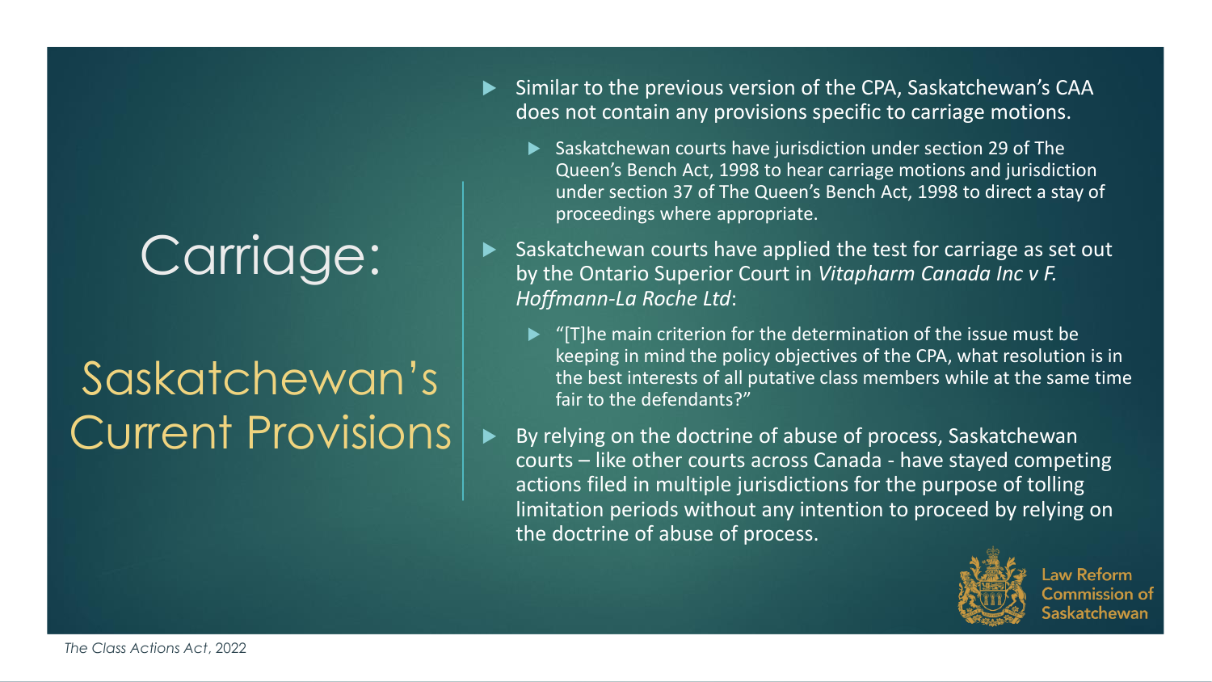# Carriage:

## Saskatchewan's Current Provisions

- Similar to the previous version of the CPA, Saskatchewan's CAA does not contain any provisions specific to carriage motions.
  - Saskatchewan courts have jurisdiction under section 29 of The Queen's Bench Act, 1998 to hear carriage motions and jurisdiction under section 37 of The Queen's Bench Act, 1998 to direct a stay of proceedings where appropriate.
- Saskatchewan courts have applied the test for carriage as set out by the Ontario Superior Court in *Vitapharm Canada Inc v F. Hoffmann-La Roche Ltd*:
  - "[T]he main criterion for the determination of the issue must be keeping in mind the policy objectives of the CPA, what resolution is in the best interests of all putative class members while at the same time fair to the defendants?"
- By relying on the doctrine of abuse of process, Saskatchewan courts – like other courts across Canada - have stayed competing actions filed in multiple jurisdictions for the purpose of tolling limitation periods without any intention to proceed by relying on the doctrine of abuse of process.

Law Reform Commission of Saskatchewan

*The Class Actions Act*, 2022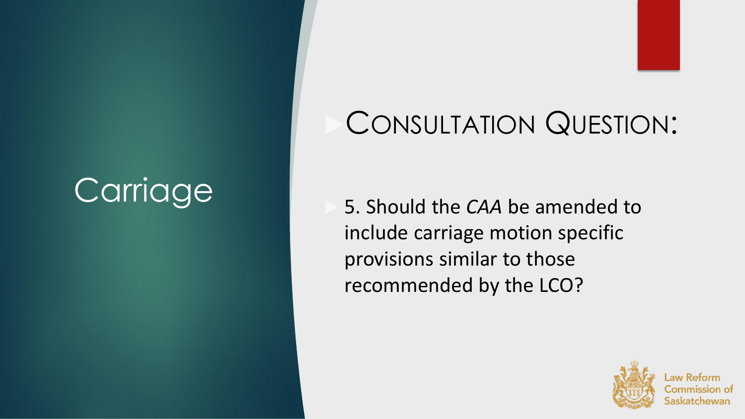# Carriage

## Consultation Question:

- 5. Should the *CAA* be amended to include carriage motion specific provisions similar to those recommended by the LCO?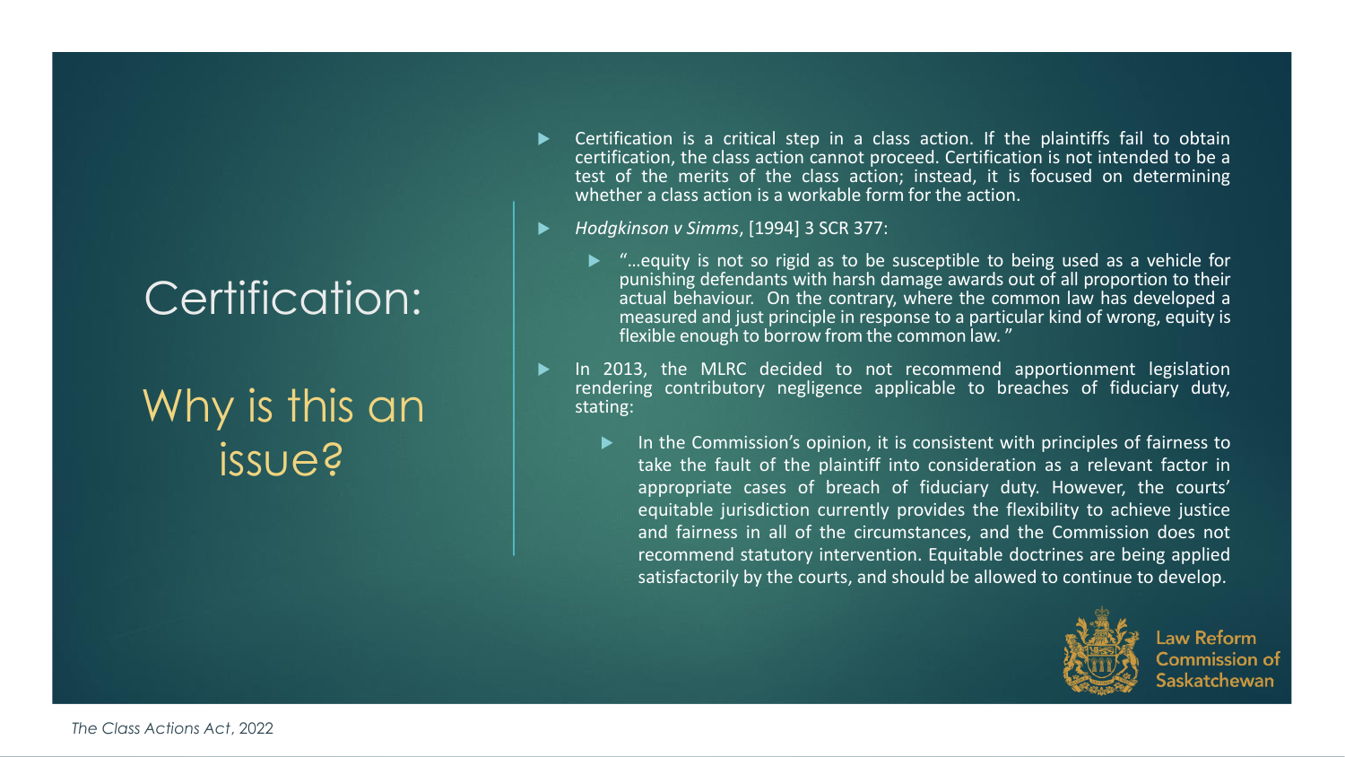# Certification:

## Why is this an issue?

- Certification is a critical step in a class action. If the plaintiffs fail to obtain certification, the class action cannot proceed. Certification is not intended to be a test of the merits of the class action; instead, it is focused on determining whether a class action is a workable form for the action.
- *Hodgkinson v Simms*, [1994] 3 SCR 377:
  - "…equity is not so rigid as to be susceptible to being used as a vehicle for punishing defendants with harsh damage awards out of all proportion to their actual behaviour. On the contrary, where the common law has developed a measured and just principle in response to a particular kind of wrong, equity is flexible enough to borrow from the common law."
- In 2013, the MLRC decided to not recommend apportionment legislation rendering contributory negligence applicable to breaches of fiduciary duty, stating:
  - In the Commission's opinion, it is consistent with principles of fairness to take the fault of the plaintiff into consideration as a relevant factor in appropriate cases of breach of fiduciary duty. However, the courts' equitable jurisdiction currently provides the flexibility to achieve justice and fairness in all of the circumstances, and the Commission does not recommend statutory intervention. Equitable doctrines are being applied satisfactorily by the courts, and should be allowed to continue to develop.

Law Reform Commission of Saskatchewan

*The Class Actions Act*, 2022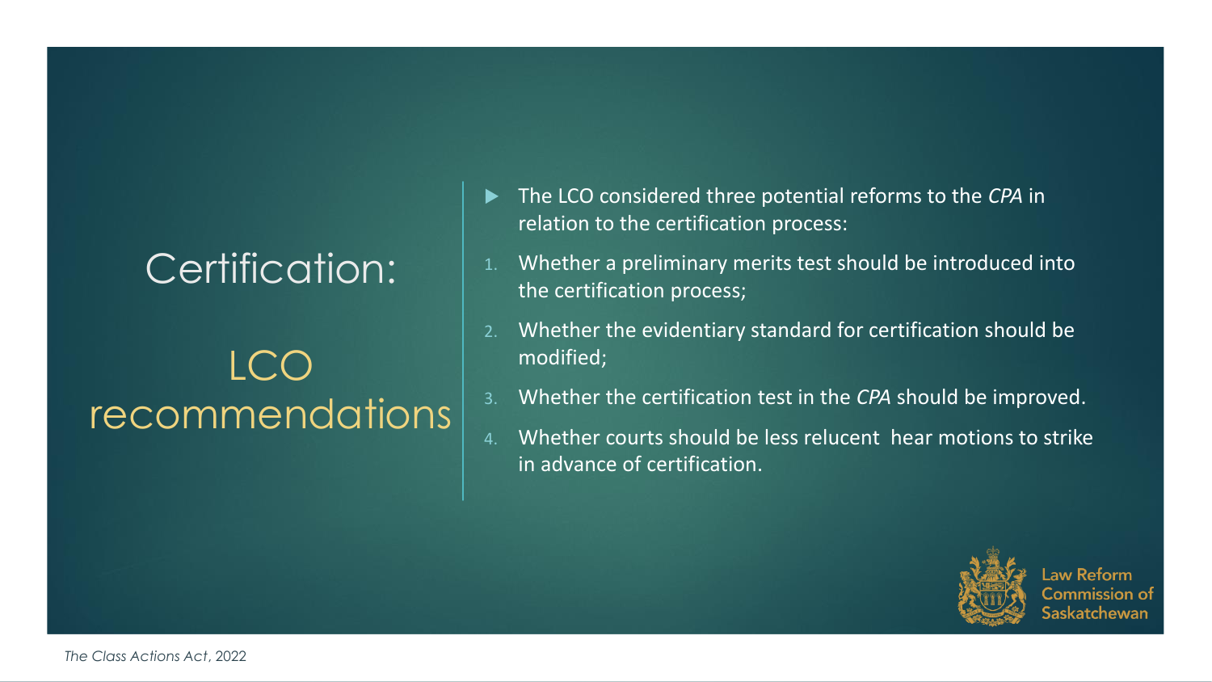# Certification:

## LCO recommendations

- The LCO considered three potential reforms to the *CPA* in relation to the certification process:

1. Whether a preliminary merits test should be introduced into the certification process;
2. Whether the evidentiary standard for certification should be modified;
3. Whether the certification test in the *CPA* should be improved.
4. Whether courts should be less relucent  hear motions to strike in advance of certification.

Law Reform Commission of Saskatchewan

*The Class Actions Act*, 2022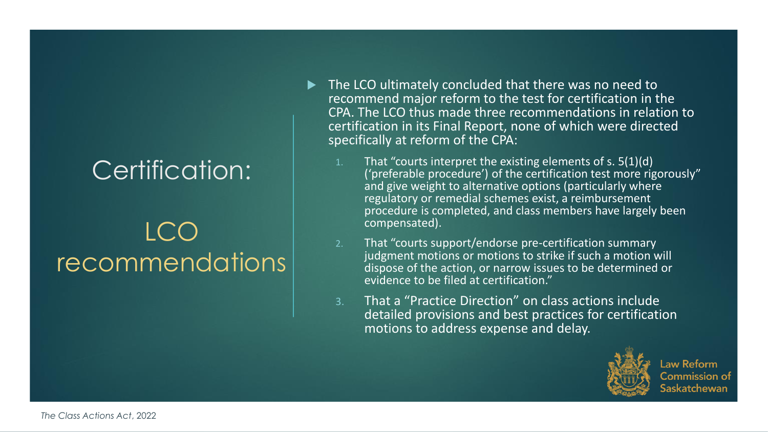# Certification:

## LCO recommendations

- The LCO ultimately concluded that there was no need to recommend major reform to the test for certification in the CPA. The LCO thus made three recommendations in relation to certification in its Final Report, none of which were directed specifically at reform of the CPA:

  1. That "courts interpret the existing elements of s. 5(1)(d) ('preferable procedure') of the certification test more rigorously" and give weight to alternative options (particularly where regulatory or remedial schemes exist, a reimbursement procedure is completed, and class members have largely been compensated).
  2. That "courts support/endorse pre-certification summary judgment motions or motions to strike if such a motion will dispose of the action, or narrow issues to be determined or evidence to be filed at certification."
  3. That a "Practice Direction" on class actions include detailed provisions and best practices for certification motions to address expense and delay.

Law Reform Commission of Saskatchewan

*The Class Actions Act*, 2022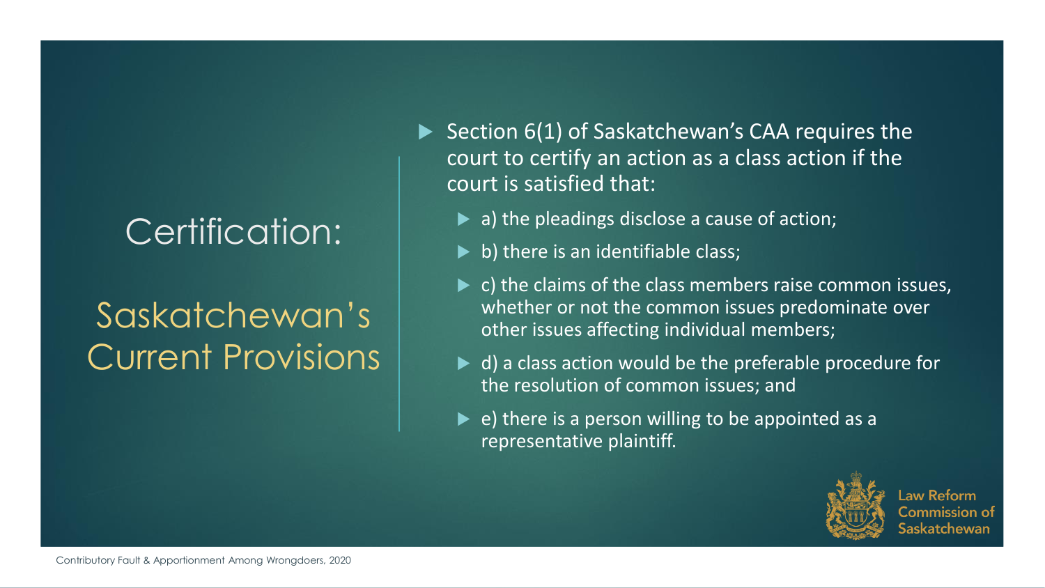# Certification:

## Saskatchewan's Current Provisions

- Section 6(1) of Saskatchewan's CAA requires the court to certify an action as a class action if the court is satisfied that:
  - a) the pleadings disclose a cause of action;
  - b) there is an identifiable class;
  - c) the claims of the class members raise common issues, whether or not the common issues predominate over other issues affecting individual members;
  - d) a class action would be the preferable procedure for the resolution of common issues; and
  - e) there is a person willing to be appointed as a representative plaintiff.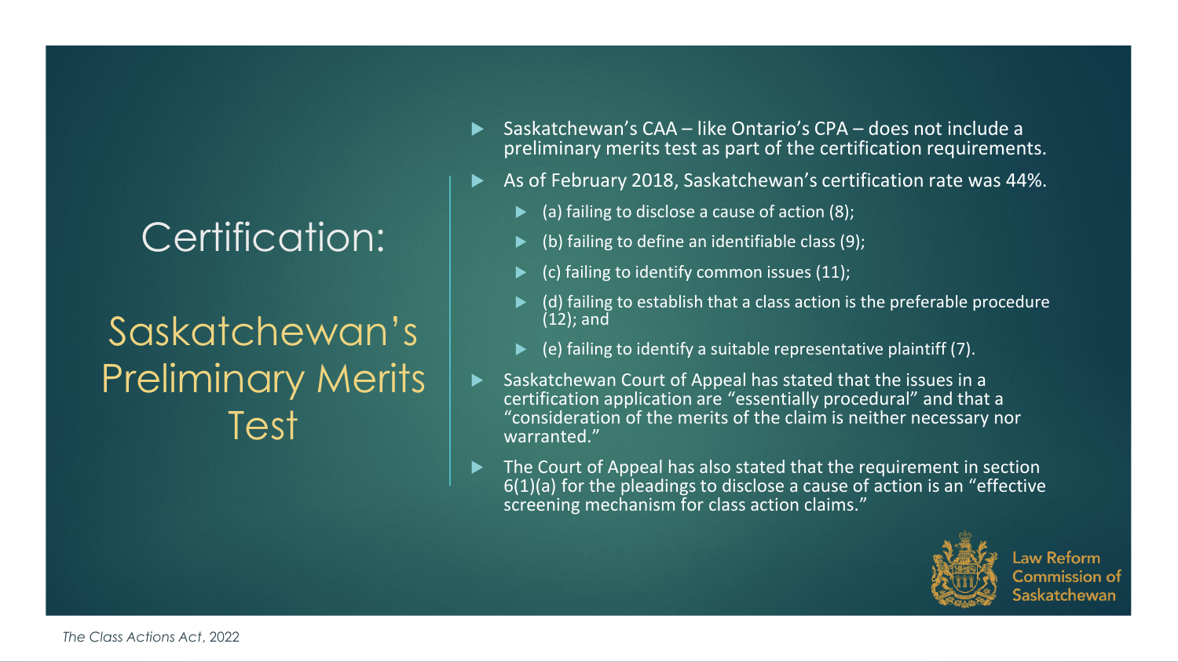# Certification:

## Saskatchewan's Preliminary Merits Test

- Saskatchewan's CAA – like Ontario's CPA – does not include a preliminary merits test as part of the certification requirements.
- As of February 2018, Saskatchewan's certification rate was 44%.
  - (a) failing to disclose a cause of action (8);
  - (b) failing to define an identifiable class (9);
  - (c) failing to identify common issues (11);
  - (d) failing to establish that a class action is the preferable procedure (12); and
  - (e) failing to identify a suitable representative plaintiff (7).
- Saskatchewan Court of Appeal has stated that the issues in a certification application are "essentially procedural" and that a "consideration of the merits of the claim is neither necessary nor warranted."
- The Court of Appeal has also stated that the requirement in section 6(1)(a) for the pleadings to disclose a cause of action is an "effective screening mechanism for class action claims."

Law Reform Commission of Saskatchewan

*The Class Actions Act*, 2022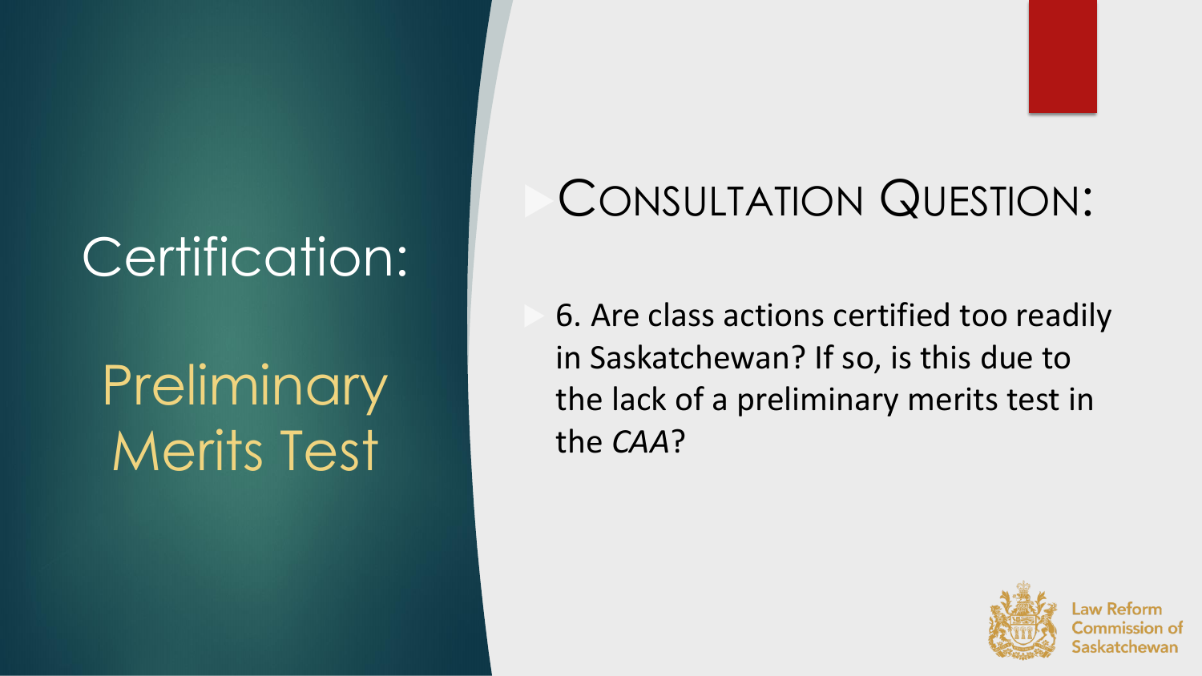# Certification:

## Preliminary Merits Test

### Consultation Question:

- 6. Are class actions certified too readily in Saskatchewan? If so, is this due to the lack of a preliminary merits test in the *CAA*?

Law Reform Commission of Saskatchewan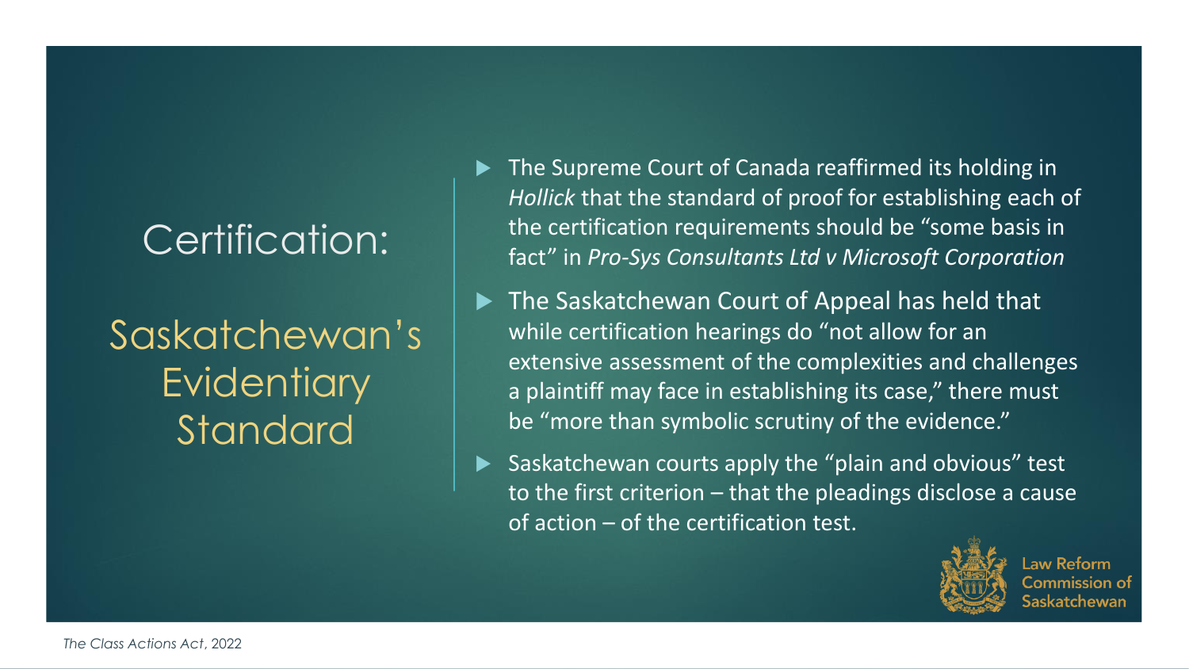# Certification:

## Saskatchewan's Evidentiary Standard

- The Supreme Court of Canada reaffirmed its holding in *Hollick* that the standard of proof for establishing each of the certification requirements should be "some basis in fact" in *Pro-Sys Consultants Ltd v Microsoft Corporation*
- The Saskatchewan Court of Appeal has held that while certification hearings do "not allow for an extensive assessment of the complexities and challenges a plaintiff may face in establishing its case," there must be "more than symbolic scrutiny of the evidence."
- Saskatchewan courts apply the "plain and obvious" test to the first criterion – that the pleadings disclose a cause of action – of the certification test.

Law Reform Commission of Saskatchewan

*The Class Actions Act*, 2022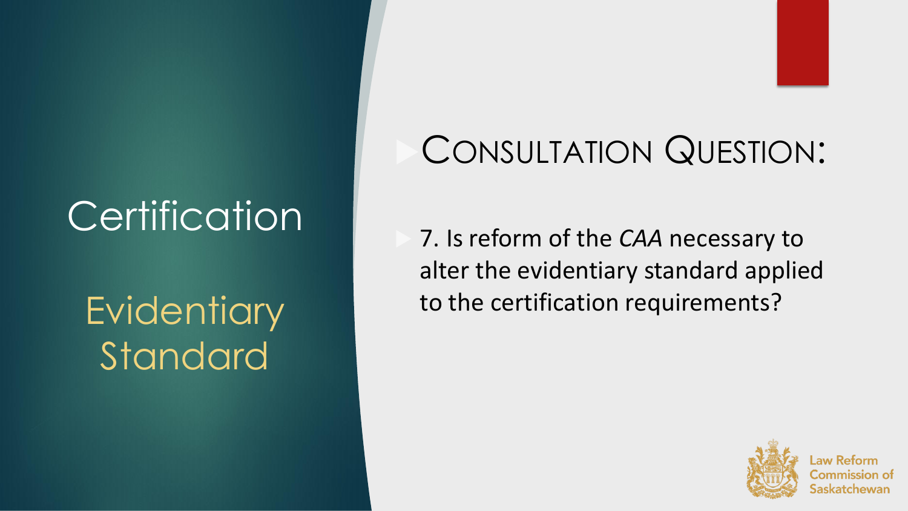# Certification

## Evidentiary Standard

### Consultation Question:

- 7. Is reform of the *CAA* necessary to alter the evidentiary standard applied to the certification requirements?

Law Reform Commission of Saskatchewan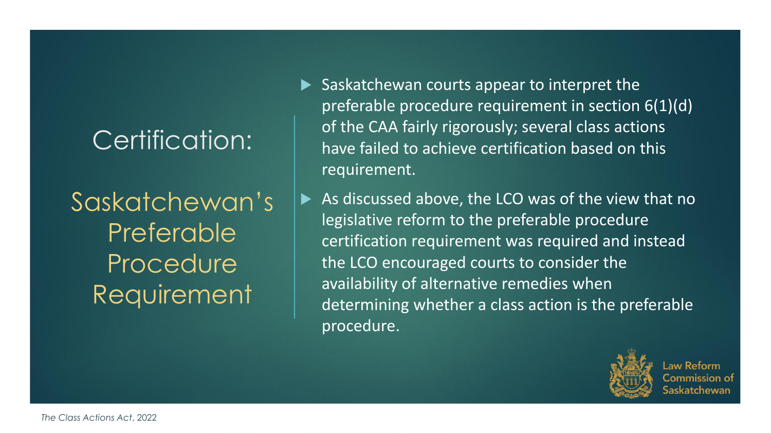# Certification:

## Saskatchewan's Preferable Procedure Requirement

- Saskatchewan courts appear to interpret the preferable procedure requirement in section 6(1)(d) of the CAA fairly rigorously; several class actions have failed to achieve certification based on this requirement.
- As discussed above, the LCO was of the view that no legislative reform to the preferable procedure certification requirement was required and instead the LCO encouraged courts to consider the availability of alternative remedies when determining whether a class action is the preferable procedure.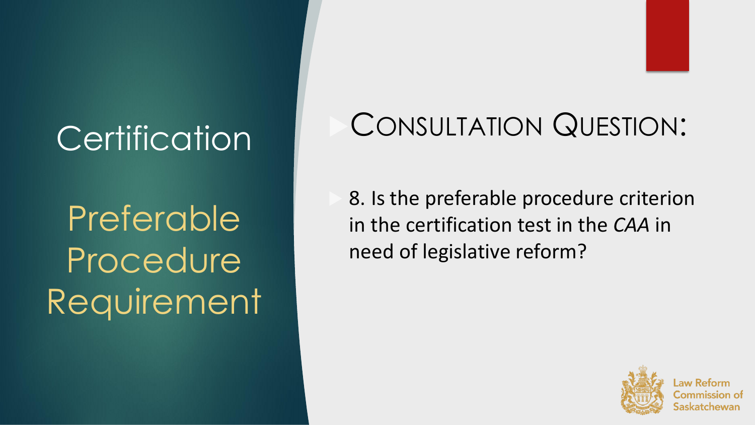# Certification

## Preferable Procedure Requirement

## Consultation Question:

- 8. Is the preferable procedure criterion in the certification test in the *CAA* in need of legislative reform?

Law Reform Commission of Saskatchewan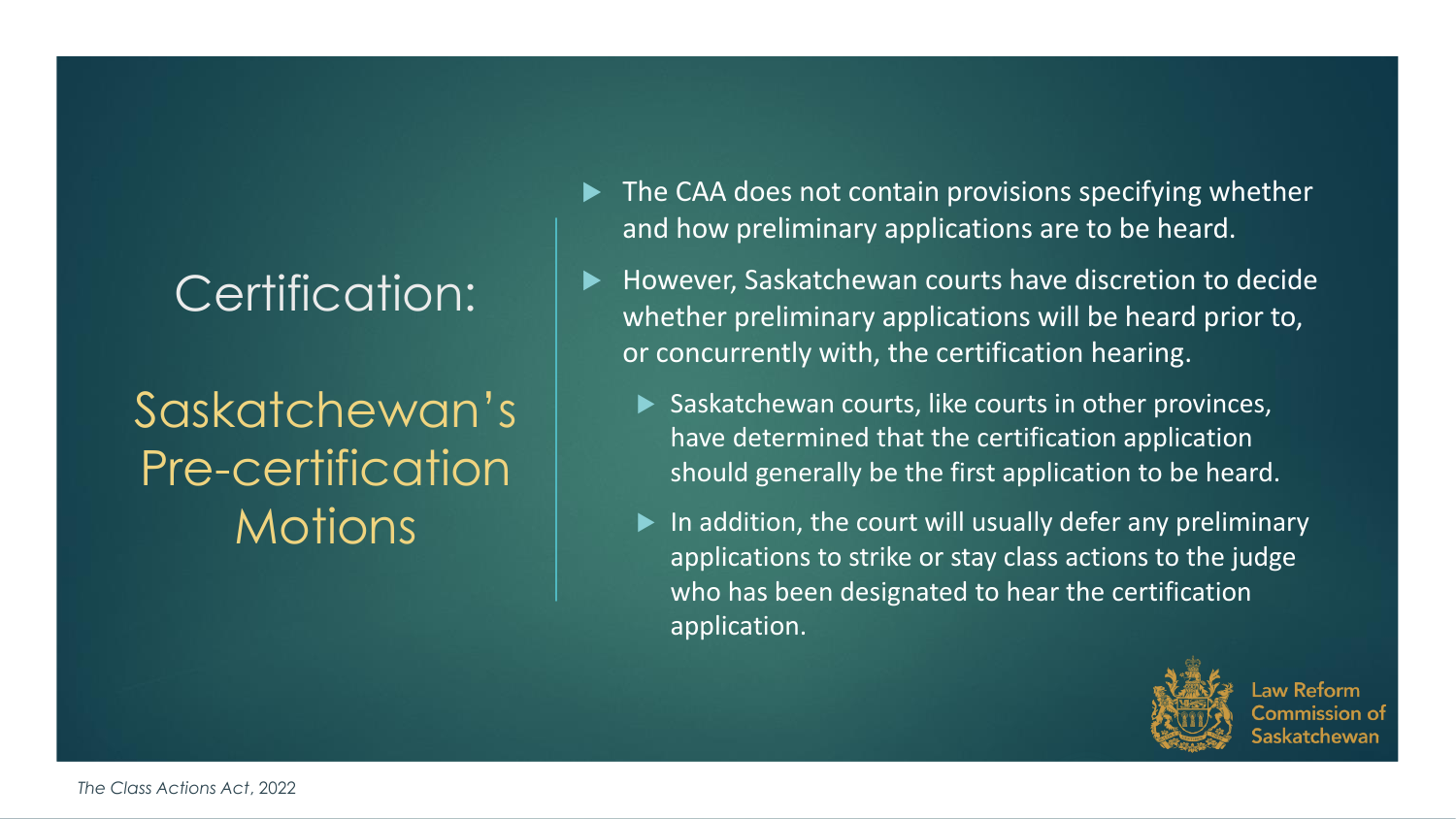# Certification:

## Saskatchewan's Pre-certification Motions

- The CAA does not contain provisions specifying whether and how preliminary applications are to be heard.
- However, Saskatchewan courts have discretion to decide whether preliminary applications will be heard prior to, or concurrently with, the certification hearing.
  - Saskatchewan courts, like courts in other provinces, have determined that the certification application should generally be the first application to be heard.
  - In addition, the court will usually defer any preliminary applications to strike or stay class actions to the judge who has been designated to hear the certification application.

Law Reform Commission of Saskatchewan

*The Class Actions Act*, 2022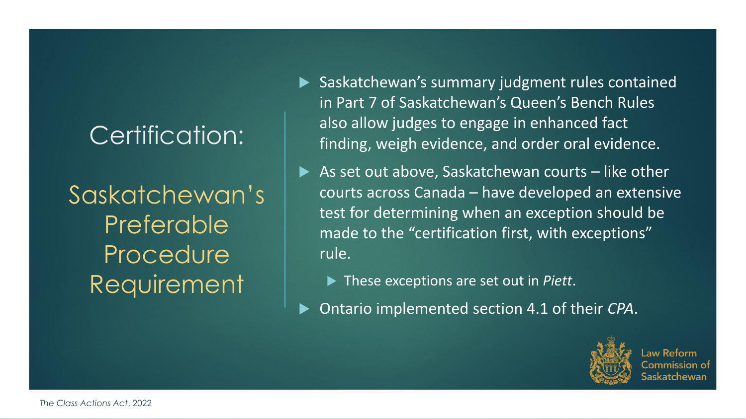# Certification:

## Saskatchewan's Preferable Procedure Requirement

- Saskatchewan's summary judgment rules contained in Part 7 of Saskatchewan's Queen's Bench Rules also allow judges to engage in enhanced fact finding, weigh evidence, and order oral evidence.
- As set out above, Saskatchewan courts – like other courts across Canada – have developed an extensive test for determining when an exception should be made to the "certification first, with exceptions" rule.
  - These exceptions are set out in *Piett*.
- Ontario implemented section 4.1 of their *CPA*.

Law Reform Commission of Saskatchewan

*The Class Actions Act*, 2022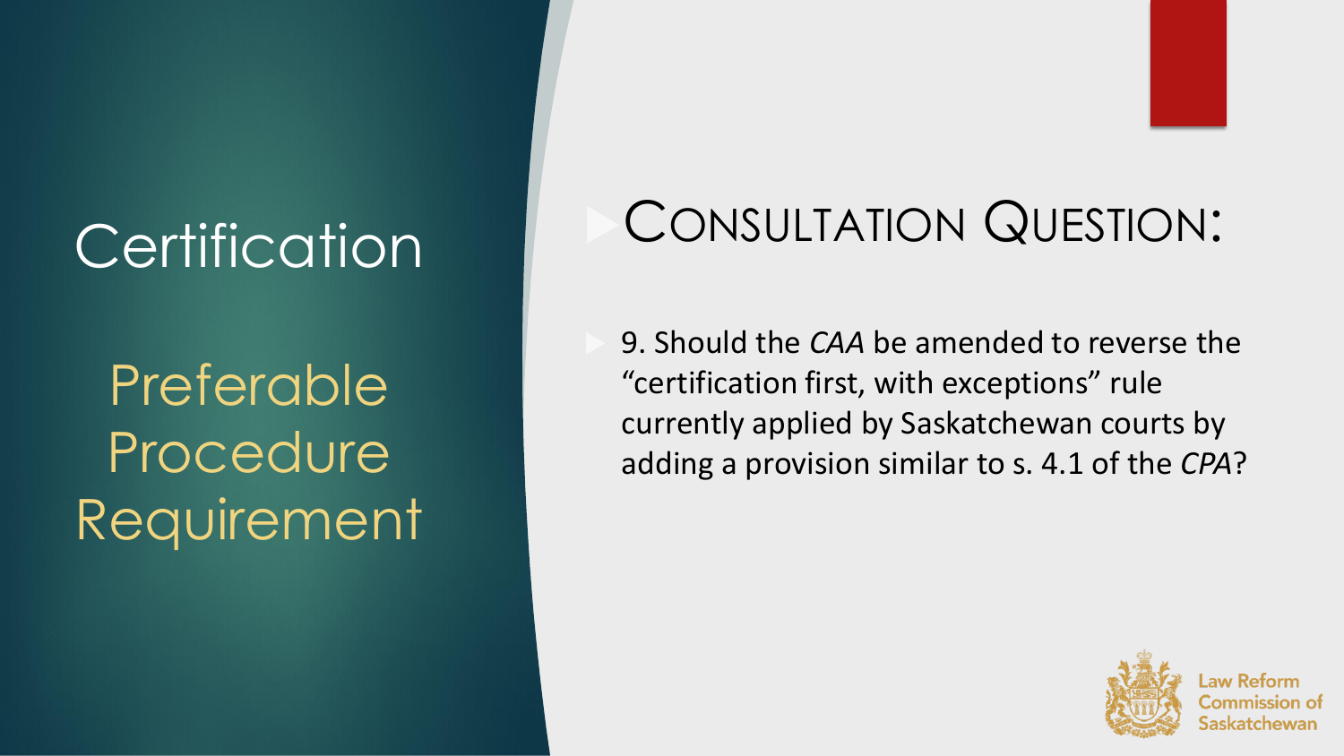# Certification

## Preferable Procedure Requirement

## Consultation Question:

- 9. Should the *CAA* be amended to reverse the "certification first, with exceptions" rule currently applied by Saskatchewan courts by adding a provision similar to s. 4.1 of the *CPA*?

Law Reform Commission of Saskatchewan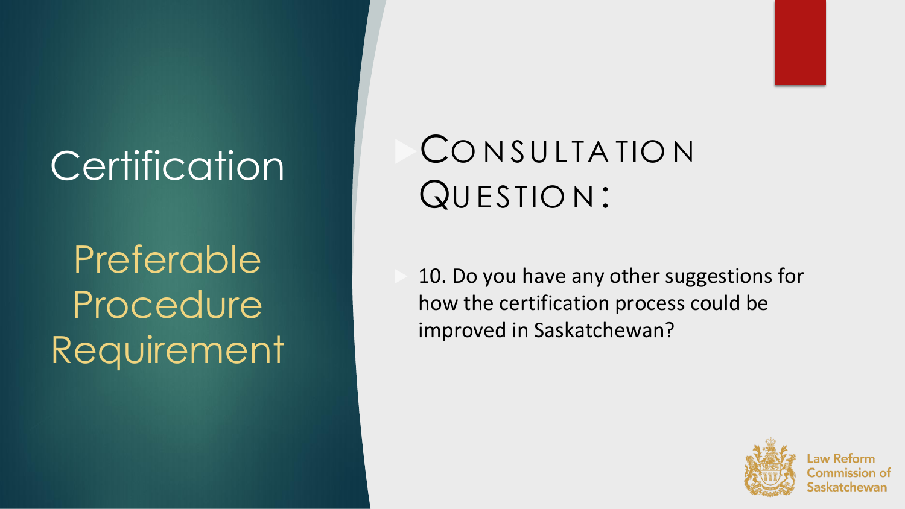# Certification

## Preferable Procedure Requirement

## Consultation Question:

- 10. Do you have any other suggestions for how the certification process could be improved in Saskatchewan?

Law Reform Commission of Saskatchewan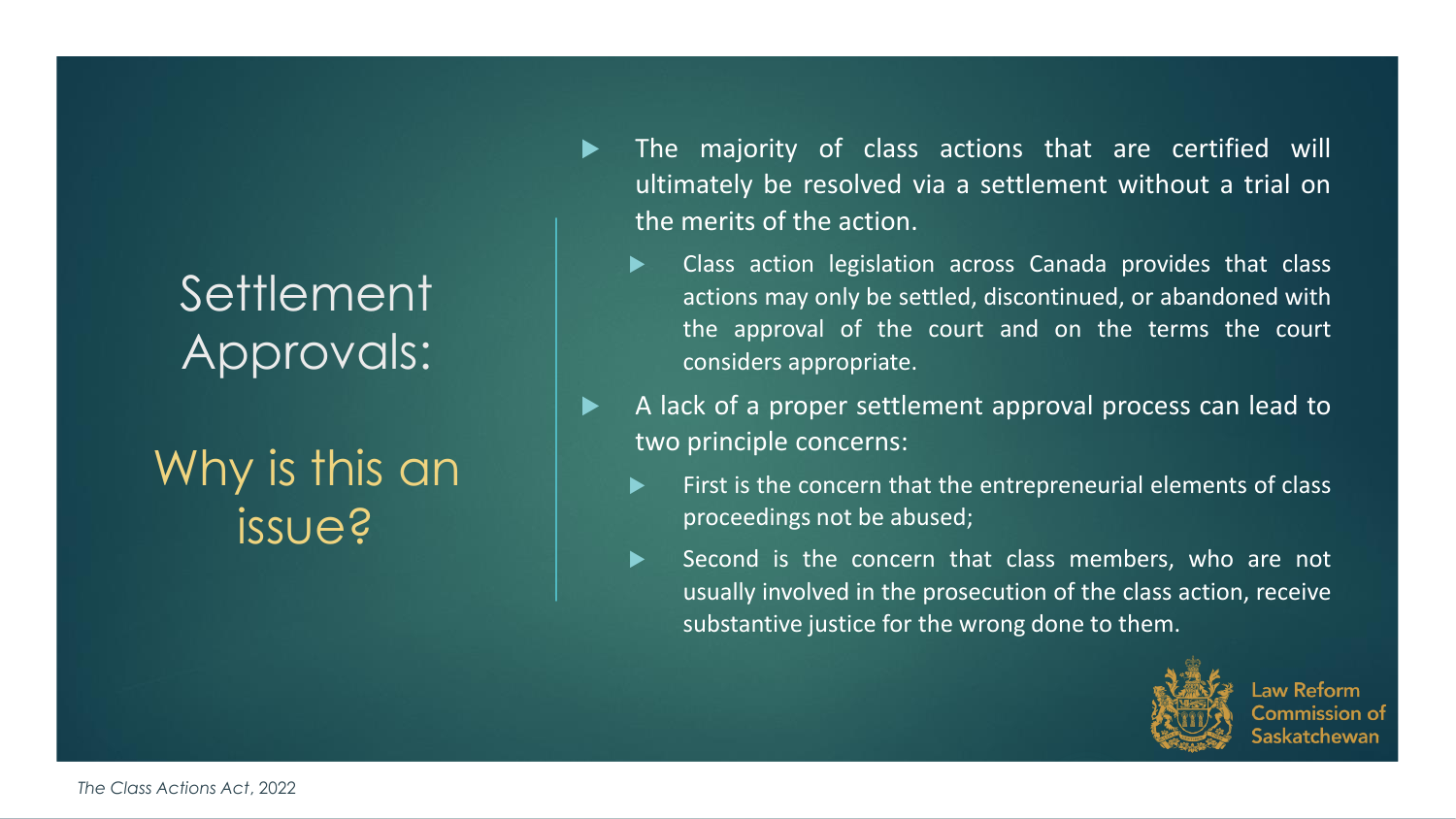# Settlement Approvals:

## Why is this an issue?

- The majority of class actions that are certified will ultimately be resolved via a settlement without a trial on the merits of the action.
  - Class action legislation across Canada provides that class actions may only be settled, discontinued, or abandoned with the approval of the court and on the terms the court considers appropriate.
- A lack of a proper settlement approval process can lead to two principle concerns:
  - First is the concern that the entrepreneurial elements of class proceedings not be abused;
  - Second is the concern that class members, who are not usually involved in the prosecution of the class action, receive substantive justice for the wrong done to them.

Law Reform Commission of Saskatchewan

*The Class Actions Act*, 2022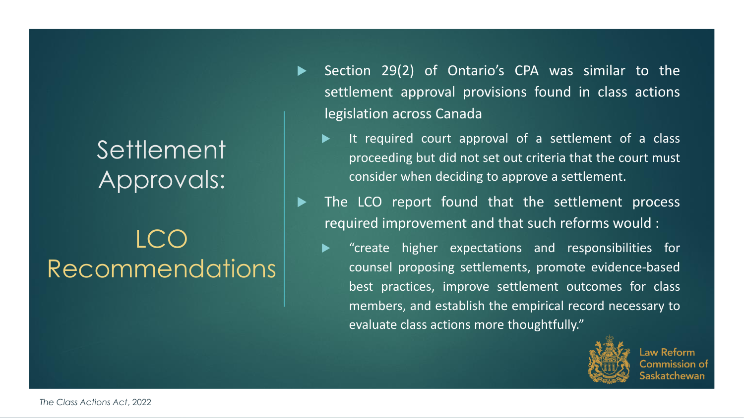# Settlement Approvals:

## LCO Recommendations

- Section 29(2) of Ontario's CPA was similar to the settlement approval provisions found in class actions legislation across Canada
  - It required court approval of a settlement of a class proceeding but did not set out criteria that the court must consider when deciding to approve a settlement.
- The LCO report found that the settlement process required improvement and that such reforms would :
  - "create higher expectations and responsibilities for counsel proposing settlements, promote evidence-based best practices, improve settlement outcomes for class members, and establish the empirical record necessary to evaluate class actions more thoughtfully."

Law Reform Commission of Saskatchewan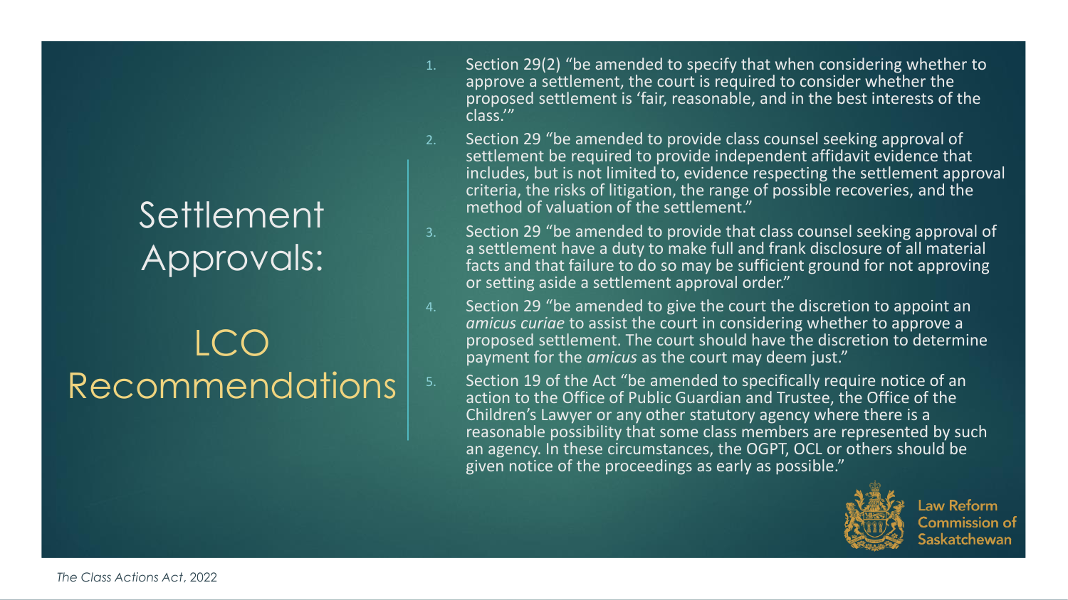# Settlement Approvals:

## LCO Recommendations

1. Section 29(2) "be amended to specify that when considering whether to approve a settlement, the court is required to consider whether the proposed settlement is 'fair, reasonable, and in the best interests of the class.'"
2. Section 29 "be amended to provide class counsel seeking approval of settlement be required to provide independent affidavit evidence that includes, but is not limited to, evidence respecting the settlement approval criteria, the risks of litigation, the range of possible recoveries, and the method of valuation of the settlement."
3. Section 29 "be amended to provide that class counsel seeking approval of a settlement have a duty to make full and frank disclosure of all material facts and that failure to do so may be sufficient ground for not approving or setting aside a settlement approval order."
4. Section 29 "be amended to give the court the discretion to appoint an *amicus curiae* to assist the court in considering whether to approve a proposed settlement. The court should have the discretion to determine payment for the *amicus* as the court may deem just."
5. Section 19 of the Act "be amended to specifically require notice of an action to the Office of Public Guardian and Trustee, the Office of the Children's Lawyer or any other statutory agency where there is a reasonable possibility that some class members are represented by such an agency. In these circumstances, the OGPT, OCL or others should be given notice of the proceedings as early as possible."

Law Reform Commission of Saskatchewan

*The Class Actions Act*, 2022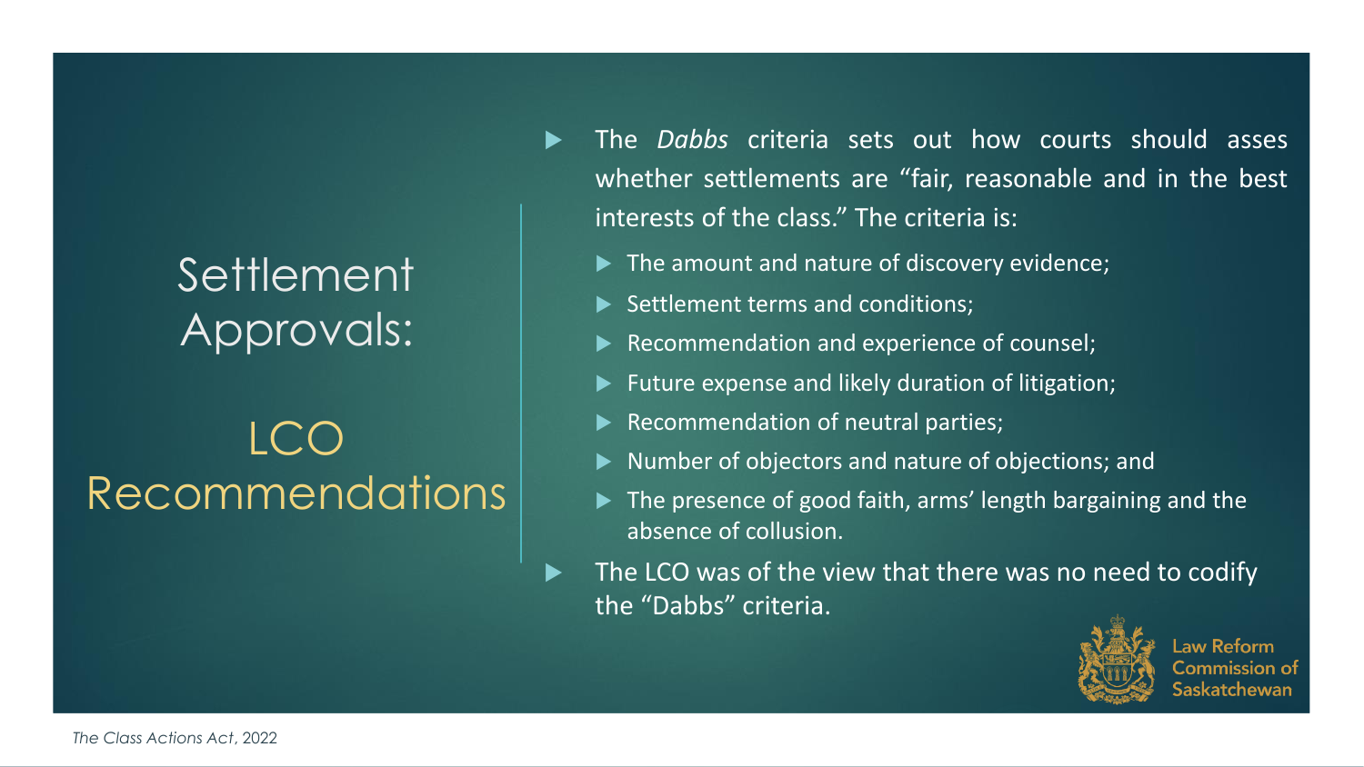# Settlement Approvals:

## LCO Recommendations

- The *Dabbs* criteria sets out how courts should asses whether settlements are "fair, reasonable and in the best interests of the class." The criteria is:
  - The amount and nature of discovery evidence;
  - Settlement terms and conditions;
  - Recommendation and experience of counsel;
  - Future expense and likely duration of litigation;
  - Recommendation of neutral parties;
  - Number of objectors and nature of objections; and
  - The presence of good faith, arms' length bargaining and the absence of collusion.
- The LCO was of the view that there was no need to codify the "Dabbs" criteria.

Law Reform Commission of Saskatchewan

*The Class Actions Act*, 2022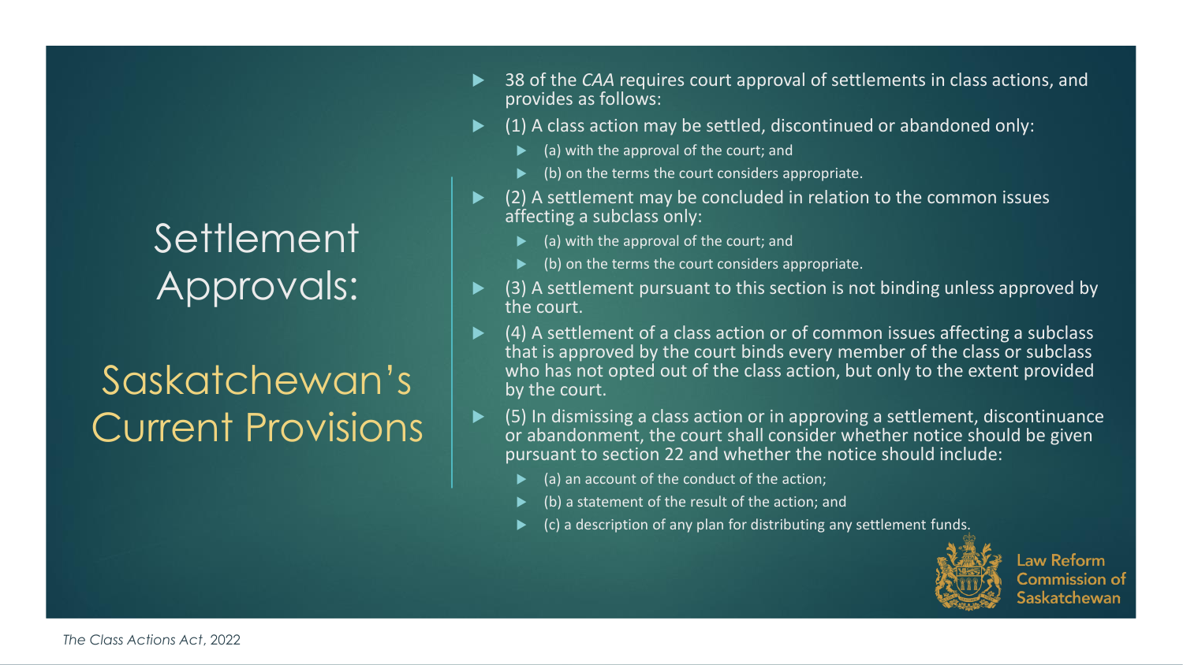# Settlement Approvals:

## Saskatchewan's Current Provisions

- 38 of the *CAA* requires court approval of settlements in class actions, and provides as follows:
- (1) A class action may be settled, discontinued or abandoned only:
  - (a) with the approval of the court; and
  - (b) on the terms the court considers appropriate.
- (2) A settlement may be concluded in relation to the common issues affecting a subclass only:
  - (a) with the approval of the court; and
  - (b) on the terms the court considers appropriate.
- (3) A settlement pursuant to this section is not binding unless approved by the court.
- (4) A settlement of a class action or of common issues affecting a subclass that is approved by the court binds every member of the class or subclass who has not opted out of the class action, but only to the extent provided by the court.
- (5) In dismissing a class action or in approving a settlement, discontinuance or abandonment, the court shall consider whether notice should be given pursuant to section 22 and whether the notice should include:
  - (a) an account of the conduct of the action;
  - (b) a statement of the result of the action; and
  - (c) a description of any plan for distributing any settlement funds.

Law Reform Commission of Saskatchewan

*The Class Actions Act*, 2022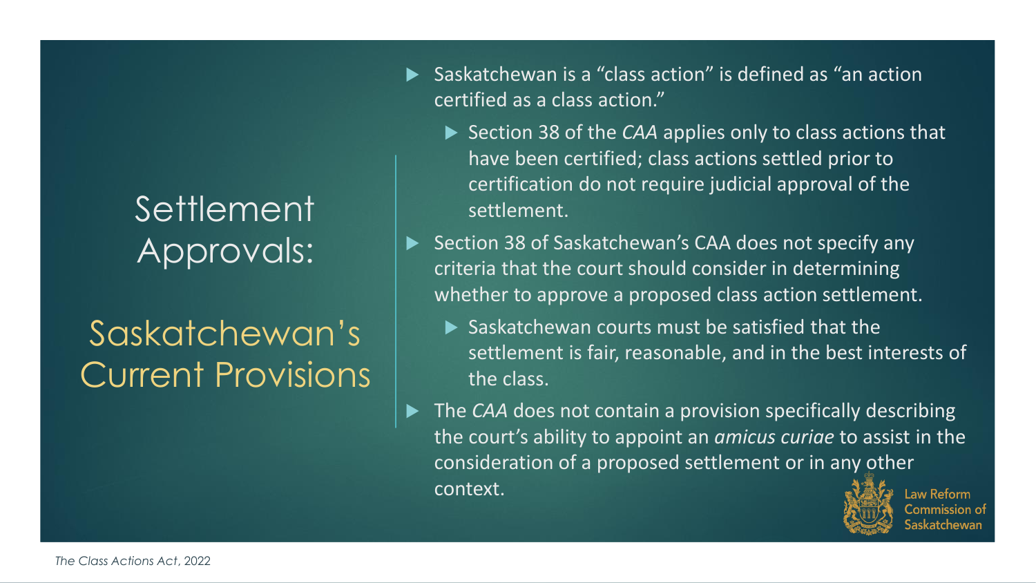# Settlement Approvals:

## Saskatchewan's Current Provisions

- Saskatchewan is a "class action" is defined as "an action certified as a class action."
  - Section 38 of the *CAA* applies only to class actions that have been certified; class actions settled prior to certification do not require judicial approval of the settlement.
- Section 38 of Saskatchewan's CAA does not specify any criteria that the court should consider in determining whether to approve a proposed class action settlement.
  - Saskatchewan courts must be satisfied that the settlement is fair, reasonable, and in the best interests of the class.
- The *CAA* does not contain a provision specifically describing the court's ability to appoint an *amicus curiae* to assist in the consideration of a proposed settlement or in any other context.

Law Reform Commission of Saskatchewan

*The Class Actions Act*, 2022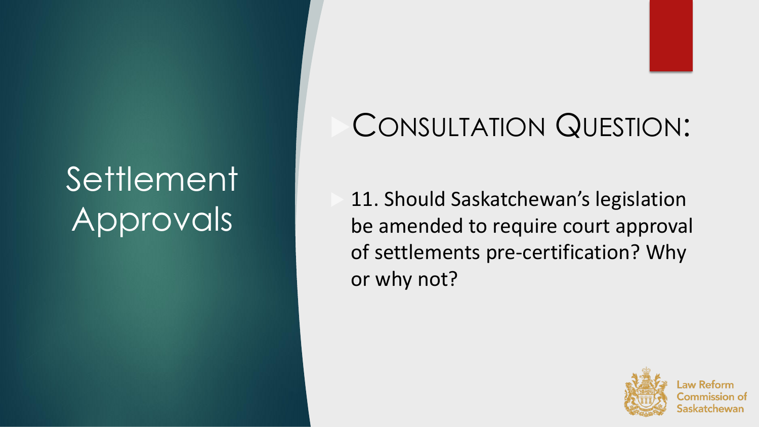# Settlement Approvals

## Consultation Question:

- 11. Should Saskatchewan's legislation be amended to require court approval of settlements pre-certification? Why or why not?

Law Reform Commission of Saskatchewan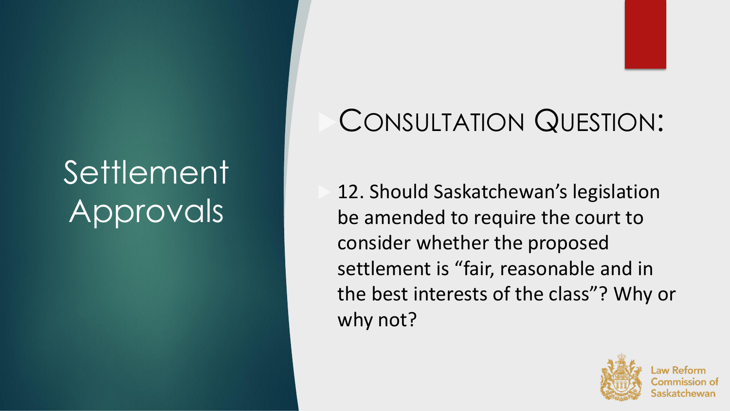# Settlement Approvals

## Consultation Question:

- 12. Should Saskatchewan's legislation be amended to require the court to consider whether the proposed settlement is "fair, reasonable and in the best interests of the class"? Why or why not?

Law Reform Commission of Saskatchewan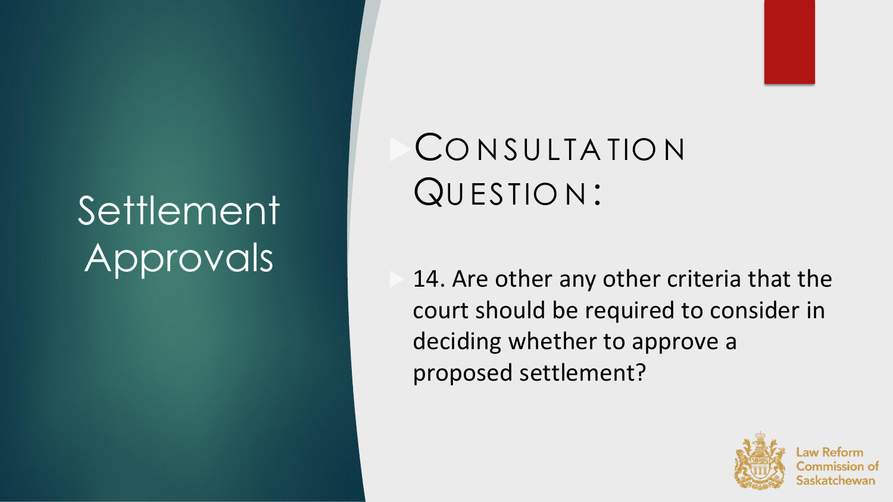# Settlement Approvals

## Consultation Question:

14. Are other any other criteria that the court should be required to consider in deciding whether to approve a proposed settlement?

Law Reform Commission of Saskatchewan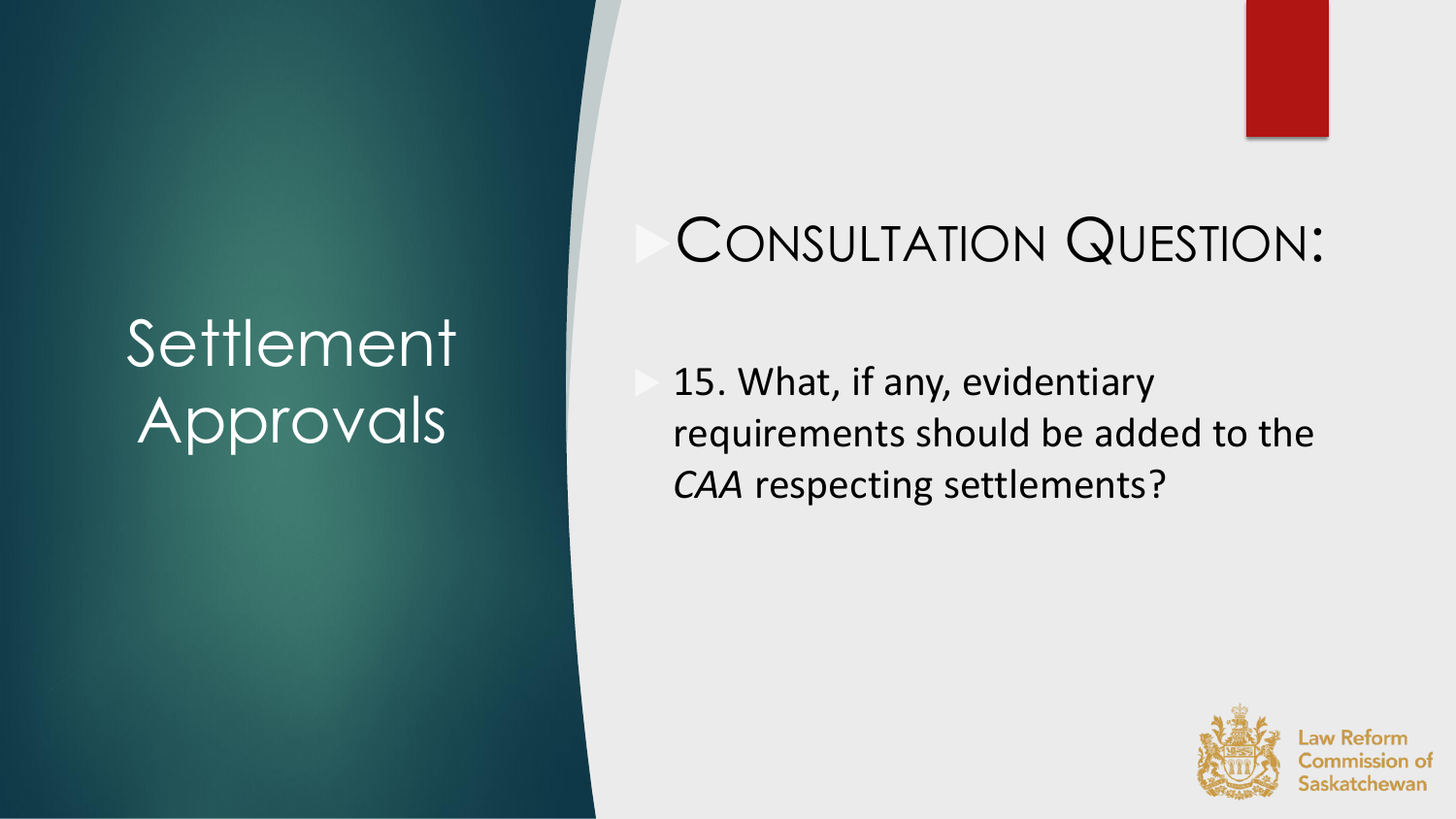# Settlement Approvals

## Consultation Question:

- 15. What, if any, evidentiary requirements should be added to the *CAA* respecting settlements?

Law Reform Commission of Saskatchewan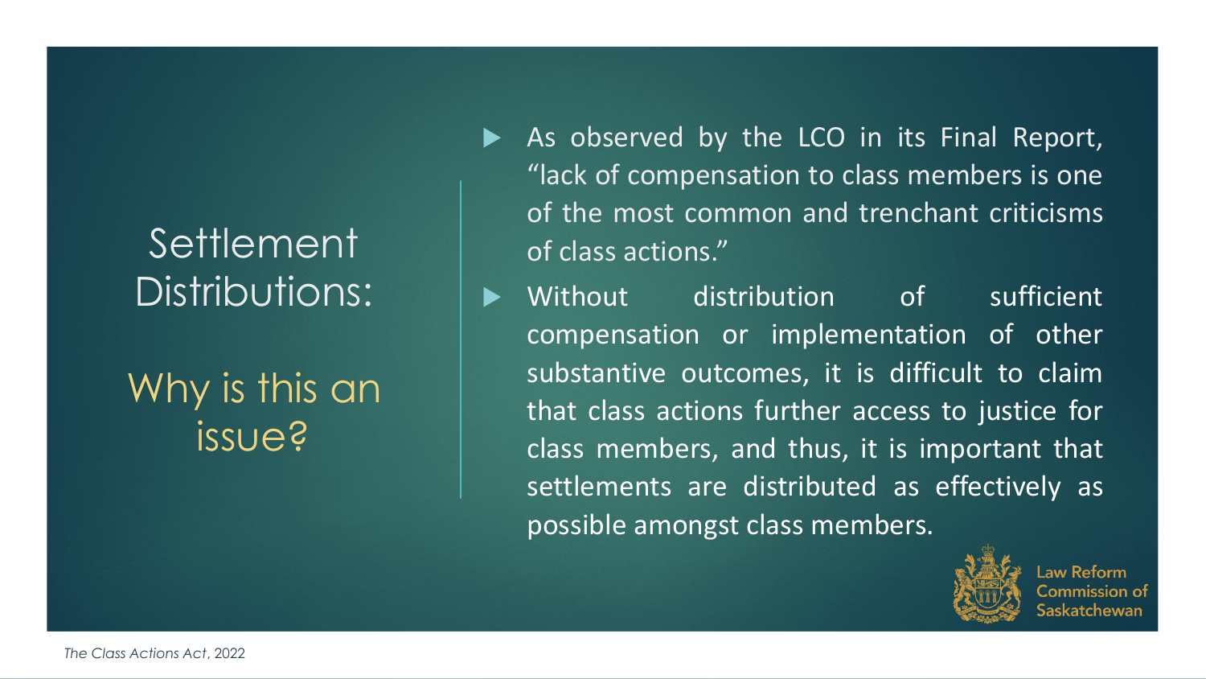# Settlement Distributions:

## Why is this an issue?

- As observed by the LCO in its Final Report, "lack of compensation to class members is one of the most common and trenchant criticisms of class actions."
- Without distribution of sufficient compensation or implementation of other substantive outcomes, it is difficult to claim that class actions further access to justice for class members, and thus, it is important that settlements are distributed as effectively as possible amongst class members.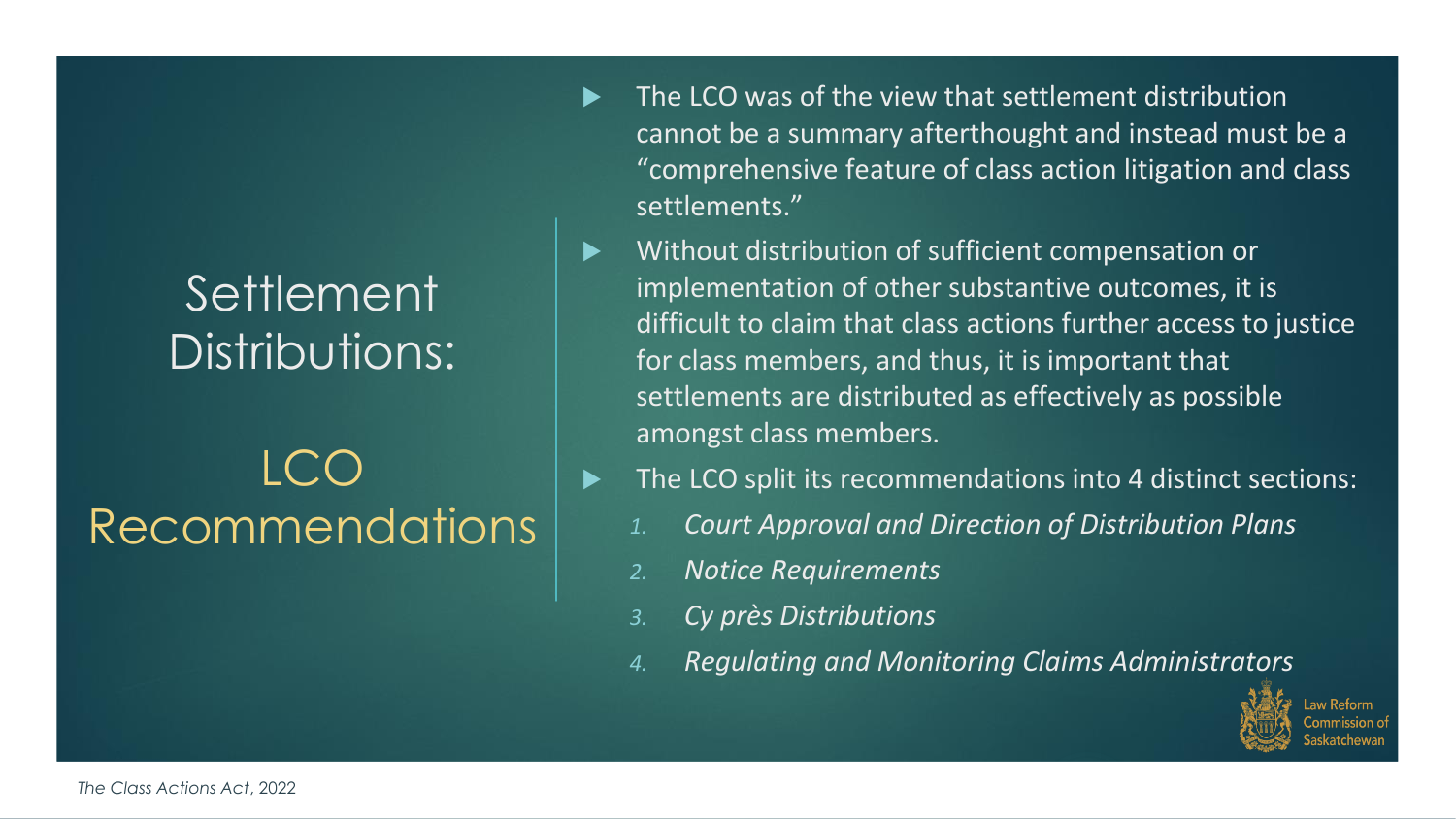# Settlement Distributions:

## LCO Recommendations

- The LCO was of the view that settlement distribution cannot be a summary afterthought and instead must be a "comprehensive feature of class action litigation and class settlements."
- Without distribution of sufficient compensation or implementation of other substantive outcomes, it is difficult to claim that class actions further access to justice for class members, and thus, it is important that settlements are distributed as effectively as possible amongst class members.
- The LCO split its recommendations into 4 distinct sections:
  1. *Court Approval and Direction of Distribution Plans*
  2. *Notice Requirements*
  3. *Cy près Distributions*
  4. *Regulating and Monitoring Claims Administrators*

Law Reform Commission of Saskatchewan

*The Class Actions Act*, 2022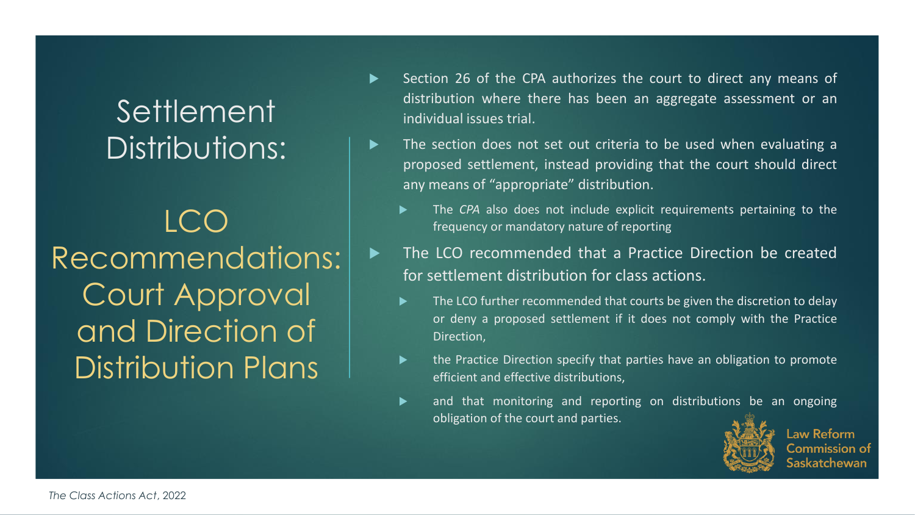# Settlement Distributions:

## LCO Recommendations: Court Approval and Direction of Distribution Plans

- Section 26 of the CPA authorizes the court to direct any means of distribution where there has been an aggregate assessment or an individual issues trial.
- The section does not set out criteria to be used when evaluating a proposed settlement, instead providing that the court should direct any means of "appropriate" distribution.
  - The *CPA* also does not include explicit requirements pertaining to the frequency or mandatory nature of reporting
- The LCO recommended that a Practice Direction be created for settlement distribution for class actions.
  - The LCO further recommended that courts be given the discretion to delay or deny a proposed settlement if it does not comply with the Practice Direction,
  - the Practice Direction specify that parties have an obligation to promote efficient and effective distributions,
  - and that monitoring and reporting on distributions be an ongoing obligation of the court and parties.

Law Reform Commission of Saskatchewan

*The Class Actions Act*, 2022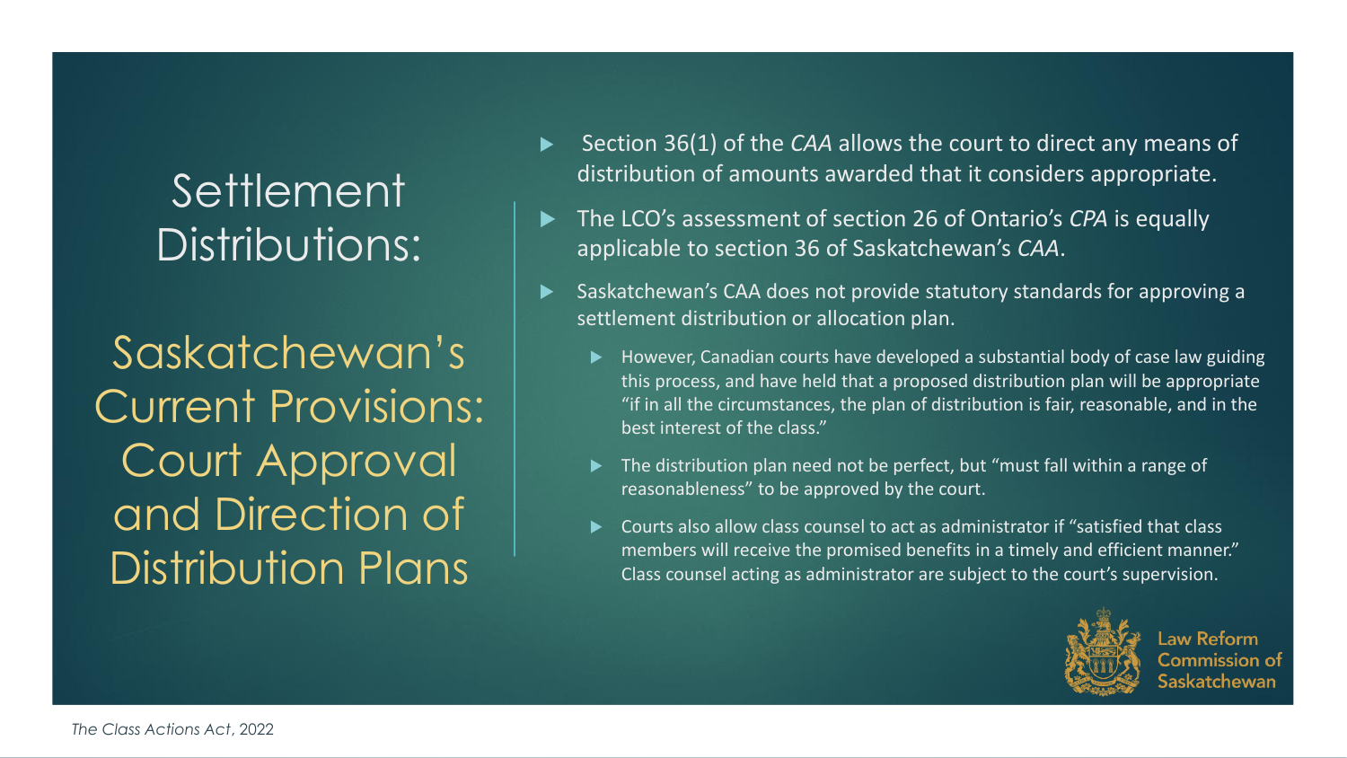# Settlement Distributions:

## Saskatchewan's Current Provisions: Court Approval and Direction of Distribution Plans

- Section 36(1) of the *CAA* allows the court to direct any means of distribution of amounts awarded that it considers appropriate.
- The LCO's assessment of section 26 of Ontario's *CPA* is equally applicable to section 36 of Saskatchewan's *CAA*.
- Saskatchewan's CAA does not provide statutory standards for approving a settlement distribution or allocation plan.
  - However, Canadian courts have developed a substantial body of case law guiding this process, and have held that a proposed distribution plan will be appropriate "if in all the circumstances, the plan of distribution is fair, reasonable, and in the best interest of the class."
  - The distribution plan need not be perfect, but "must fall within a range of reasonableness" to be approved by the court.
  - Courts also allow class counsel to act as administrator if "satisfied that class members will receive the promised benefits in a timely and efficient manner." Class counsel acting as administrator are subject to the court's supervision.

Law Reform Commission of Saskatchewan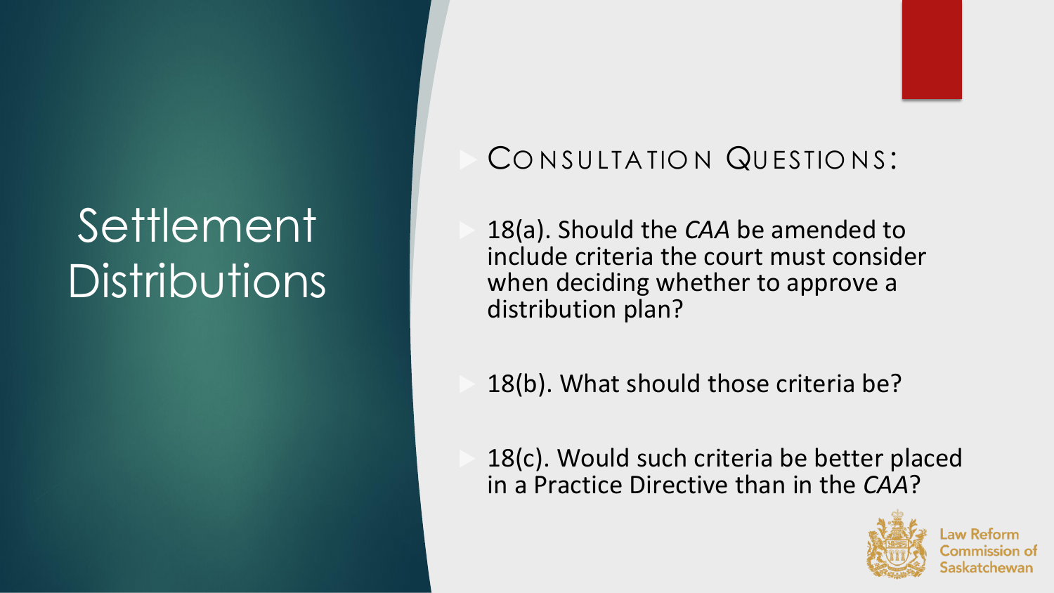# Settlement Distributions

## CONSULTATION QUESTIONS:

- 18(a). Should the *CAA* be amended to include criteria the court must consider when deciding whether to approve a distribution plan?

- 18(b). What should those criteria be?

- 18(c). Would such criteria be better placed in a Practice Directive than in the *CAA*?

Law Reform Commission of Saskatchewan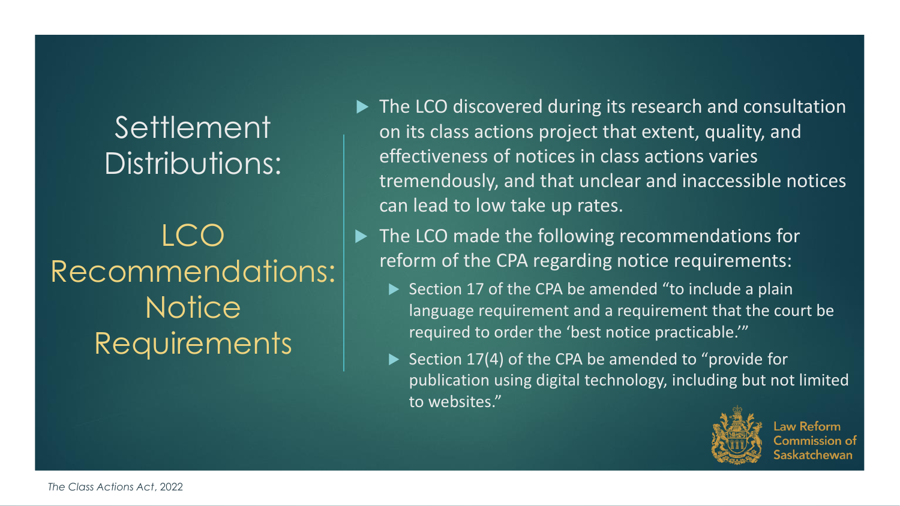# Settlement Distributions:

## LCO Recommendations: Notice Requirements

- The LCO discovered during its research and consultation on its class actions project that extent, quality, and effectiveness of notices in class actions varies tremendously, and that unclear and inaccessible notices can lead to low take up rates.
- The LCO made the following recommendations for reform of the CPA regarding notice requirements:
  - Section 17 of the CPA be amended "to include a plain language requirement and a requirement that the court be required to order the 'best notice practicable.'"
  - Section 17(4) of the CPA be amended to "provide for publication using digital technology, including but not limited to websites."

Law Reform Commission of Saskatchewan

*The Class Actions Act*, 2022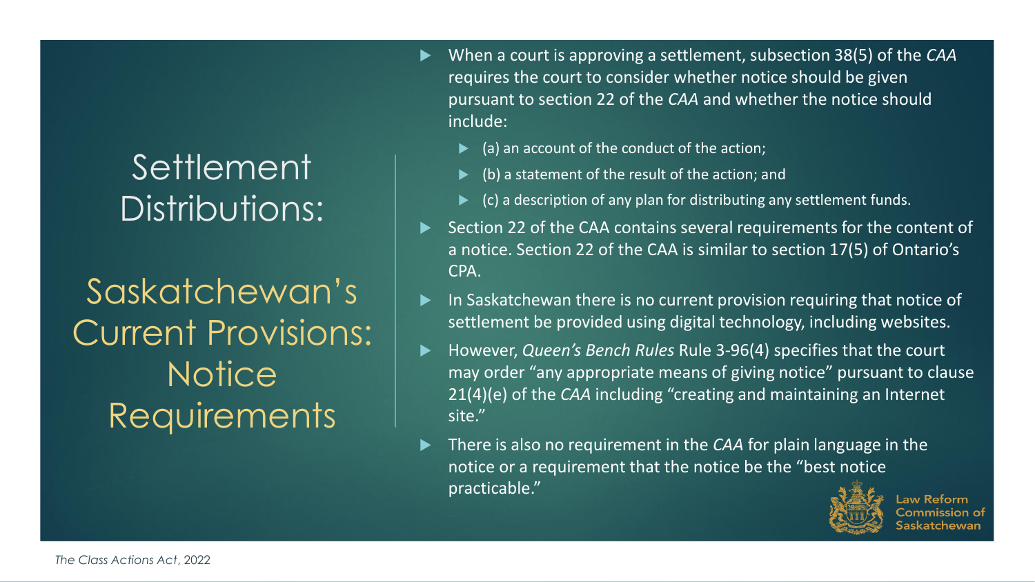# Settlement Distributions:

## Saskatchewan's Current Provisions: Notice Requirements

- When a court is approving a settlement, subsection 38(5) of the *CAA* requires the court to consider whether notice should be given pursuant to section 22 of the *CAA* and whether the notice should include:
  - (a) an account of the conduct of the action;
  - (b) a statement of the result of the action; and
  - (c) a description of any plan for distributing any settlement funds.
- Section 22 of the CAA contains several requirements for the content of a notice. Section 22 of the CAA is similar to section 17(5) of Ontario's CPA.
- In Saskatchewan there is no current provision requiring that notice of settlement be provided using digital technology, including websites.
- However, *Queen's Bench Rules* Rule 3-96(4) specifies that the court may order "any appropriate means of giving notice" pursuant to clause 21(4)(e) of the *CAA* including "creating and maintaining an Internet site."
- There is also no requirement in the *CAA* for plain language in the notice or a requirement that the notice be the "best notice practicable."

Law Reform Commission of Saskatchewan

*The Class Actions Act*, 2022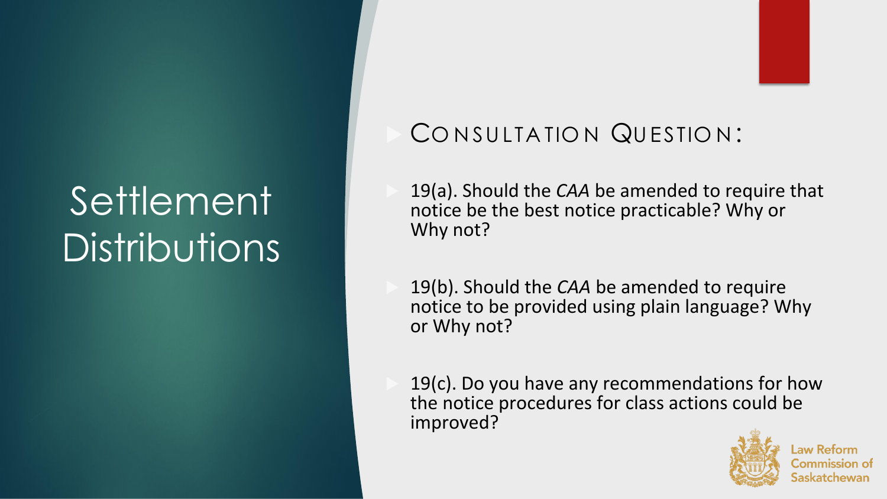# Settlement Distributions

## Consultation Question:

- 19(a). Should the *CAA* be amended to require that notice be the best notice practicable? Why or Why not?
- 19(b). Should the *CAA* be amended to require notice to be provided using plain language? Why or Why not?
- 19(c). Do you have any recommendations for how the notice procedures for class actions could be improved?

Law Reform Commission of Saskatchewan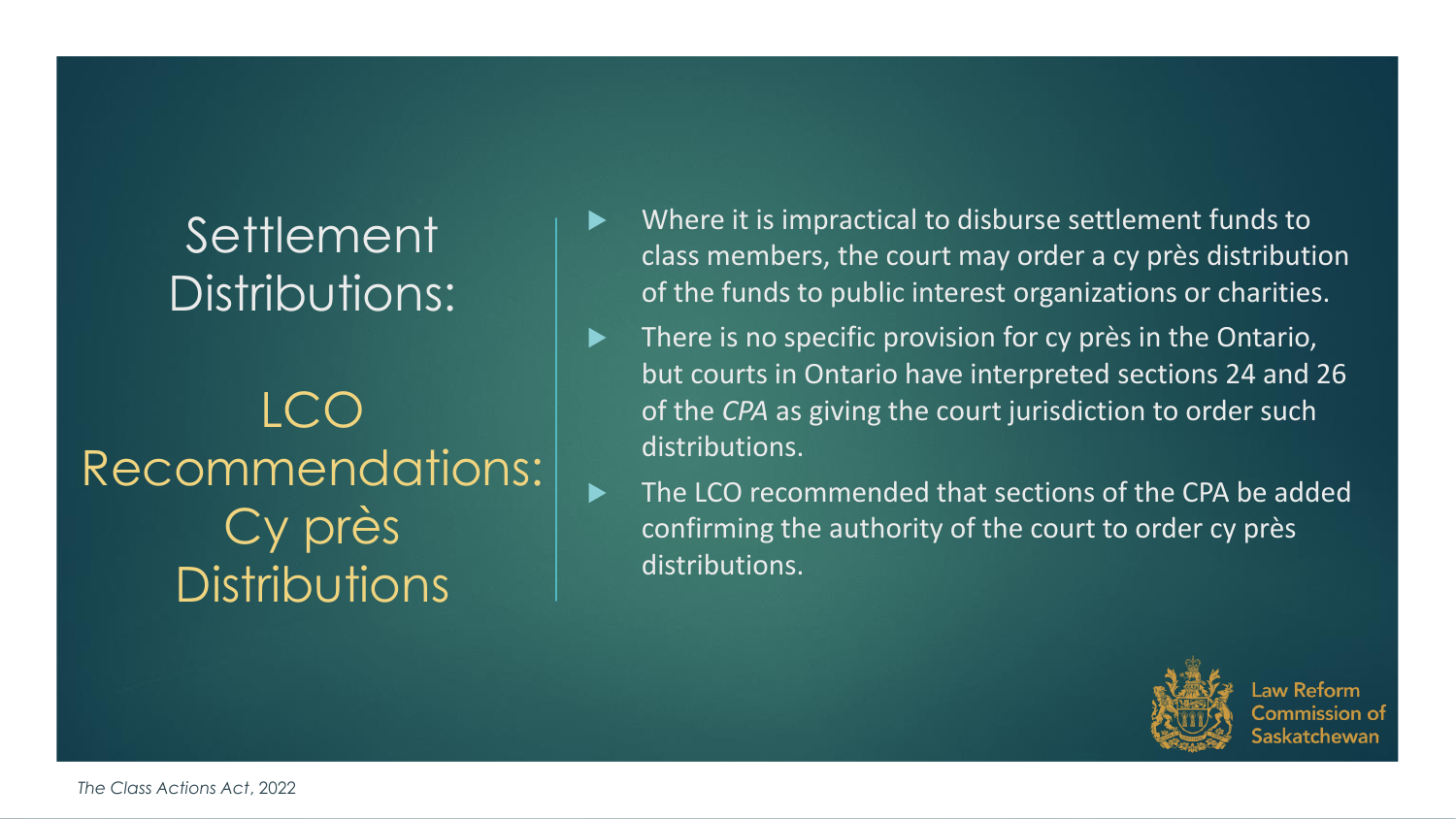# Settlement Distributions:

## LCO Recommendations: Cy près Distributions

- Where it is impractical to disburse settlement funds to class members, the court may order a cy près distribution of the funds to public interest organizations or charities.
- There is no specific provision for cy près in the Ontario, but courts in Ontario have interpreted sections 24 and 26 of the *CPA* as giving the court jurisdiction to order such distributions.
- The LCO recommended that sections of the CPA be added confirming the authority of the court to order cy près distributions.

Law Reform Commission of Saskatchewan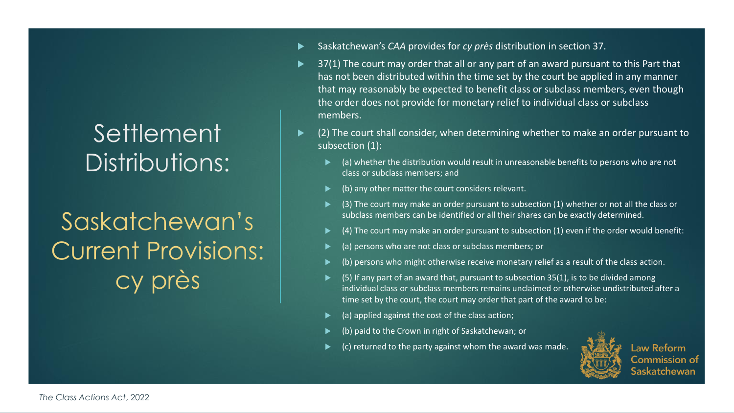# Settlement Distributions:

## Saskatchewan's Current Provisions: cy près

- Saskatchewan's *CAA* provides for *cy près* distribution in section 37.
- 37(1) The court may order that all or any part of an award pursuant to this Part that has not been distributed within the time set by the court be applied in any manner that may reasonably be expected to benefit class or subclass members, even though the order does not provide for monetary relief to individual class or subclass members.
- (2) The court shall consider, when determining whether to make an order pursuant to subsection (1):
  - (a) whether the distribution would result in unreasonable benefits to persons who are not class or subclass members; and
  - (b) any other matter the court considers relevant.
  - (3) The court may make an order pursuant to subsection (1) whether or not all the class or subclass members can be identified or all their shares can be exactly determined.
  - (4) The court may make an order pursuant to subsection (1) even if the order would benefit:
  - (a) persons who are not class or subclass members; or
  - (b) persons who might otherwise receive monetary relief as a result of the class action.
  - (5) If any part of an award that, pursuant to subsection 35(1), is to be divided among individual class or subclass members remains unclaimed or otherwise undistributed after a time set by the court, the court may order that part of the award to be:
  - (a) applied against the cost of the class action;
  - (b) paid to the Crown in right of Saskatchewan; or
  - (c) returned to the party against whom the award was made.

Law Reform Commission of Saskatchewan

*The Class Actions Act*, 2022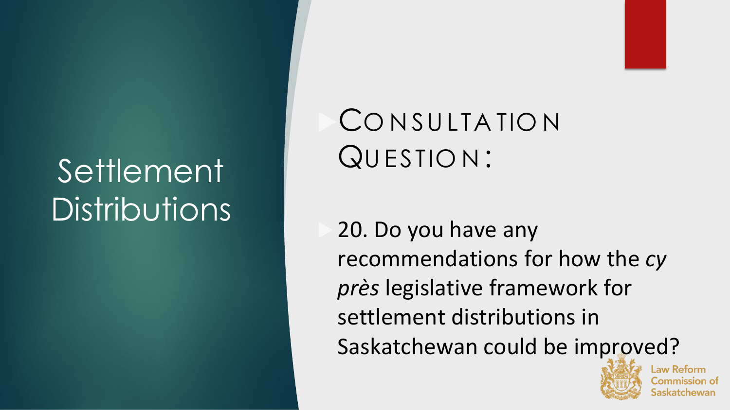# Settlement Distributions

## Consultation Question:

- 20. Do you have any recommendations for how the *cy près* legislative framework for settlement distributions in Saskatchewan could be improved?

Law Reform Commission of Saskatchewan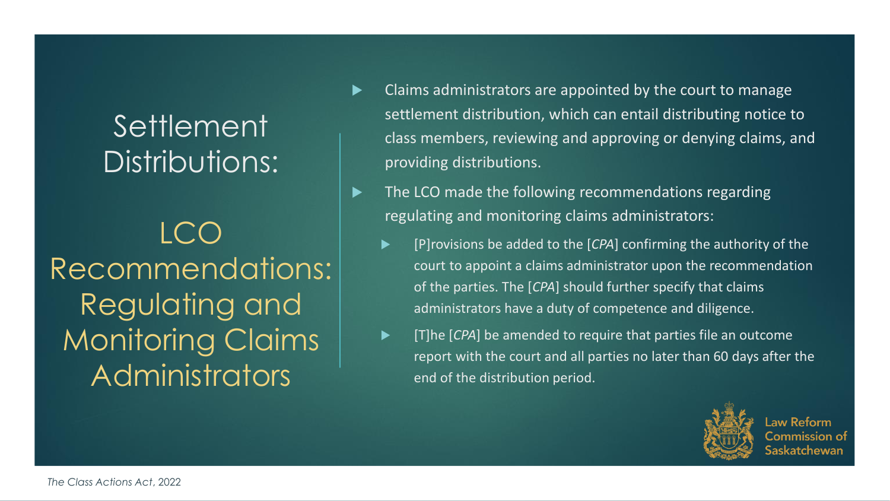# Settlement Distributions:

## LCO Recommendations: Regulating and Monitoring Claims Administrators

- Claims administrators are appointed by the court to manage settlement distribution, which can entail distributing notice to class members, reviewing and approving or denying claims, and providing distributions.
- The LCO made the following recommendations regarding regulating and monitoring claims administrators:
  - [P]rovisions be added to the [*CPA*] confirming the authority of the court to appoint a claims administrator upon the recommendation of the parties. The [*CPA*] should further specify that claims administrators have a duty of competence and diligence.
  - [T]he [*CPA*] be amended to require that parties file an outcome report with the court and all parties no later than 60 days after the end of the distribution period.

Law Reform Commission of Saskatchewan

*The Class Actions Act*, 2022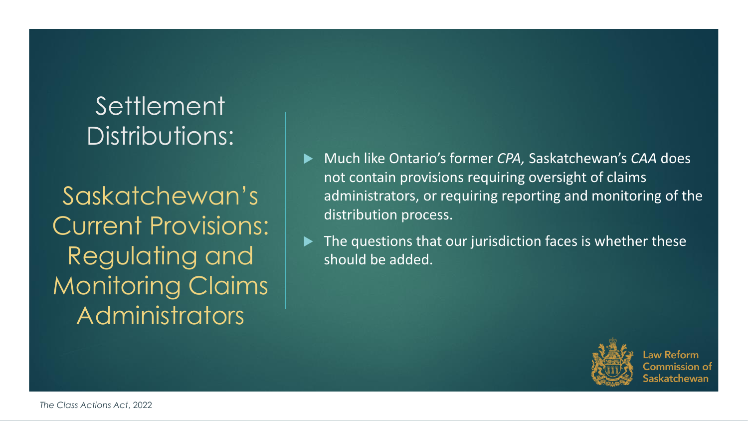# Settlement Distributions:

## Saskatchewan's Current Provisions: Regulating and Monitoring Claims Administrators

- Much like Ontario's former *CPA,* Saskatchewan's *CAA* does not contain provisions requiring oversight of claims administrators, or requiring reporting and monitoring of the distribution process.
- The questions that our jurisdiction faces is whether these should be added.

Law Reform Commission of Saskatchewan

*The Class Actions Act*, 2022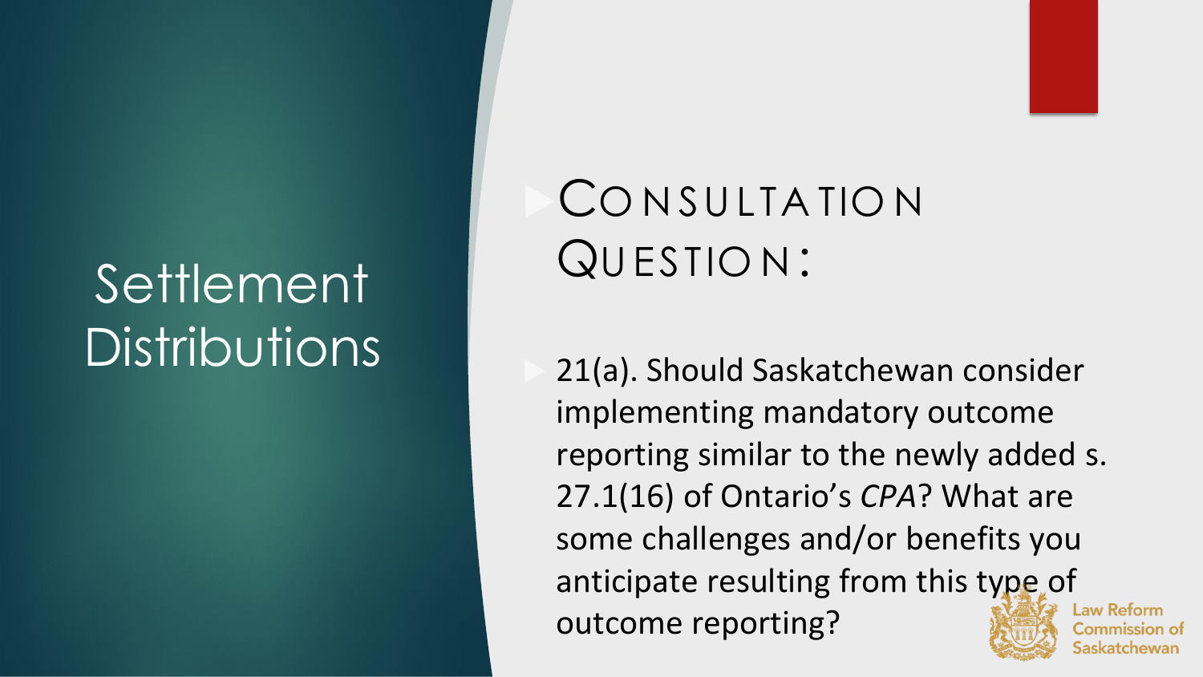# Settlement Distributions

## Consultation Question:

- 21(a). Should Saskatchewan consider implementing mandatory outcome reporting similar to the newly added s. 27.1(16) of Ontario's *CPA*? What are some challenges and/or benefits you anticipate resulting from this type of outcome reporting?

Law Reform Commission of Saskatchewan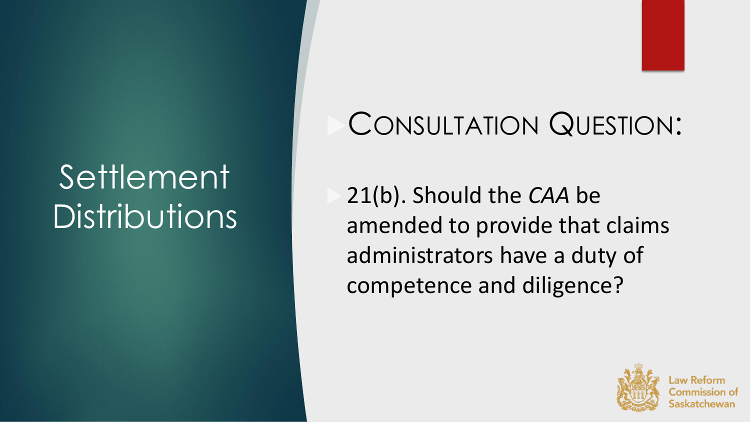# Settlement Distributions

## Consultation Question:

- 21(b). Should the *CAA* be amended to provide that claims administrators have a duty of competence and diligence?

Law Reform Commission of Saskatchewan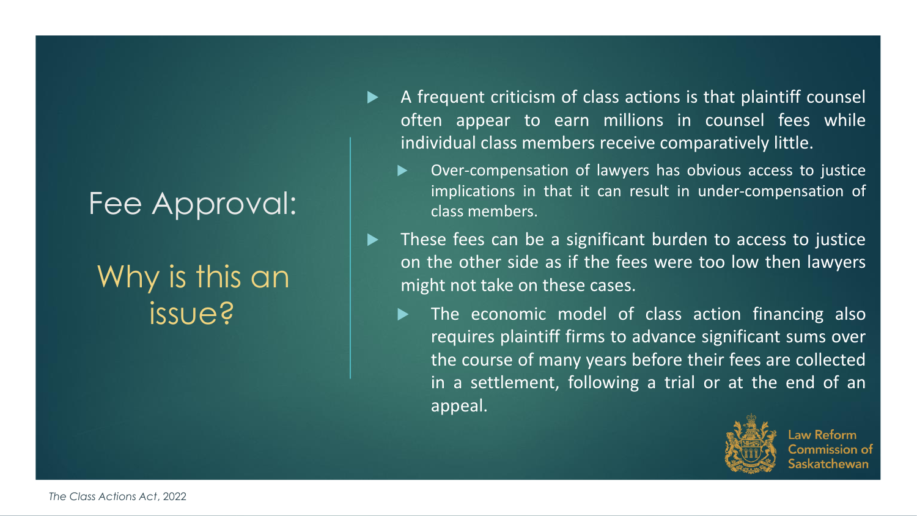# Fee Approval:

## Why is this an issue?

- A frequent criticism of class actions is that plaintiff counsel often appear to earn millions in counsel fees while individual class members receive comparatively little.
  - Over-compensation of lawyers has obvious access to justice implications in that it can result in under-compensation of class members.
- These fees can be a significant burden to access to justice on the other side as if the fees were too low then lawyers might not take on these cases.
  - The economic model of class action financing also requires plaintiff firms to advance significant sums over the course of many years before their fees are collected in a settlement, following a trial or at the end of an appeal.

Law Reform Commission of Saskatchewan

*The Class Actions Act*, 2022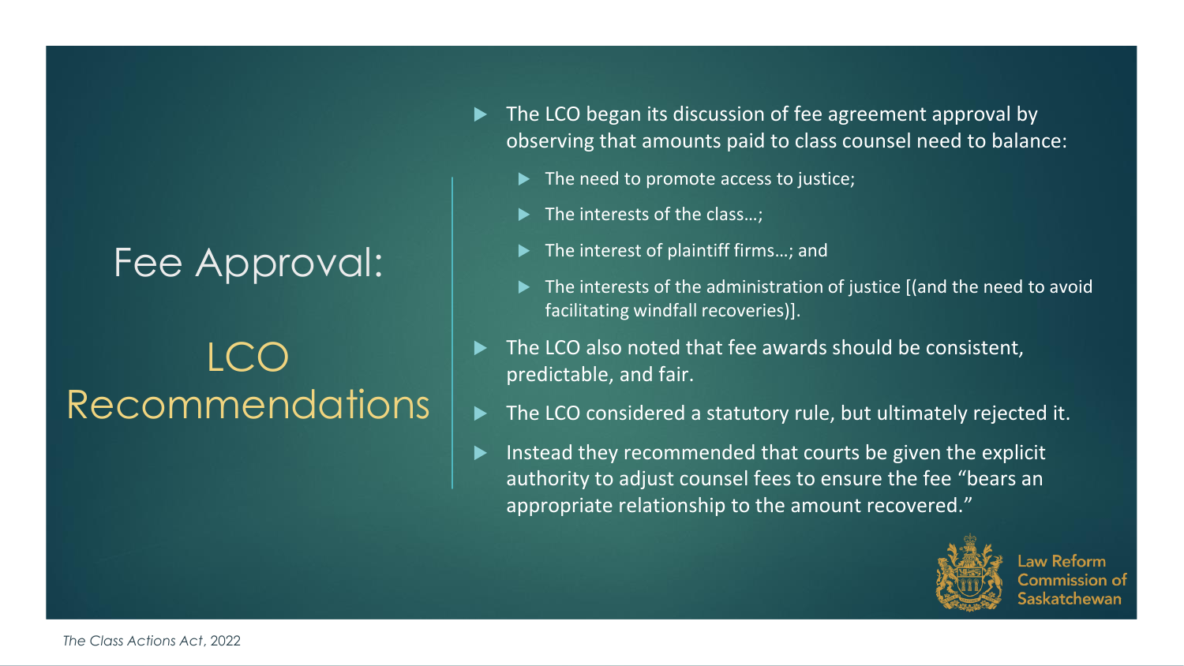# Fee Approval:

## LCO Recommendations

- The LCO began its discussion of fee agreement approval by observing that amounts paid to class counsel need to balance:
  - The need to promote access to justice;
  - The interests of the class…;
  - The interest of plaintiff firms…; and
  - The interests of the administration of justice [(and the need to avoid facilitating windfall recoveries)].
- The LCO also noted that fee awards should be consistent, predictable, and fair.
- The LCO considered a statutory rule, but ultimately rejected it.
- Instead they recommended that courts be given the explicit authority to adjust counsel fees to ensure the fee "bears an appropriate relationship to the amount recovered."

Law Reform Commission of Saskatchewan

*The Class Actions Act*, 2022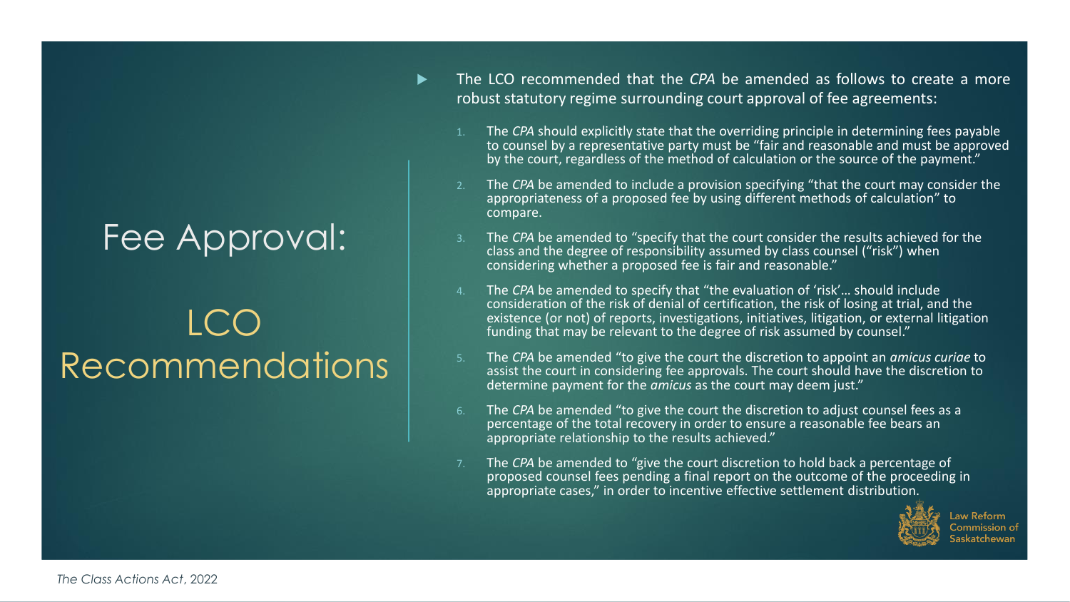# Fee Approval:

## LCO Recommendations

- The LCO recommended that the *CPA* be amended as follows to create a more robust statutory regime surrounding court approval of fee agreements:

1. The *CPA* should explicitly state that the overriding principle in determining fees payable to counsel by a representative party must be "fair and reasonable and must be approved by the court, regardless of the method of calculation or the source of the payment."
2. The *CPA* be amended to include a provision specifying "that the court may consider the appropriateness of a proposed fee by using different methods of calculation" to compare.
3. The *CPA* be amended to "specify that the court consider the results achieved for the class and the degree of responsibility assumed by class counsel ("risk") when considering whether a proposed fee is fair and reasonable."
4. The *CPA* be amended to specify that "the evaluation of 'risk'… should include consideration of the risk of denial of certification, the risk of losing at trial, and the existence (or not) of reports, investigations, initiatives, litigation, or external litigation funding that may be relevant to the degree of risk assumed by counsel."
5. The *CPA* be amended "to give the court the discretion to appoint an *amicus curiae* to assist the court in considering fee approvals. The court should have the discretion to determine payment for the *amicus* as the court may deem just."
6. The *CPA* be amended "to give the court the discretion to adjust counsel fees as a percentage of the total recovery in order to ensure a reasonable fee bears an appropriate relationship to the results achieved."
7. The *CPA* be amended to "give the court discretion to hold back a percentage of proposed counsel fees pending a final report on the outcome of the proceeding in appropriate cases," in order to incentive effective settlement distribution.

Law Reform Commission of Saskatchewan

*The Class Actions Act*, 2022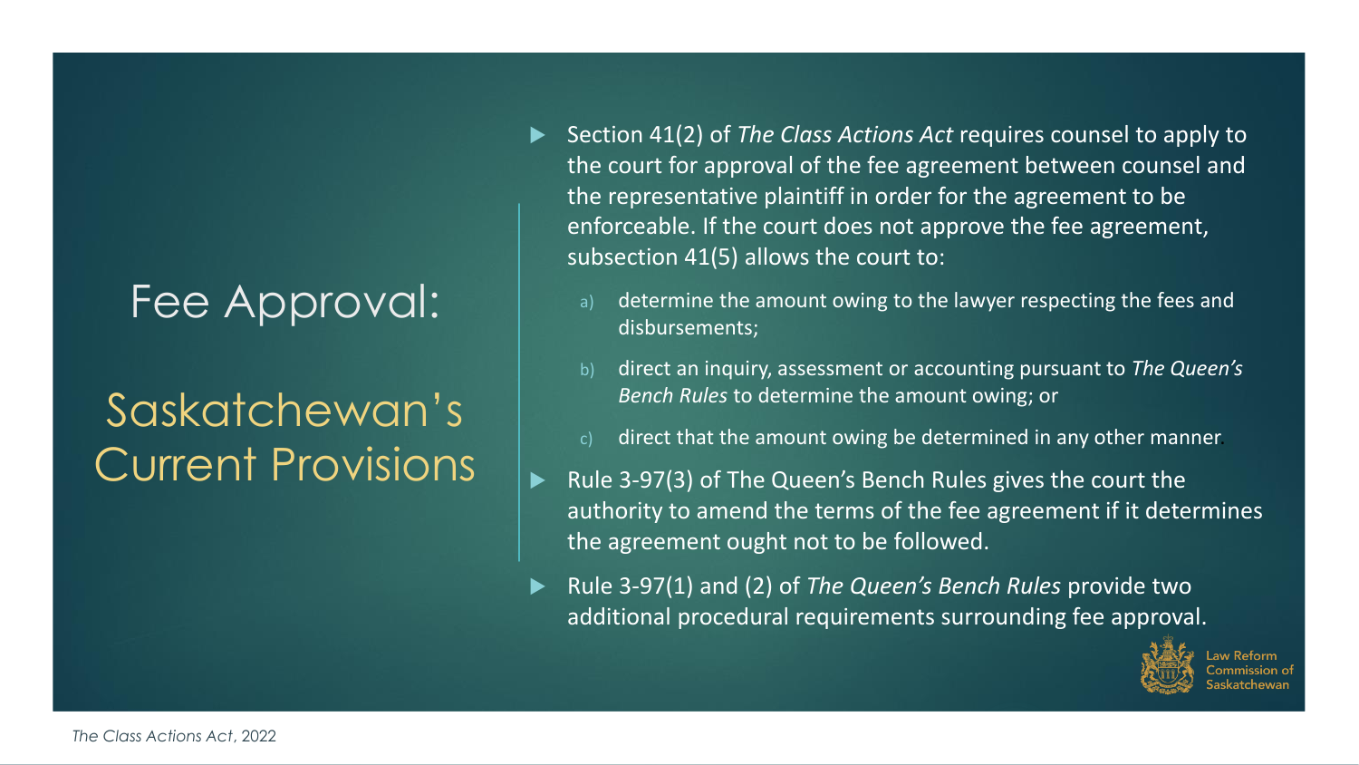# Fee Approval:

## Saskatchewan's Current Provisions

- Section 41(2) of *The Class Actions Act* requires counsel to apply to the court for approval of the fee agreement between counsel and the representative plaintiff in order for the agreement to be enforceable. If the court does not approve the fee agreement, subsection 41(5) allows the court to:
  a) determine the amount owing to the lawyer respecting the fees and disbursements;
  b) direct an inquiry, assessment or accounting pursuant to *The Queen's Bench Rules* to determine the amount owing; or
  c) direct that the amount owing be determined in any other manner.
- Rule 3-97(3) of The Queen's Bench Rules gives the court the authority to amend the terms of the fee agreement if it determines the agreement ought not to be followed.
- Rule 3-97(1) and (2) of *The Queen's Bench Rules* provide two additional procedural requirements surrounding fee approval.

Law Reform Commission of Saskatchewan

*The Class Actions Act*, 2022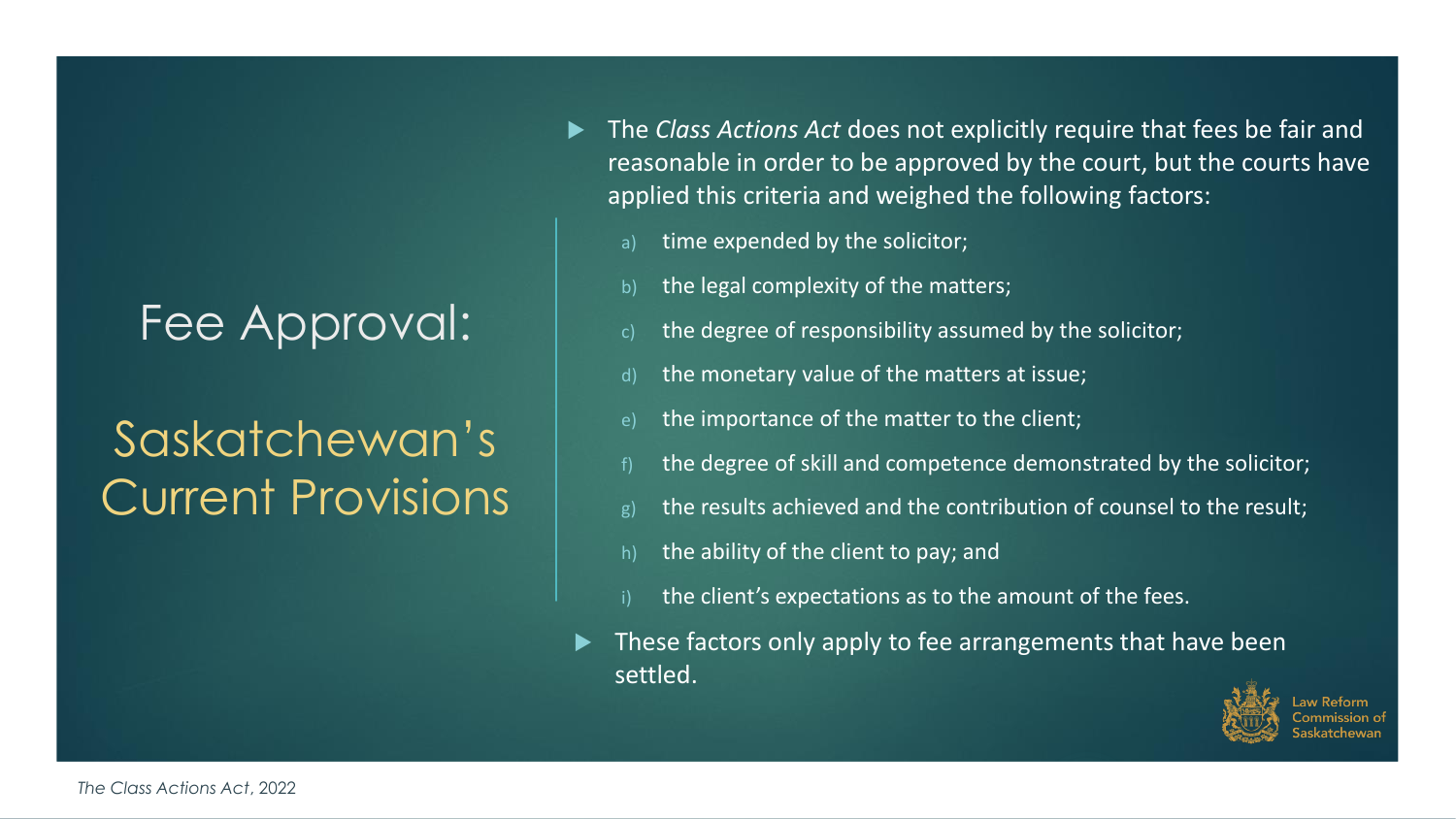# Fee Approval:

## Saskatchewan's Current Provisions

- The *Class Actions Act* does not explicitly require that fees be fair and reasonable in order to be approved by the court, but the courts have applied this criteria and weighed the following factors:
  - a) time expended by the solicitor;
  - b) the legal complexity of the matters;
  - c) the degree of responsibility assumed by the solicitor;
  - d) the monetary value of the matters at issue;
  - e) the importance of the matter to the client;
  - f) the degree of skill and competence demonstrated by the solicitor;
  - g) the results achieved and the contribution of counsel to the result;
  - h) the ability of the client to pay; and
  - i) the client's expectations as to the amount of the fees.
- These factors only apply to fee arrangements that have been settled.

Law Reform Commission of Saskatchewan

*The Class Actions Act*, 2022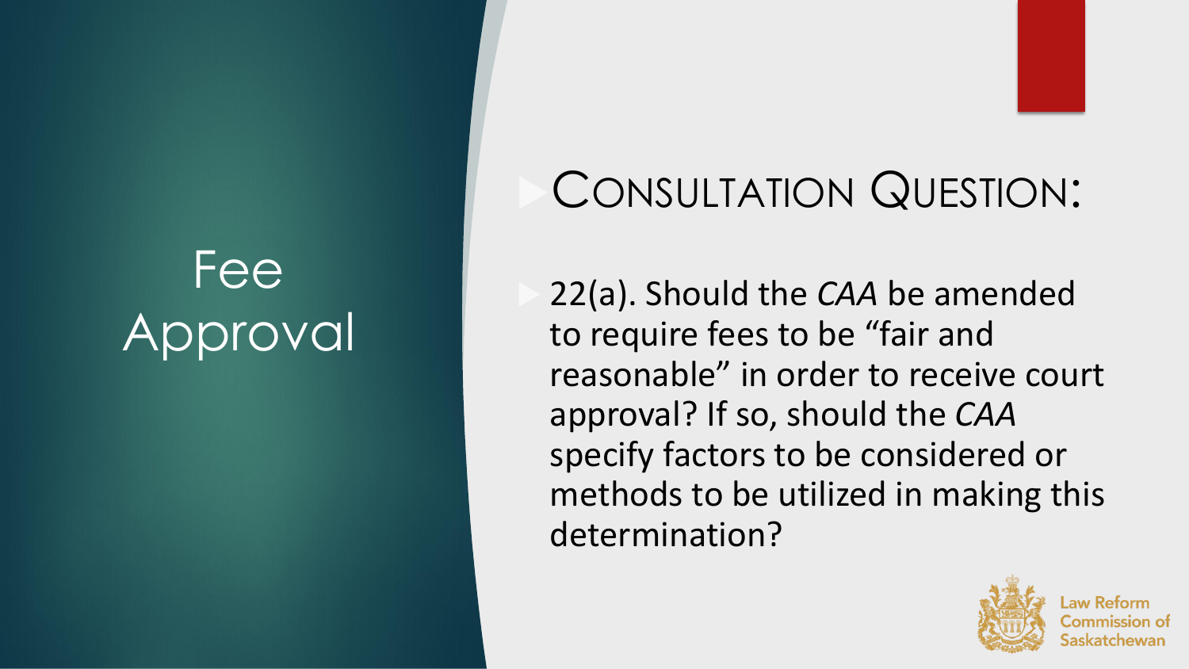# Fee Approval

## Consultation Question:

- 22(a). Should the *CAA* be amended to require fees to be "fair and reasonable" in order to receive court approval? If so, should the *CAA* specify factors to be considered or methods to be utilized in making this determination?

Law Reform Commission of Saskatchewan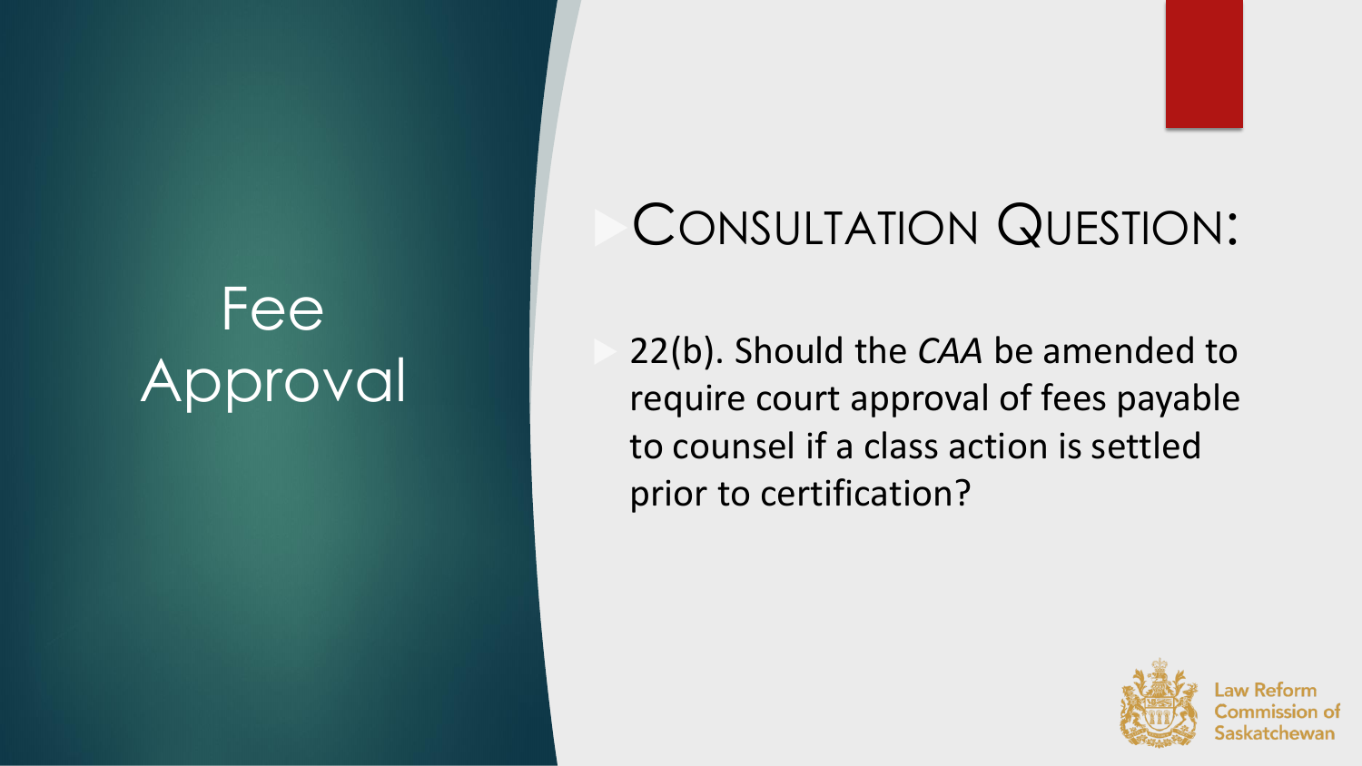# Fee Approval

## Consultation Question:

- 22(b). Should the *CAA* be amended to require court approval of fees payable to counsel if a class action is settled prior to certification?

Law Reform Commission of Saskatchewan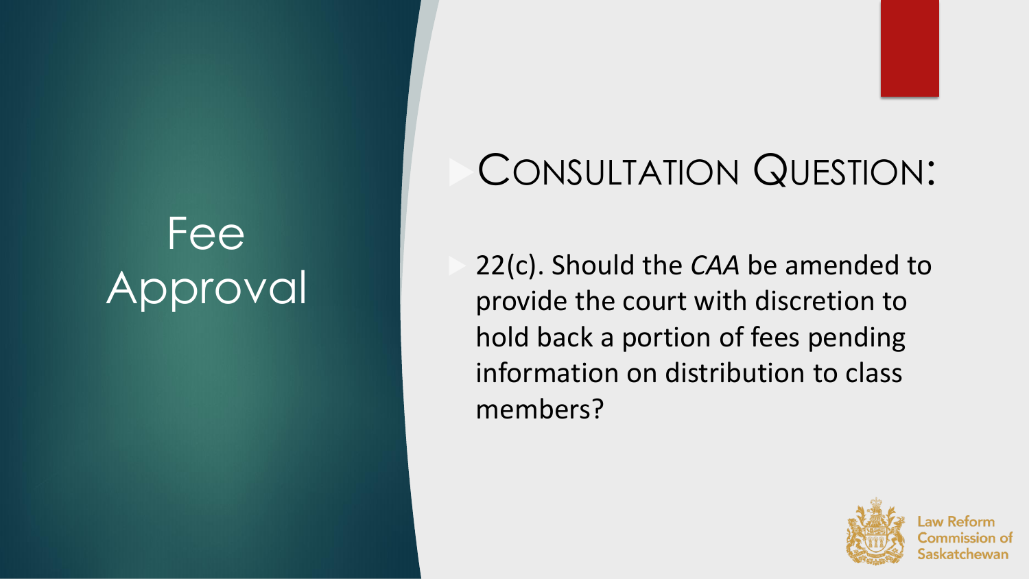# Fee Approval

## Consultation Question:

- 22(c). Should the *CAA* be amended to provide the court with discretion to hold back a portion of fees pending information on distribution to class members?

Law Reform Commission of Saskatchewan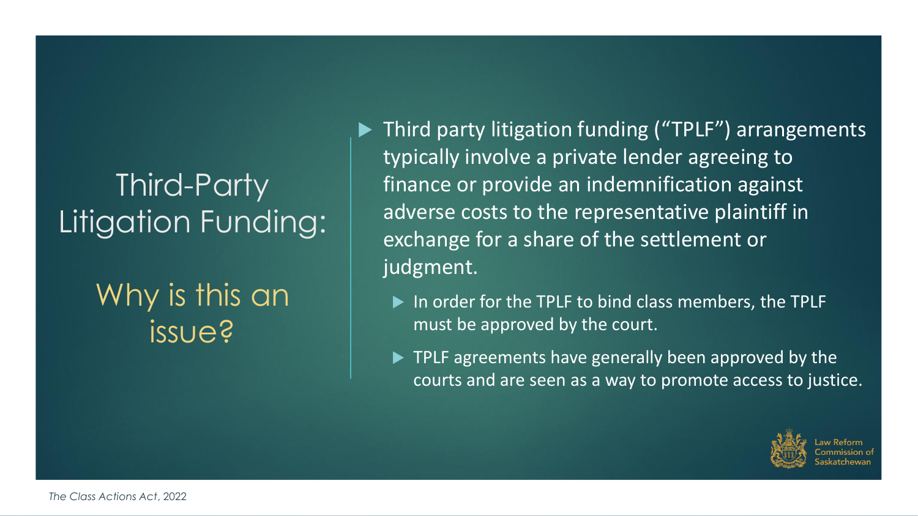# Third-Party Litigation Funding:

## Why is this an issue?

- Third party litigation funding ("TPLF") arrangements typically involve a private lender agreeing to finance or provide an indemnification against adverse costs to the representative plaintiff in exchange for a share of the settlement or judgment.
  - In order for the TPLF to bind class members, the TPLF must be approved by the court.
  - TPLF agreements have generally been approved by the courts and are seen as a way to promote access to justice.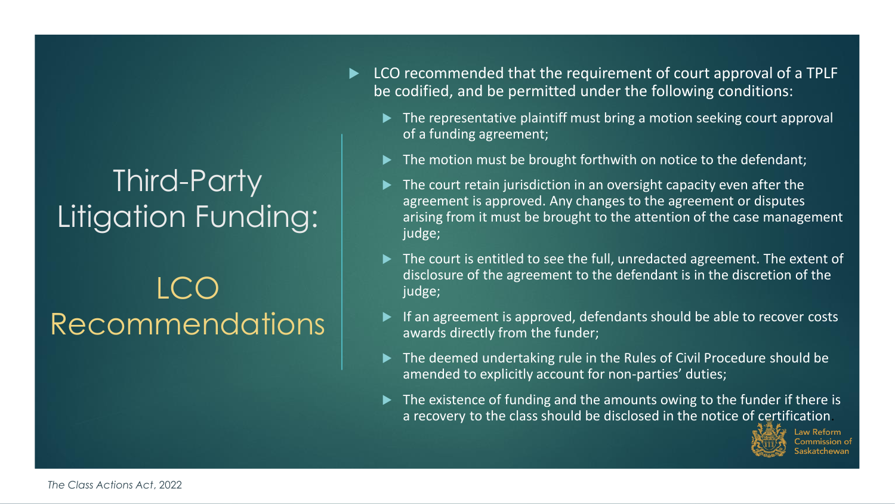# Third-Party Litigation Funding:

## LCO Recommendations

- LCO recommended that the requirement of court approval of a TPLF be codified, and be permitted under the following conditions:
  - The representative plaintiff must bring a motion seeking court approval of a funding agreement;
  - The motion must be brought forthwith on notice to the defendant;
  - The court retain jurisdiction in an oversight capacity even after the agreement is approved. Any changes to the agreement or disputes arising from it must be brought to the attention of the case management judge;
  - The court is entitled to see the full, unredacted agreement. The extent of disclosure of the agreement to the defendant is in the discretion of the judge;
  - If an agreement is approved, defendants should be able to recover costs awards directly from the funder;
  - The deemed undertaking rule in the Rules of Civil Procedure should be amended to explicitly account for non-parties' duties;
  - The existence of funding and the amounts owing to the funder if there is a recovery to the class should be disclosed in the notice of certification.

Law Reform Commission of Saskatchewan

*The Class Actions Act*, 2022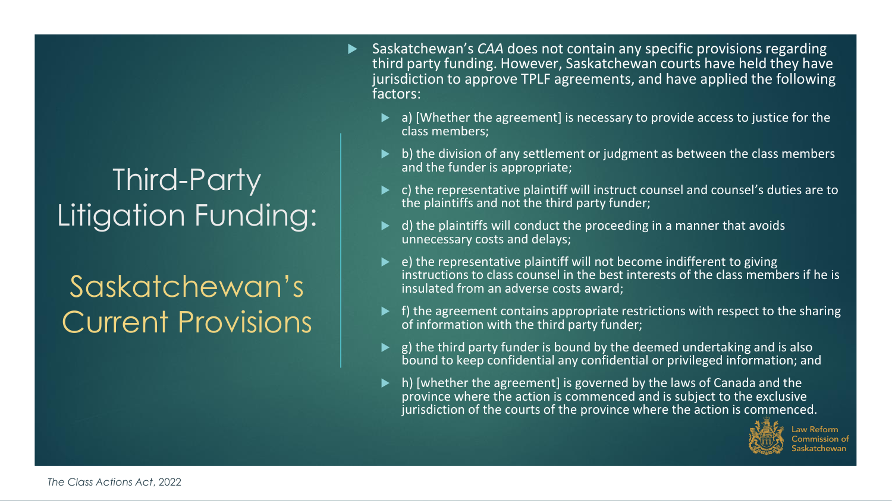# Third-Party Litigation Funding:

## Saskatchewan's Current Provisions

- Saskatchewan's *CAA* does not contain any specific provisions regarding third party funding. However, Saskatchewan courts have held they have jurisdiction to approve TPLF agreements, and have applied the following factors:
  - a) [Whether the agreement] is necessary to provide access to justice for the class members;
  - b) the division of any settlement or judgment as between the class members and the funder is appropriate;
  - c) the representative plaintiff will instruct counsel and counsel's duties are to the plaintiffs and not the third party funder;
  - d) the plaintiffs will conduct the proceeding in a manner that avoids unnecessary costs and delays;
  - e) the representative plaintiff will not become indifferent to giving instructions to class counsel in the best interests of the class members if he is insulated from an adverse costs award;
  - f) the agreement contains appropriate restrictions with respect to the sharing of information with the third party funder;
  - g) the third party funder is bound by the deemed undertaking and is also bound to keep confidential any confidential or privileged information; and
  - h) [whether the agreement] is governed by the laws of Canada and the province where the action is commenced and is subject to the exclusive jurisdiction of the courts of the province where the action is commenced.

Law Reform Commission of Saskatchewan

*The Class Actions Act*, 2022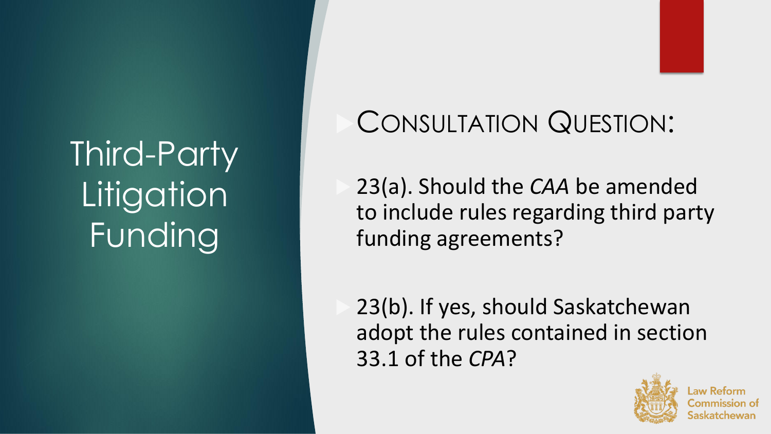# Third-Party Litigation Funding

## Consultation Question:

- 23(a). Should the *CAA* be amended to include rules regarding third party funding agreements?

- 23(b). If yes, should Saskatchewan adopt the rules contained in section 33.1 of the *CPA*?

Law Reform Commission of Saskatchewan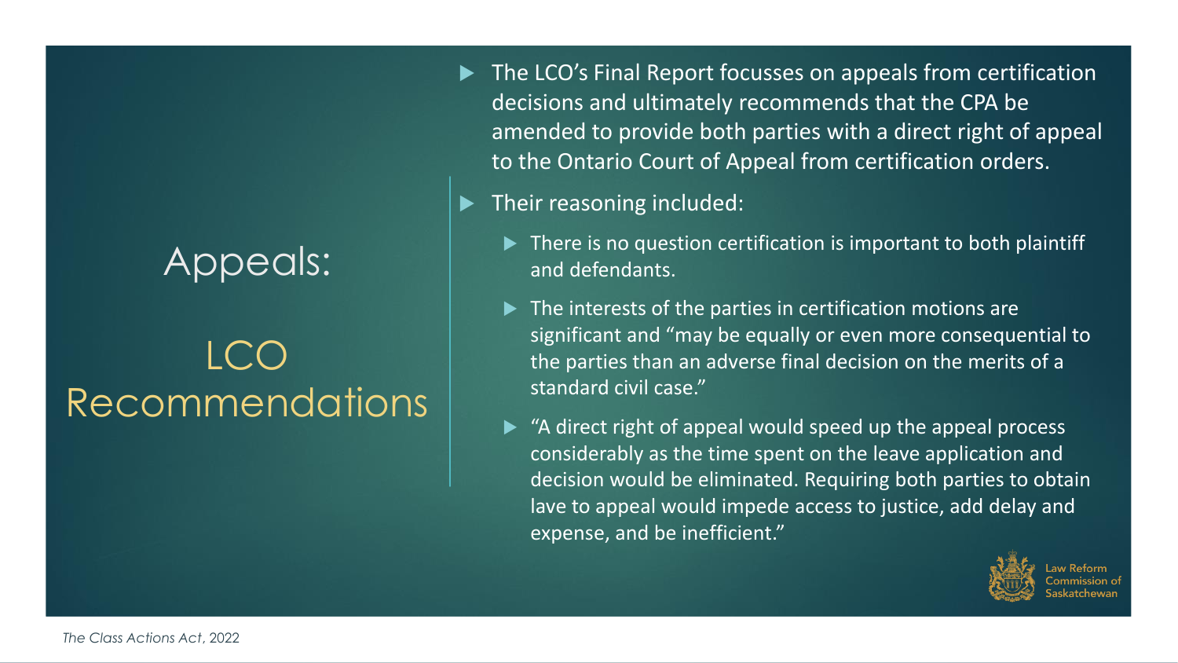# Appeals:

## LCO Recommendations

- The LCO's Final Report focusses on appeals from certification decisions and ultimately recommends that the CPA be amended to provide both parties with a direct right of appeal to the Ontario Court of Appeal from certification orders.
- Their reasoning included:
  - There is no question certification is important to both plaintiff and defendants.
  - The interests of the parties in certification motions are significant and "may be equally or even more consequential to the parties than an adverse final decision on the merits of a standard civil case."
  - "A direct right of appeal would speed up the appeal process considerably as the time spent on the leave application and decision would be eliminated. Requiring both parties to obtain lave to appeal would impede access to justice, add delay and expense, and be inefficient."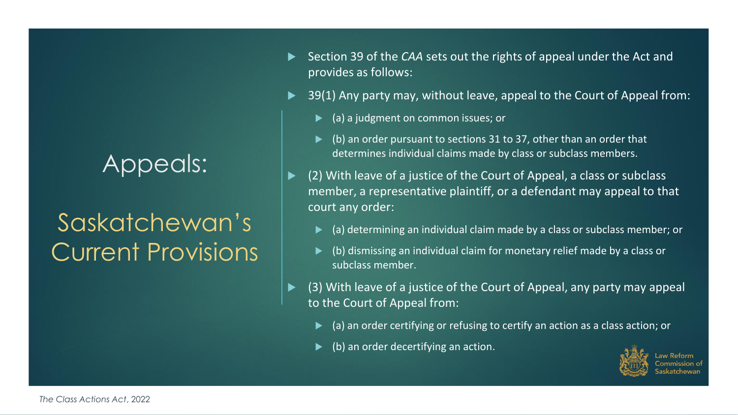# Appeals:

## Saskatchewan's Current Provisions

- Section 39 of the *CAA* sets out the rights of appeal under the Act and provides as follows:
- 39(1) Any party may, without leave, appeal to the Court of Appeal from:
  - (a) a judgment on common issues; or
  - (b) an order pursuant to sections 31 to 37, other than an order that determines individual claims made by class or subclass members.
- (2) With leave of a justice of the Court of Appeal, a class or subclass member, a representative plaintiff, or a defendant may appeal to that court any order:
  - (a) determining an individual claim made by a class or subclass member; or
  - (b) dismissing an individual claim for monetary relief made by a class or subclass member.
- (3) With leave of a justice of the Court of Appeal, any party may appeal to the Court of Appeal from:
  - (a) an order certifying or refusing to certify an action as a class action; or
  - (b) an order decertifying an action.

Law Reform Commission of Saskatchewan

*The Class Actions Act*, 2022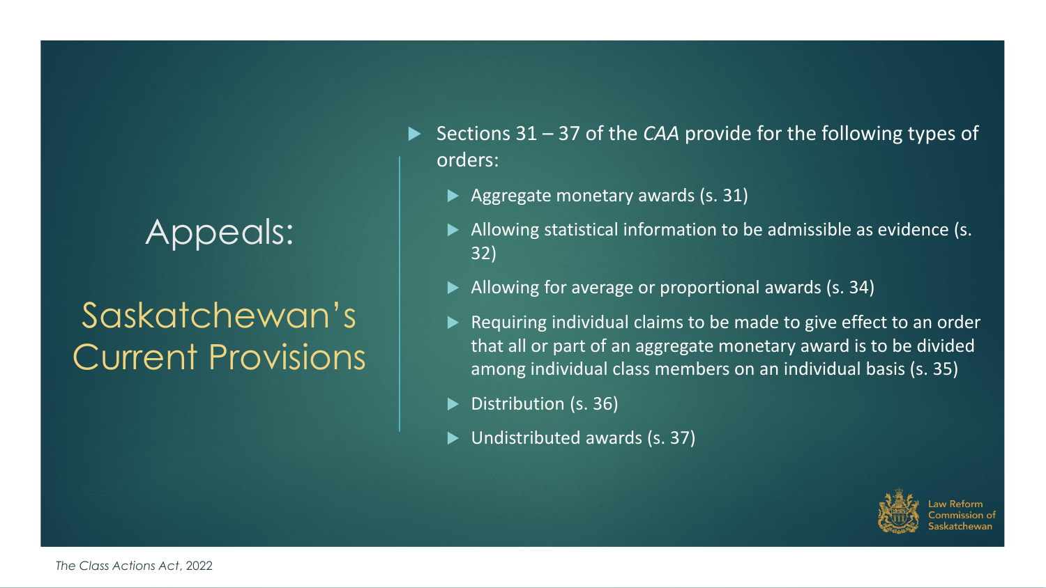# Appeals:

## Saskatchewan's Current Provisions

- Sections 31 – 37 of the *CAA* provide for the following types of orders:
  - Aggregate monetary awards (s. 31)
  - Allowing statistical information to be admissible as evidence (s. 32)
  - Allowing for average or proportional awards (s. 34)
  - Requiring individual claims to be made to give effect to an order that all or part of an aggregate monetary award is to be divided among individual class members on an individual basis (s. 35)
  - Distribution (s. 36)
  - Undistributed awards (s. 37)

Law Reform Commission of Saskatchewan

*The Class Actions Act*, 2022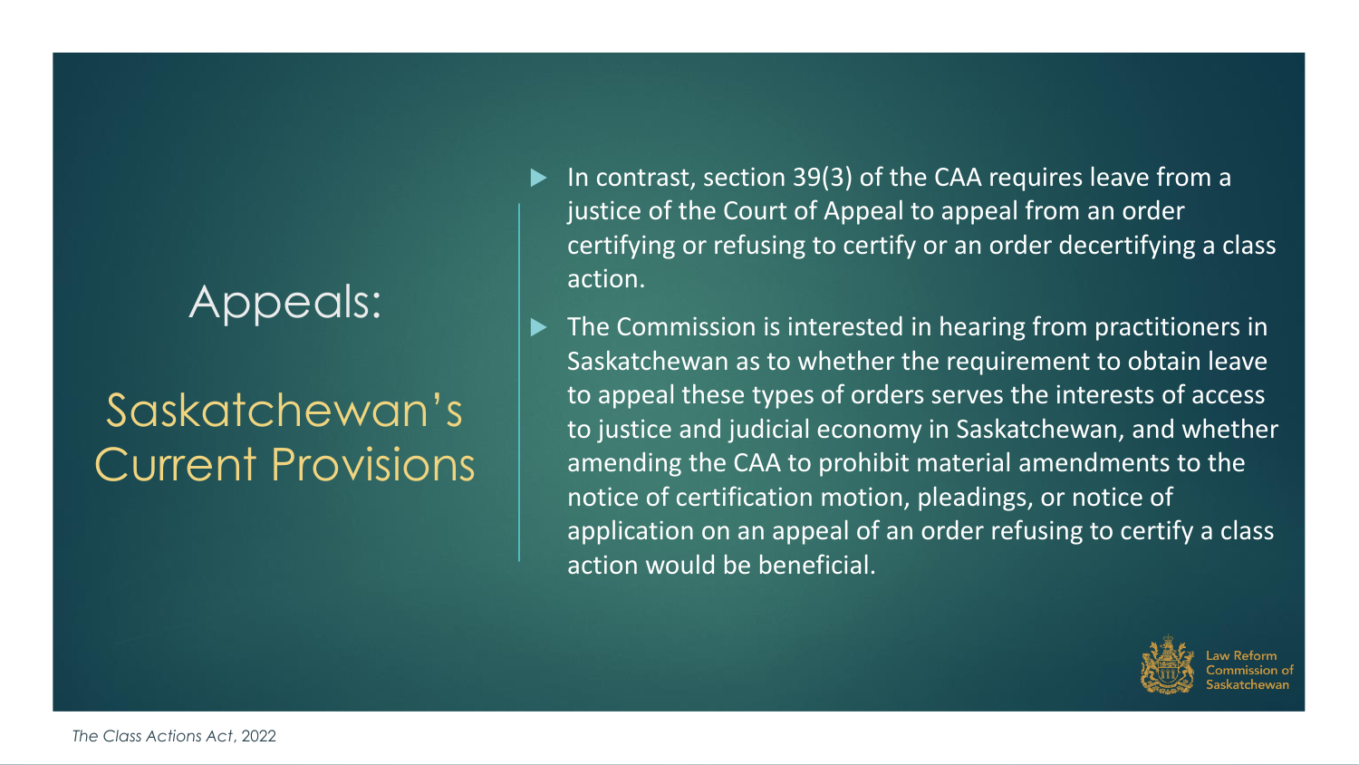# Appeals:

## Saskatchewan's Current Provisions

- In contrast, section 39(3) of the CAA requires leave from a justice of the Court of Appeal to appeal from an order certifying or refusing to certify or an order decertifying a class action.
- The Commission is interested in hearing from practitioners in Saskatchewan as to whether the requirement to obtain leave to appeal these types of orders serves the interests of access to justice and judicial economy in Saskatchewan, and whether amending the CAA to prohibit material amendments to the notice of certification motion, pleadings, or notice of application on an appeal of an order refusing to certify a class action would be beneficial.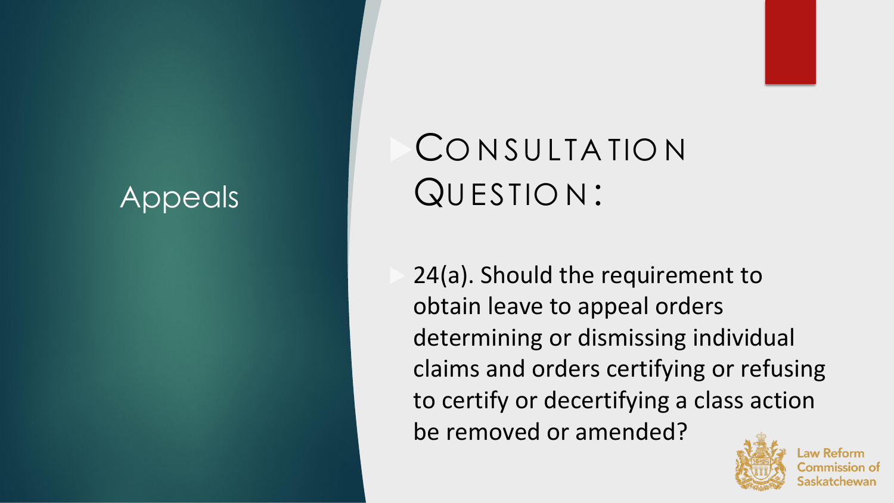# Appeals

## Consultation Question:

- 24(a). Should the requirement to obtain leave to appeal orders determining or dismissing individual claims and orders certifying or refusing to certify or decertifying a class action be removed or amended?

Law Reform Commission of Saskatchewan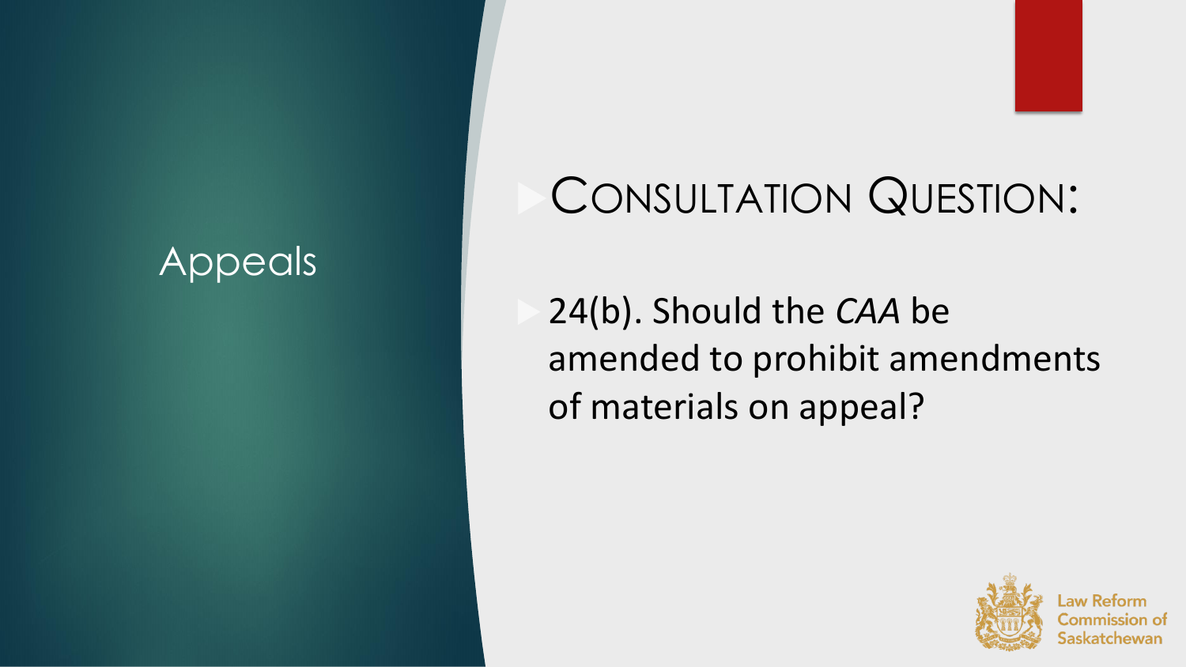# Appeals

## Consultation Question:

- 24(b). Should the *CAA* be amended to prohibit amendments of materials on appeal?

Law Reform Commission of Saskatchewan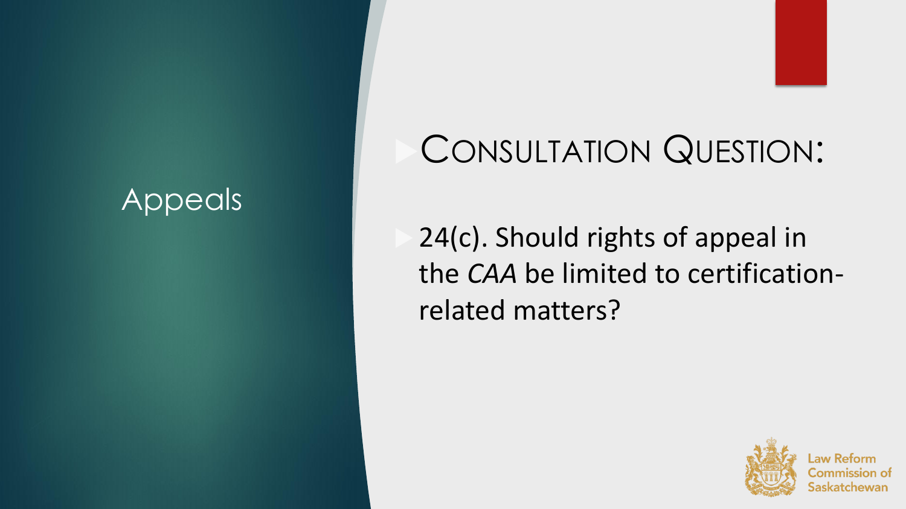# Appeals

## Consultation Question:

- 24(c). Should rights of appeal in the *CAA* be limited to certification-related matters?

Law Reform Commission of Saskatchewan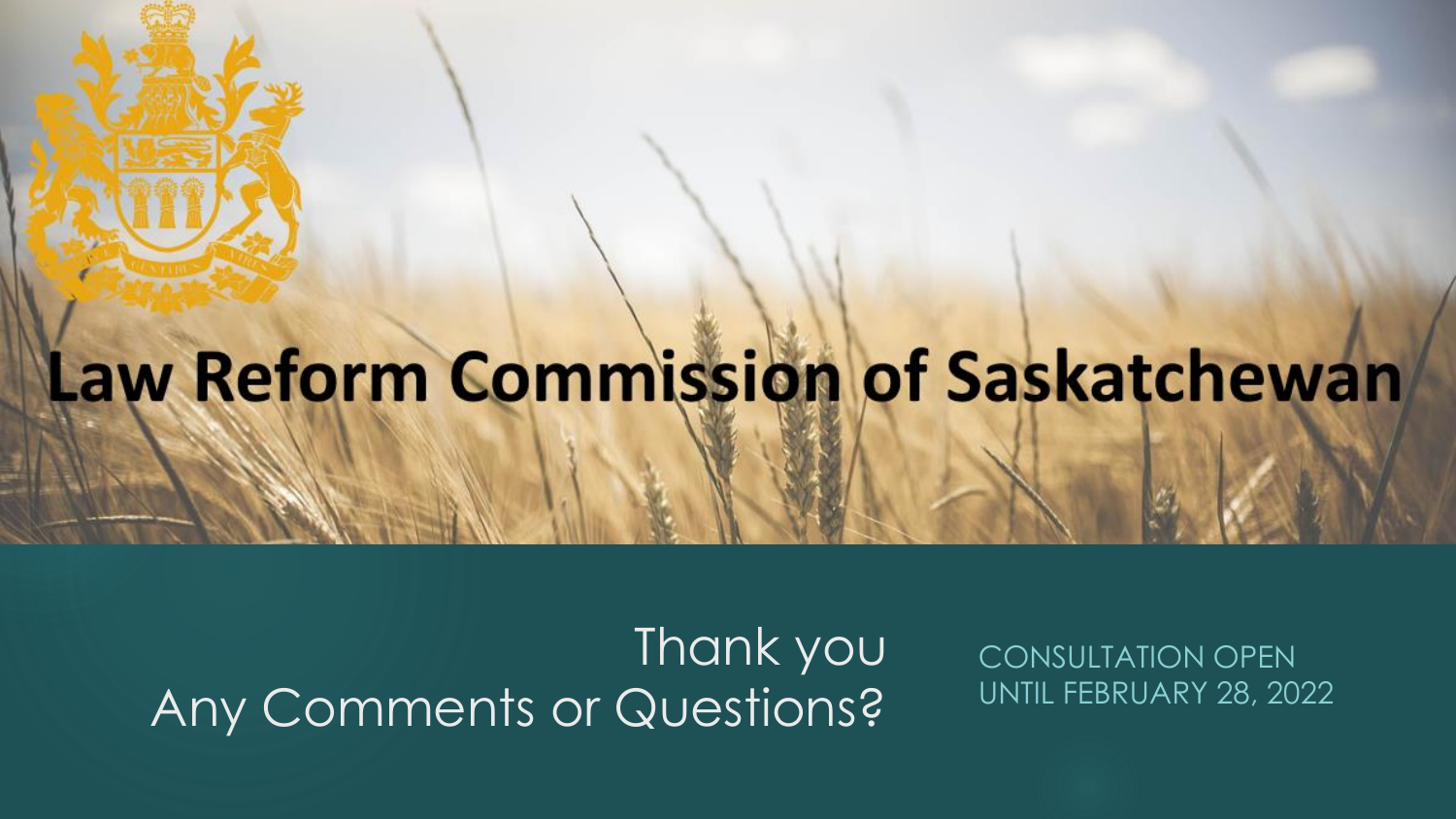# Law Reform Commission of Saskatchewan

Thank you
Any Comments or Questions?

CONSULTATION OPEN
UNTIL FEBRUARY 28, 2022